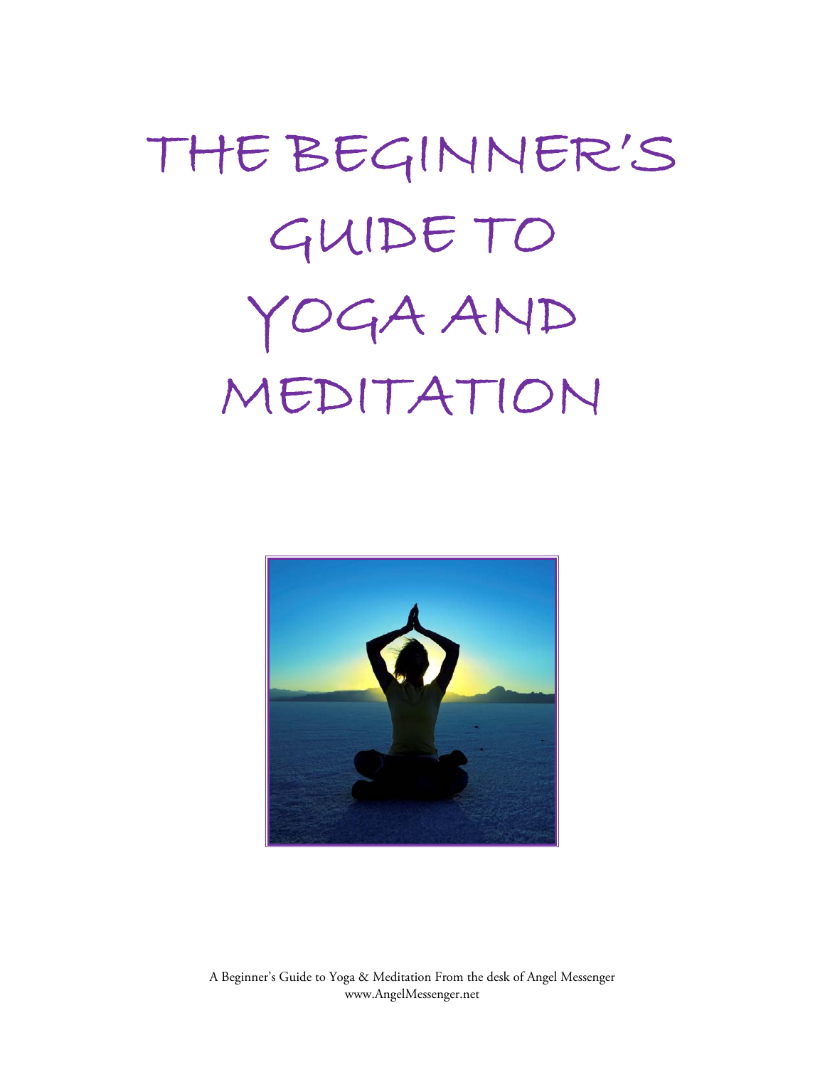# THE BEGINNER'S GUIDE TO YOGA AND MEDITATION

A Beginner's Guide to Yoga & Meditation From the desk of Angel Messenger
www.AngelMessenger.net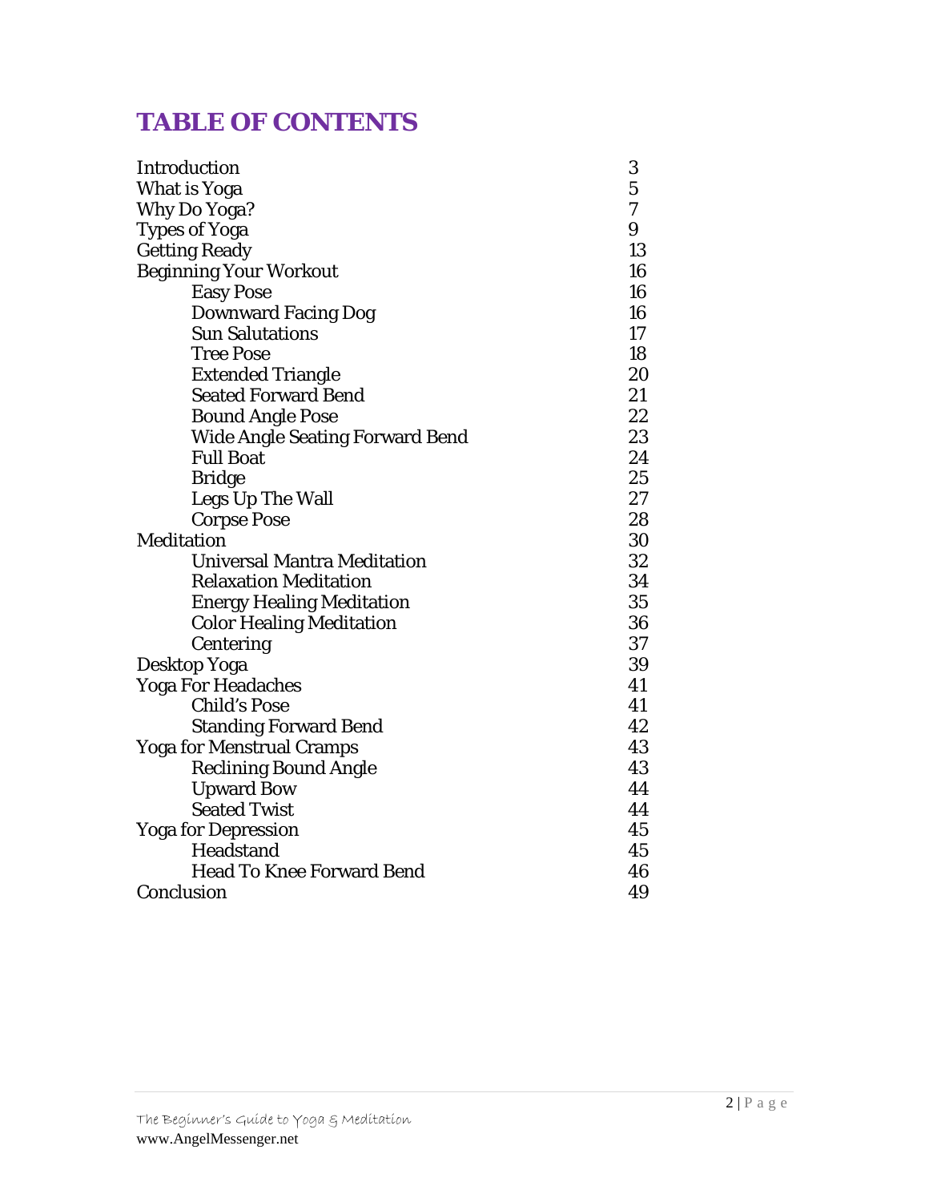# TABLE OF CONTENTS

| | |
|---|---|
| Introduction | 3 |
| What is Yoga | 5 |
| Why Do Yoga? | 7 |
| Types of Yoga | 9 |
| Getting Ready | 13 |
| Beginning Your Workout | 16 |
| &nbsp;&nbsp;&nbsp;&nbsp;Easy Pose | 16 |
| &nbsp;&nbsp;&nbsp;&nbsp;Downward Facing Dog | 16 |
| &nbsp;&nbsp;&nbsp;&nbsp;Sun Salutations | 17 |
| &nbsp;&nbsp;&nbsp;&nbsp;Tree Pose | 18 |
| &nbsp;&nbsp;&nbsp;&nbsp;Extended Triangle | 20 |
| &nbsp;&nbsp;&nbsp;&nbsp;Seated Forward Bend | 21 |
| &nbsp;&nbsp;&nbsp;&nbsp;Bound Angle Pose | 22 |
| &nbsp;&nbsp;&nbsp;&nbsp;Wide Angle Seating Forward Bend | 23 |
| &nbsp;&nbsp;&nbsp;&nbsp;Full Boat | 24 |
| &nbsp;&nbsp;&nbsp;&nbsp;Bridge | 25 |
| &nbsp;&nbsp;&nbsp;&nbsp;Legs Up The Wall | 27 |
| &nbsp;&nbsp;&nbsp;&nbsp;Corpse Pose | 28 |
| Meditation | 30 |
| &nbsp;&nbsp;&nbsp;&nbsp;Universal Mantra Meditation | 32 |
| &nbsp;&nbsp;&nbsp;&nbsp;Relaxation Meditation | 34 |
| &nbsp;&nbsp;&nbsp;&nbsp;Energy Healing Meditation | 35 |
| &nbsp;&nbsp;&nbsp;&nbsp;Color Healing Meditation | 36 |
| &nbsp;&nbsp;&nbsp;&nbsp;Centering | 37 |
| Desktop Yoga | 39 |
| Yoga For Headaches | 41 |
| &nbsp;&nbsp;&nbsp;&nbsp;Child's Pose | 41 |
| &nbsp;&nbsp;&nbsp;&nbsp;Standing Forward Bend | 42 |
| Yoga for Menstrual Cramps | 43 |
| &nbsp;&nbsp;&nbsp;&nbsp;Reclining Bound Angle | 43 |
| &nbsp;&nbsp;&nbsp;&nbsp;Upward Bow | 44 |
| &nbsp;&nbsp;&nbsp;&nbsp;Seated Twist | 44 |
| Yoga for Depression | 45 |
| &nbsp;&nbsp;&nbsp;&nbsp;Headstand | 45 |
| &nbsp;&nbsp;&nbsp;&nbsp;Head To Knee Forward Bend | 46 |
| Conclusion | 49 |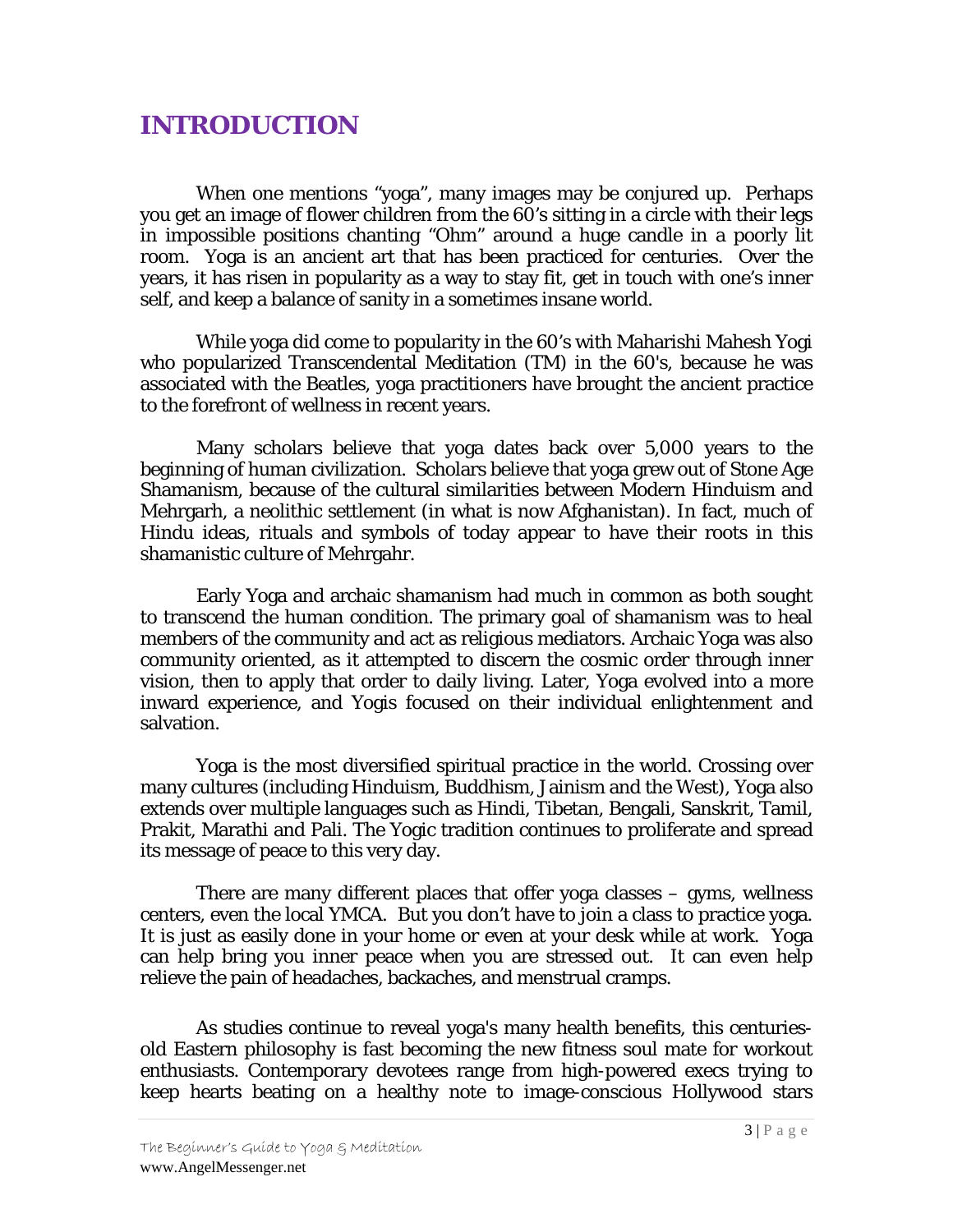# INTRODUCTION

When one mentions "yoga", many images may be conjured up. Perhaps you get an image of flower children from the 60's sitting in a circle with their legs in impossible positions chanting "Ohm" around a huge candle in a poorly lit room. Yoga is an ancient art that has been practiced for centuries. Over the years, it has risen in popularity as a way to stay fit, get in touch with one's inner self, and keep a balance of sanity in a sometimes insane world.

While yoga did come to popularity in the 60's with Maharishi Mahesh Yogi who popularized Transcendental Meditation (TM) in the 60's, because he was associated with the Beatles, yoga practitioners have brought the ancient practice to the forefront of wellness in recent years.

Many scholars believe that yoga dates back over 5,000 years to the beginning of human civilization. Scholars believe that yoga grew out of Stone Age Shamanism, because of the cultural similarities between Modern Hinduism and Mehrgarh, a neolithic settlement (in what is now Afghanistan). In fact, much of Hindu ideas, rituals and symbols of today appear to have their roots in this shamanistic culture of Mehrgahr.

Early Yoga and archaic shamanism had much in common as both sought to transcend the human condition. The primary goal of shamanism was to heal members of the community and act as religious mediators. Archaic Yoga was also community oriented, as it attempted to discern the cosmic order through inner vision, then to apply that order to daily living. Later, Yoga evolved into a more inward experience, and Yogis focused on their individual enlightenment and salvation.

Yoga is the most diversified spiritual practice in the world. Crossing over many cultures (including Hinduism, Buddhism, Jainism and the West), Yoga also extends over multiple languages such as Hindi, Tibetan, Bengali, Sanskrit, Tamil, Prakit, Marathi and Pali. The Yogic tradition continues to proliferate and spread its message of peace to this very day.

There are many different places that offer yoga classes – gyms, wellness centers, even the local YMCA. But you don't have to join a class to practice yoga. It is just as easily done in your home or even at your desk while at work. Yoga can help bring you inner peace when you are stressed out. It can even help relieve the pain of headaches, backaches, and menstrual cramps.

As studies continue to reveal yoga's many health benefits, this centuries-old Eastern philosophy is fast becoming the new fitness soul mate for workout enthusiasts. Contemporary devotees range from high-powered execs trying to keep hearts beating on a healthy note to image-conscious Hollywood stars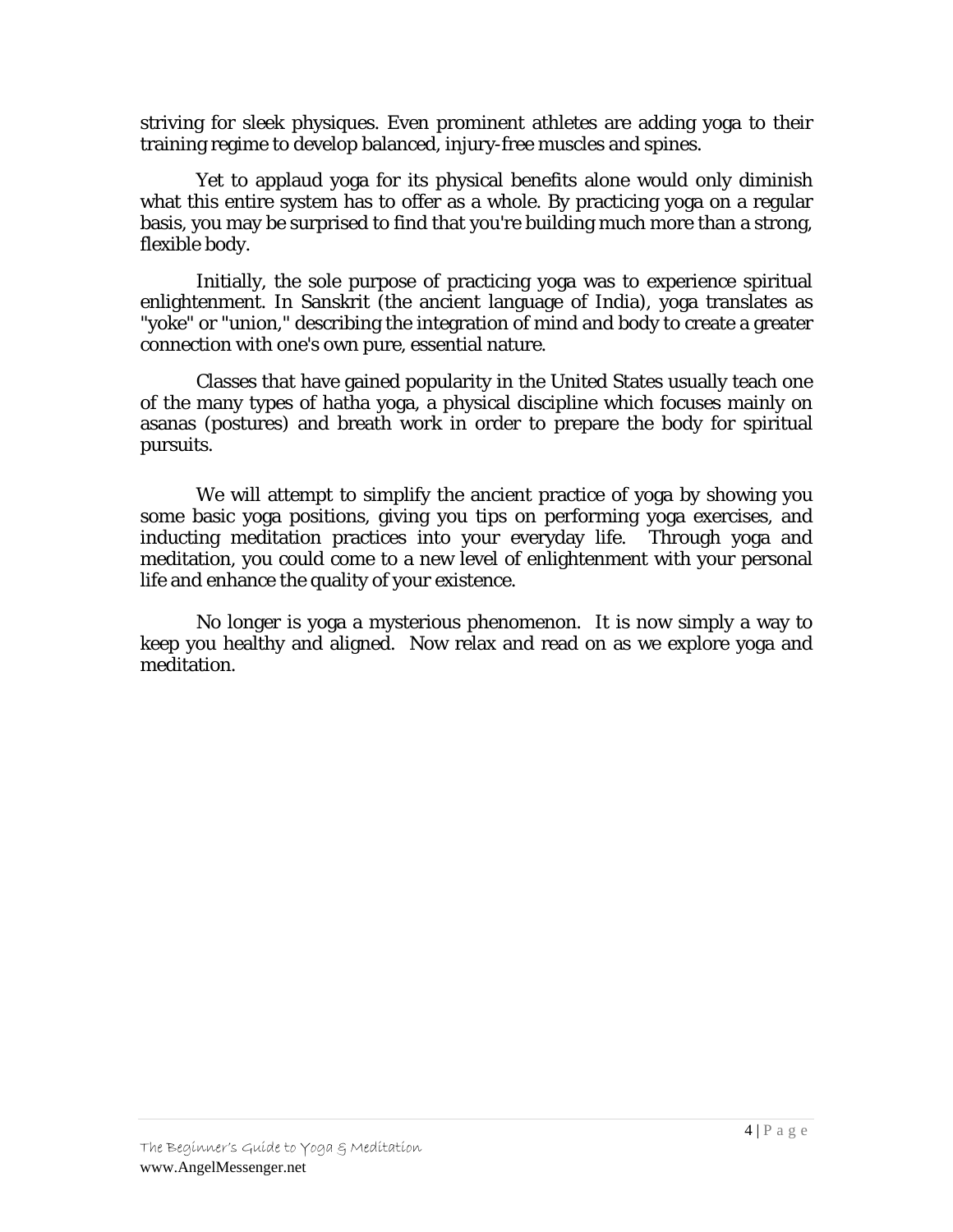striving for sleek physiques. Even prominent athletes are adding yoga to their training regime to develop balanced, injury-free muscles and spines.

Yet to applaud yoga for its physical benefits alone would only diminish what this entire system has to offer as a whole. By practicing yoga on a regular basis, you may be surprised to find that you're building much more than a strong, flexible body.

Initially, the sole purpose of practicing yoga was to experience spiritual enlightenment. In Sanskrit (the ancient language of India), yoga translates as "yoke" or "union," describing the integration of mind and body to create a greater connection with one's own pure, essential nature.

Classes that have gained popularity in the United States usually teach one of the many types of hatha yoga, a physical discipline which focuses mainly on asanas (postures) and breath work in order to prepare the body for spiritual pursuits.

We will attempt to simplify the ancient practice of yoga by showing you some basic yoga positions, giving you tips on performing yoga exercises, and inducting meditation practices into your everyday life. Through yoga and meditation, you could come to a new level of enlightenment with your personal life and enhance the quality of your existence.

No longer is yoga a mysterious phenomenon. It is now simply a way to keep you healthy and aligned. Now relax and read on as we explore yoga and meditation.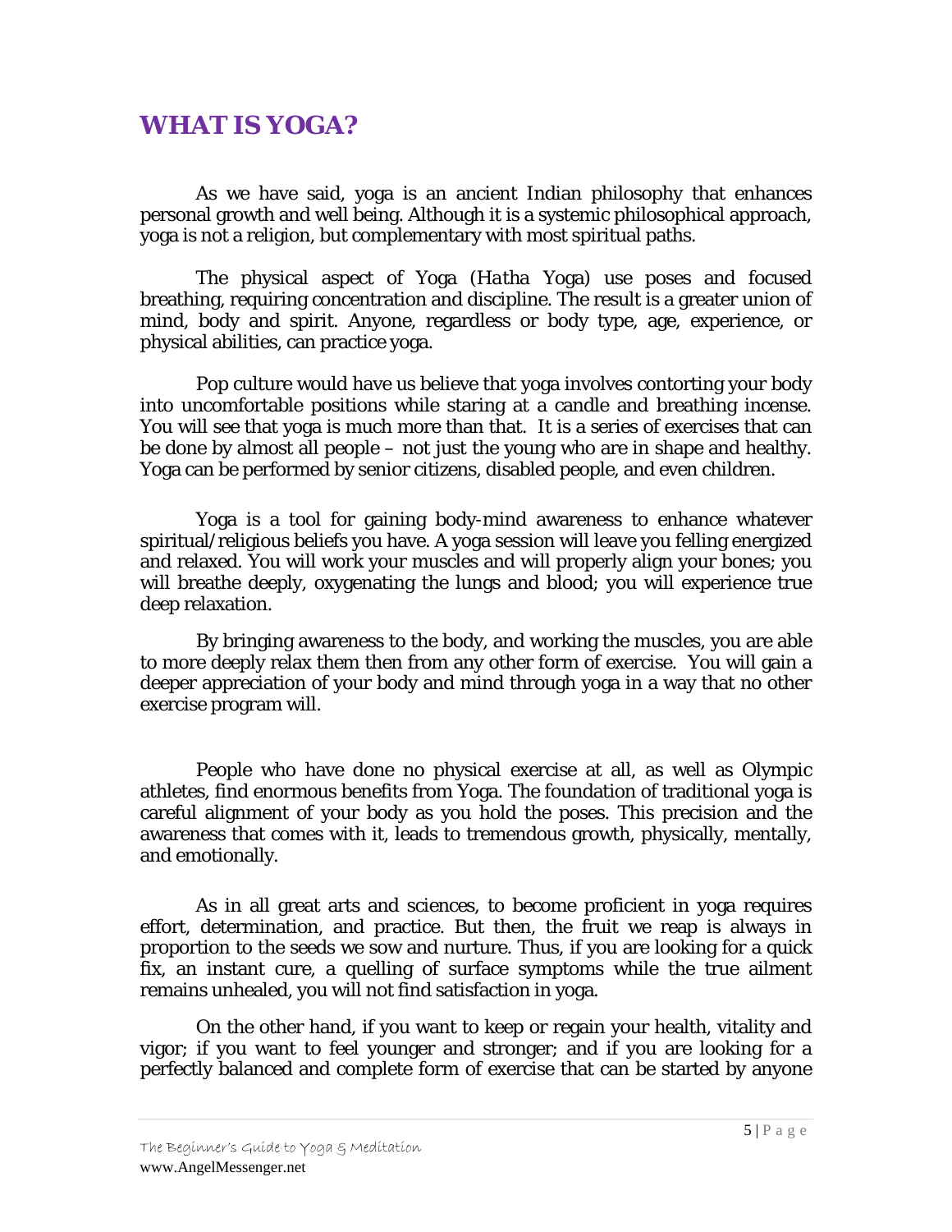# WHAT IS YOGA?

As we have said, yoga is an ancient Indian philosophy that enhances personal growth and well being. Although it is a systemic philosophical approach, yoga is not a religion, but complementary with most spiritual paths.

The physical aspect of Yoga (*Hatha Yoga*) use poses and focused breathing, requiring concentration and discipline. The result is a greater union of mind, body and spirit. Anyone, regardless or body type, age, experience, or physical abilities, can practice yoga.

Pop culture would have us believe that yoga involves contorting your body into uncomfortable positions while staring at a candle and breathing incense. You will see that yoga is much more than that. It is a series of exercises that can be done by almost all people – not just the young who are in shape and healthy. Yoga can be performed by senior citizens, disabled people, and even children.

Yoga is a tool for gaining body-mind awareness to enhance whatever spiritual/religious beliefs you have. A yoga session will leave you felling energized and relaxed. You will work your muscles and will properly align your bones; you will breathe deeply, oxygenating the lungs and blood; you will experience true deep relaxation.

By bringing awareness to the body, and working the muscles, you are able to more deeply relax them then from any other form of exercise. You will gain a deeper appreciation of your body and mind through yoga in a way that no other exercise program will.

People who have done no physical exercise at all, as well as Olympic athletes, find enormous benefits from Yoga. The foundation of traditional yoga is careful alignment of your body as you hold the poses. This precision and the awareness that comes with it, leads to tremendous growth, physically, mentally, and emotionally.

As in all great arts and sciences, to become proficient in yoga requires effort, determination, and practice. But then, the fruit we reap is always in proportion to the seeds we sow and nurture. Thus, if you are looking for a quick fix, an instant cure, a quelling of surface symptoms while the true ailment remains unhealed, you will not find satisfaction in yoga.

On the other hand, if you want to keep or regain your health, vitality and vigor; if you want to feel younger and stronger; and if you are looking for a perfectly balanced and complete form of exercise that can be started by anyone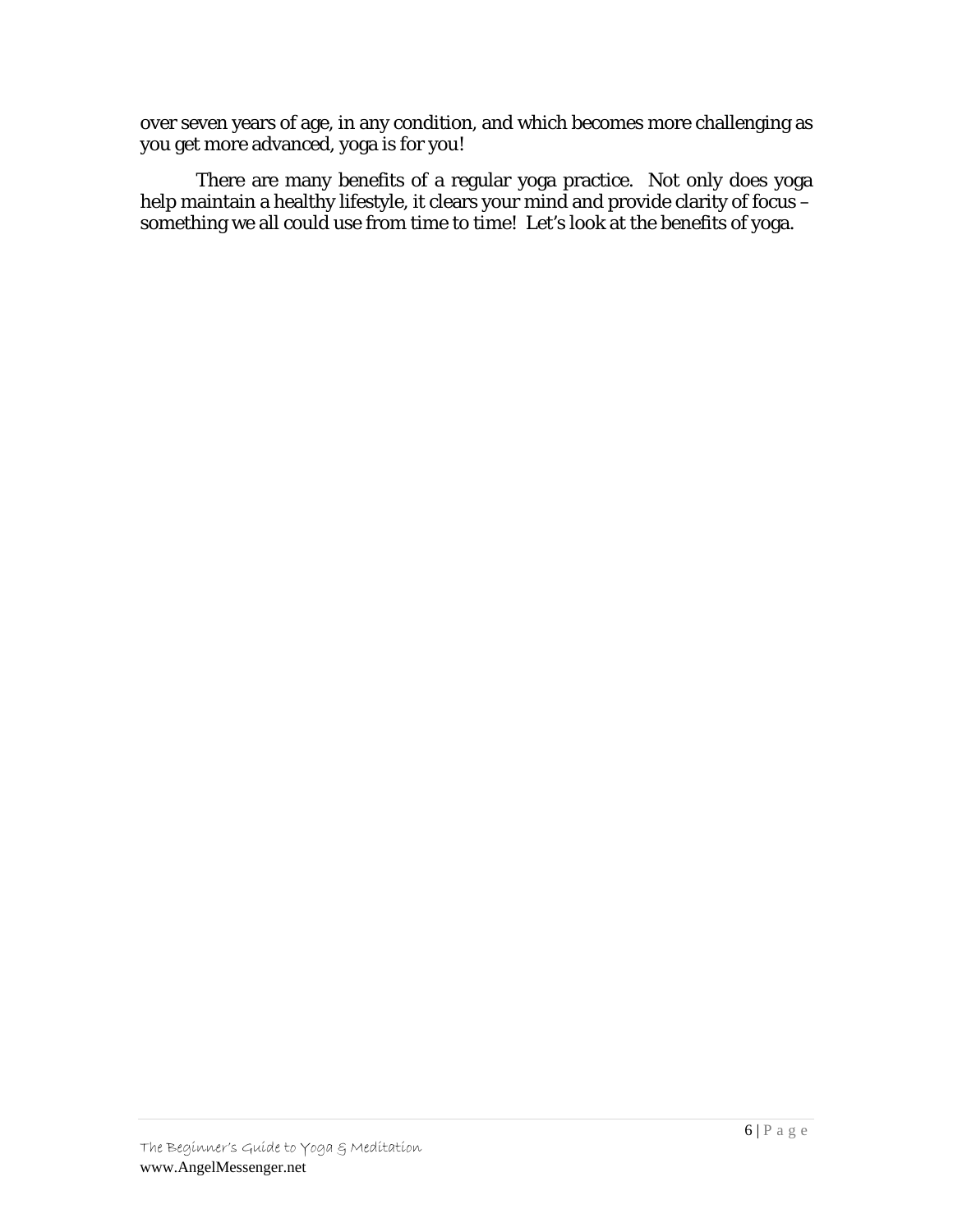over seven years of age, in any condition, and which becomes more challenging as you get more advanced, yoga is for you!

There are many benefits of a regular yoga practice. Not only does yoga help maintain a healthy lifestyle, it clears your mind and provide clarity of focus – something we all could use from time to time! Let's look at the benefits of yoga.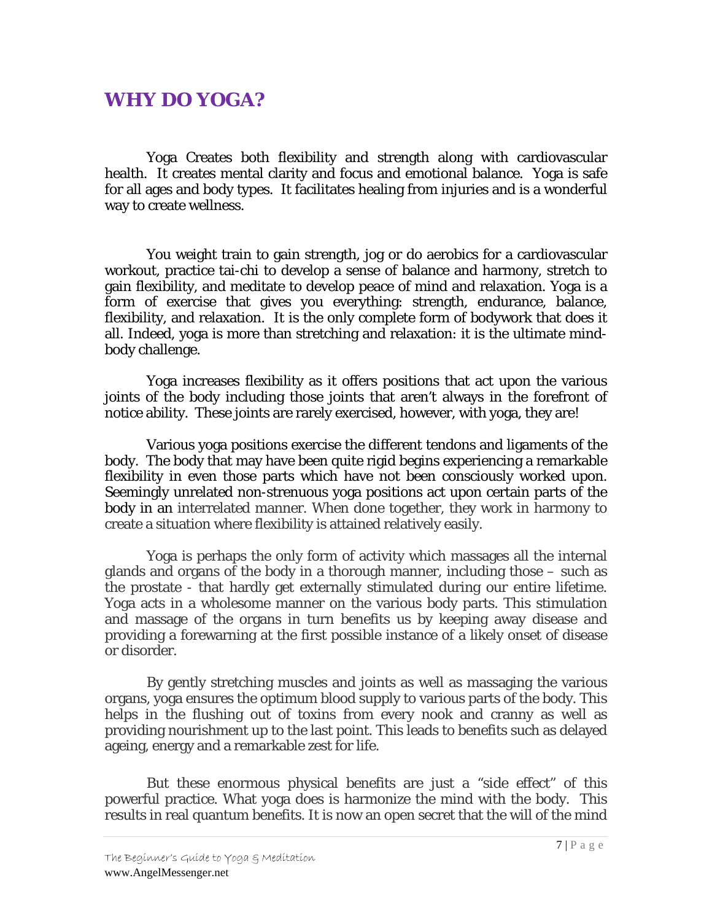# WHY DO YOGA?

Yoga Creates both flexibility and strength along with cardiovascular health. It creates mental clarity and focus and emotional balance. Yoga is safe for all ages and body types. It facilitates healing from injuries and is a wonderful way to create wellness.

You weight train to gain strength, jog or do aerobics for a cardiovascular workout, practice tai-chi to develop a sense of balance and harmony, stretch to gain flexibility, and meditate to develop peace of mind and relaxation. Yoga is a form of exercise that gives you everything: strength, endurance, balance, flexibility, and relaxation. It is the only complete form of bodywork that does it all. Indeed, yoga is more than stretching and relaxation: it is the ultimate mind-body challenge.

Yoga increases flexibility as it offers positions that act upon the various joints of the body including those joints that aren't always in the forefront of notice ability. These joints are rarely exercised, however, with yoga, they are!

Various yoga positions exercise the different tendons and ligaments of the body. The body that may have been quite rigid begins experiencing a remarkable flexibility in even those parts which have not been consciously worked upon. Seemingly unrelated non-strenuous yoga positions act upon certain parts of the body in an interrelated manner. When done together, they work in harmony to create a situation where flexibility is attained relatively easily.

Yoga is perhaps the only form of activity which massages all the internal glands and organs of the body in a thorough manner, including those – such as the prostate - that hardly get externally stimulated during our entire lifetime. Yoga acts in a wholesome manner on the various body parts. This stimulation and massage of the organs in turn benefits us by keeping away disease and providing a forewarning at the first possible instance of a likely onset of disease or disorder.

By gently stretching muscles and joints as well as massaging the various organs, yoga ensures the optimum blood supply to various parts of the body. This helps in the flushing out of toxins from every nook and cranny as well as providing nourishment up to the last point. This leads to benefits such as delayed ageing, energy and a remarkable zest for life.

But these enormous physical benefits are just a "side effect" of this powerful practice. What yoga does is harmonize the mind with the body. This results in real quantum benefits. It is now an open secret that the will of the mind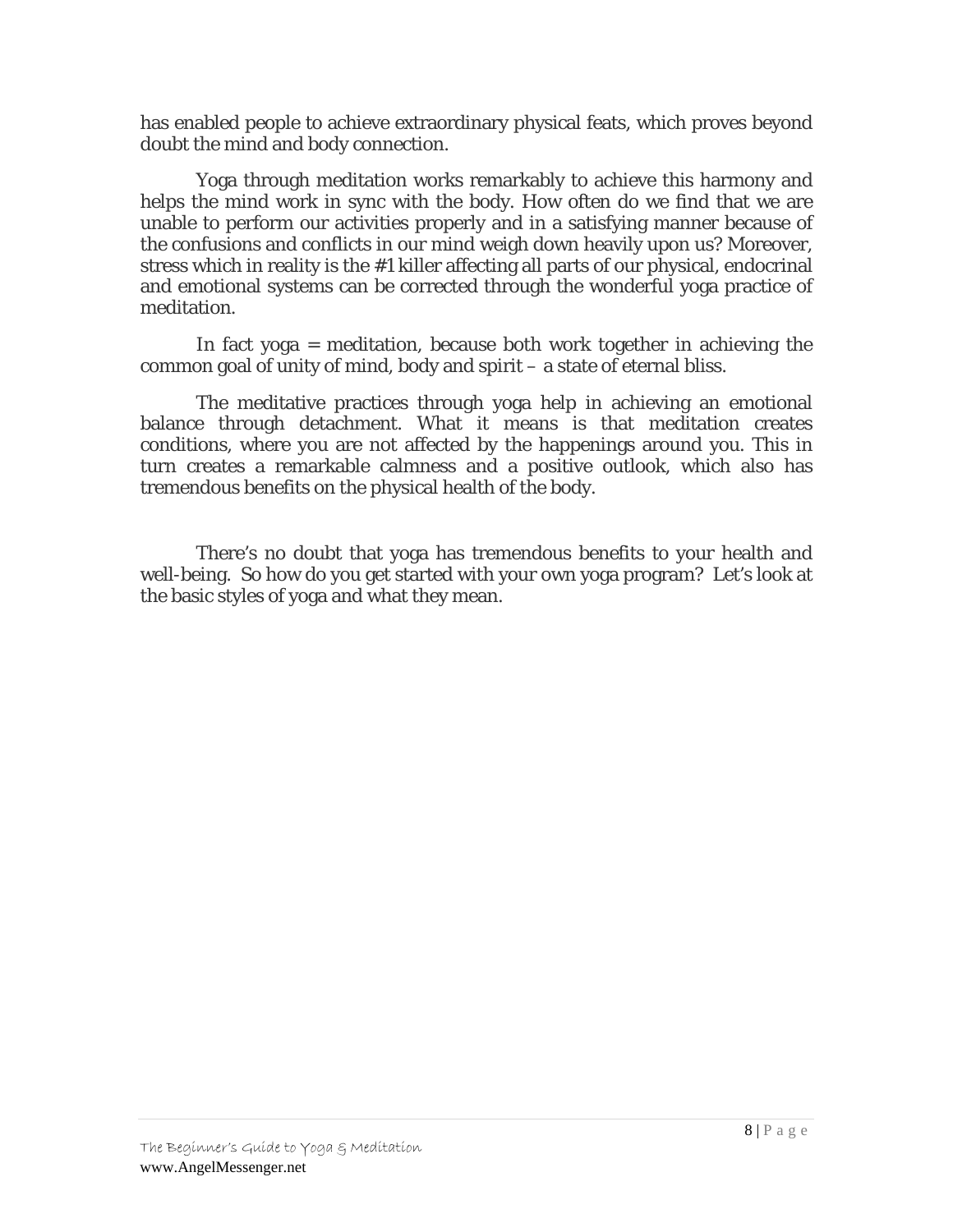has enabled people to achieve extraordinary physical feats, which proves beyond doubt the mind and body connection.

Yoga through meditation works remarkably to achieve this harmony and helps the mind work in sync with the body. How often do we find that we are unable to perform our activities properly and in a satisfying manner because of the confusions and conflicts in our mind weigh down heavily upon us? Moreover, stress which in reality is the #1 killer affecting all parts of our physical, endocrinal and emotional systems can be corrected through the wonderful yoga practice of meditation.

In fact yoga = meditation, because both work together in achieving the common goal of unity of mind, body and spirit – a state of eternal bliss.

The meditative practices through yoga help in achieving an emotional balance through detachment. What it means is that meditation creates conditions, where you are not affected by the happenings around you. This in turn creates a remarkable calmness and a positive outlook, which also has tremendous benefits on the physical health of the body.

There's no doubt that yoga has tremendous benefits to your health and well-being. So how do you get started with your own yoga program? Let's look at the basic styles of yoga and what they mean.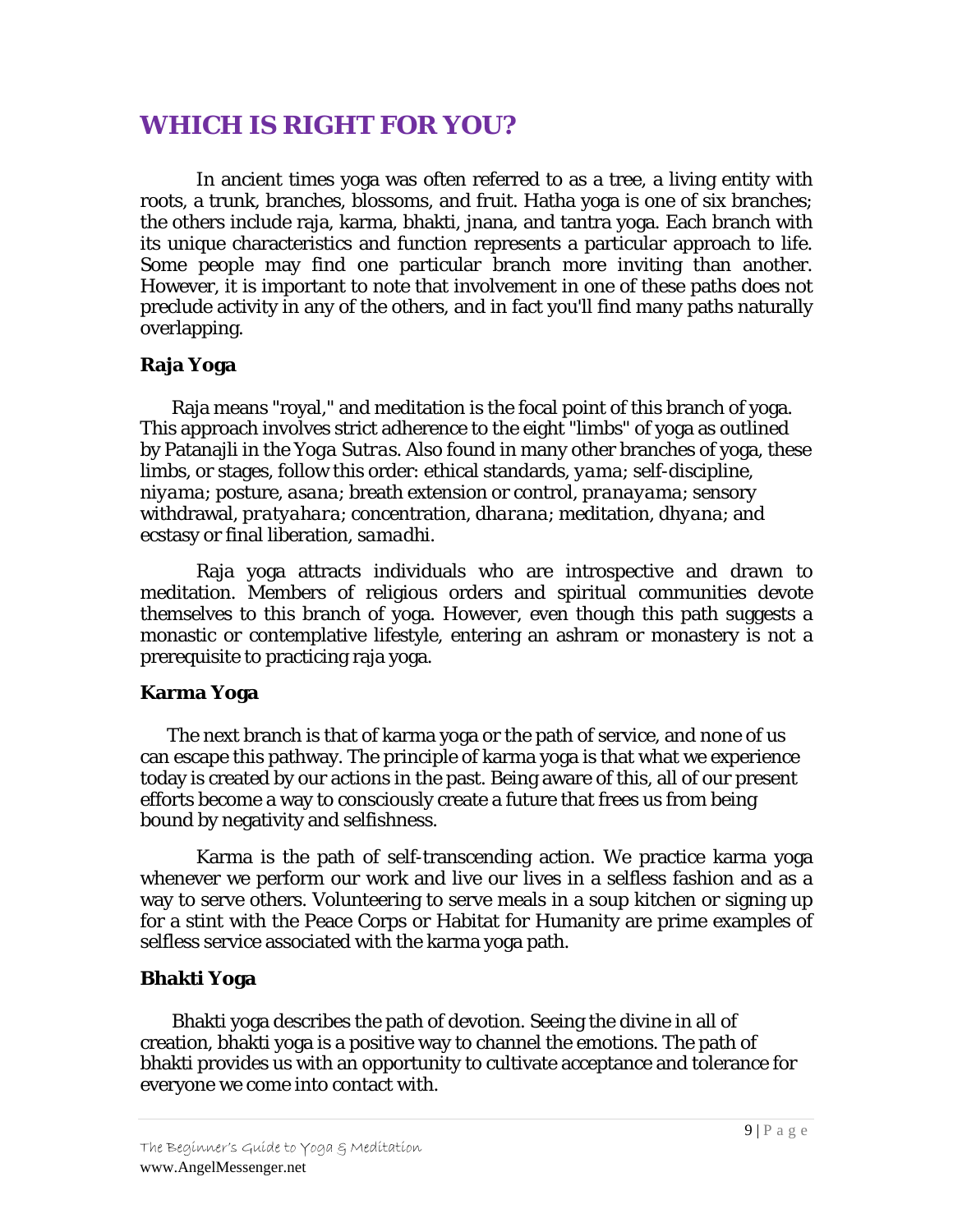## WHICH IS RIGHT FOR YOU?

In ancient times yoga was often referred to as a tree, a living entity with roots, a trunk, branches, blossoms, and fruit. Hatha yoga is one of six branches; the others include raja, karma, bhakti, jnana, and tantra yoga. Each branch with its unique characteristics and function represents a particular approach to life. Some people may find one particular branch more inviting than another. However, it is important to note that involvement in one of these paths does not preclude activity in any of the others, and in fact you'll find many paths naturally overlapping.

### Raja Yoga

Raja means "royal," and meditation is the focal point of this branch of yoga. This approach involves strict adherence to the eight "limbs" of yoga as outlined by Patanajli in the *Yoga Sutras*. Also found in many other branches of yoga, these limbs, or stages, follow this order: ethical standards, *yama*; self-discipline, *niyama*; posture, *asana*; breath extension or control, *pranayama*; sensory withdrawal, *pratyahara*; concentration, *dharana*; meditation, *dhyana*; and ecstasy or final liberation, *samadhi*.

Raja yoga attracts individuals who are introspective and drawn to meditation. Members of religious orders and spiritual communities devote themselves to this branch of yoga. However, even though this path suggests a monastic or contemplative lifestyle, entering an ashram or monastery is not a prerequisite to practicing raja yoga.

### Karma Yoga

The next branch is that of karma yoga or the path of service, and none of us can escape this pathway. The principle of karma yoga is that what we experience today is created by our actions in the past. Being aware of this, all of our present efforts become a way to consciously create a future that frees us from being bound by negativity and selfishness.

Karma is the path of self-transcending action. We practice karma yoga whenever we perform our work and live our lives in a selfless fashion and as a way to serve others. Volunteering to serve meals in a soup kitchen or signing up for a stint with the Peace Corps or Habitat for Humanity are prime examples of selfless service associated with the karma yoga path.

### Bhakti Yoga

Bhakti yoga describes the path of devotion. Seeing the divine in all of creation, bhakti yoga is a positive way to channel the emotions. The path of bhakti provides us with an opportunity to cultivate acceptance and tolerance for everyone we come into contact with.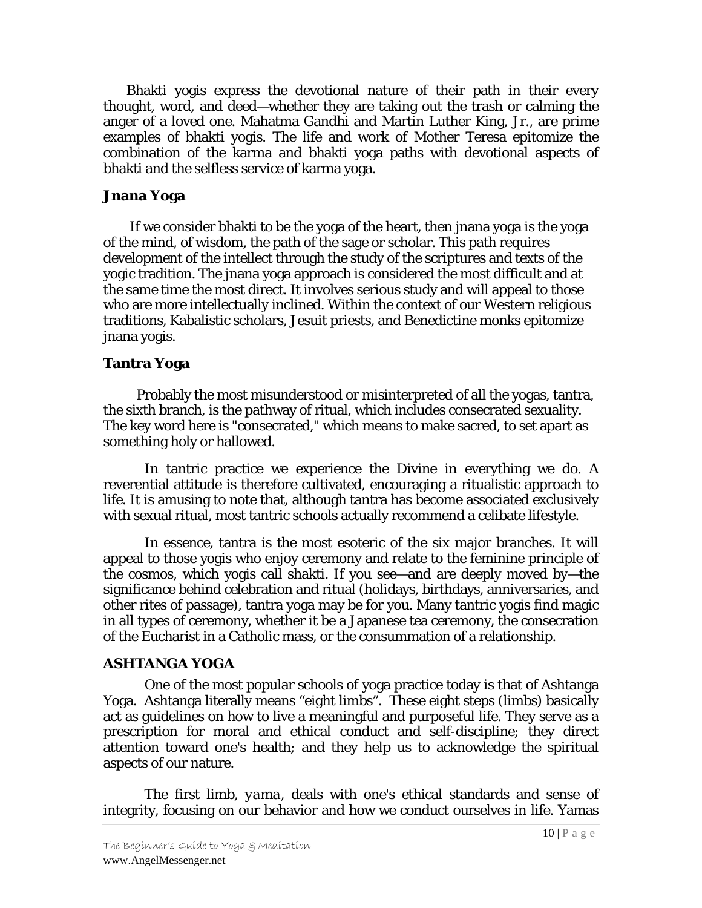Bhakti yogis express the devotional nature of their path in their every thought, word, and deed—whether they are taking out the trash or calming the anger of a loved one. Mahatma Gandhi and Martin Luther King, Jr., are prime examples of bhakti yogis. The life and work of Mother Teresa epitomize the combination of the karma and bhakti yoga paths with devotional aspects of bhakti and the selfless service of karma yoga.

### Jnana Yoga

If we consider bhakti to be the yoga of the heart, then jnana yoga is the yoga of the mind, of wisdom, the path of the sage or scholar. This path requires development of the intellect through the study of the scriptures and texts of the yogic tradition. The jnana yoga approach is considered the most difficult and at the same time the most direct. It involves serious study and will appeal to those who are more intellectually inclined. Within the context of our Western religious traditions, Kabalistic scholars, Jesuit priests, and Benedictine monks epitomize jnana yogis.

### Tantra Yoga

Probably the most misunderstood or misinterpreted of all the yogas, tantra, the sixth branch, is the pathway of ritual, which includes consecrated sexuality. The key word here is "consecrated," which means to make sacred, to set apart as something holy or hallowed.

In tantric practice we experience the Divine in everything we do. A reverential attitude is therefore cultivated, encouraging a ritualistic approach to life. It is amusing to note that, although tantra has become associated exclusively with sexual ritual, most tantric schools actually recommend a celibate lifestyle.

In essence, tantra is the most esoteric of the six major branches. It will appeal to those yogis who enjoy ceremony and relate to the feminine principle of the cosmos, which yogis call shakti. If you see—and are deeply moved by—the significance behind celebration and ritual (holidays, birthdays, anniversaries, and other rites of passage), tantra yoga may be for you. Many tantric yogis find magic in all types of ceremony, whether it be a Japanese tea ceremony, the consecration of the Eucharist in a Catholic mass, or the consummation of a relationship.

## ASHTANGA YOGA

One of the most popular schools of yoga practice today is that of Ashtanga Yoga. Ashtanga literally means "eight limbs". These eight steps (limbs) basically act as guidelines on how to live a meaningful and purposeful life. They serve as a prescription for moral and ethical conduct and self-discipline; they direct attention toward one's health; and they help us to acknowledge the spiritual aspects of our nature.

The first limb, *yama*, deals with one's ethical standards and sense of integrity, focusing on our behavior and how we conduct ourselves in life. Yamas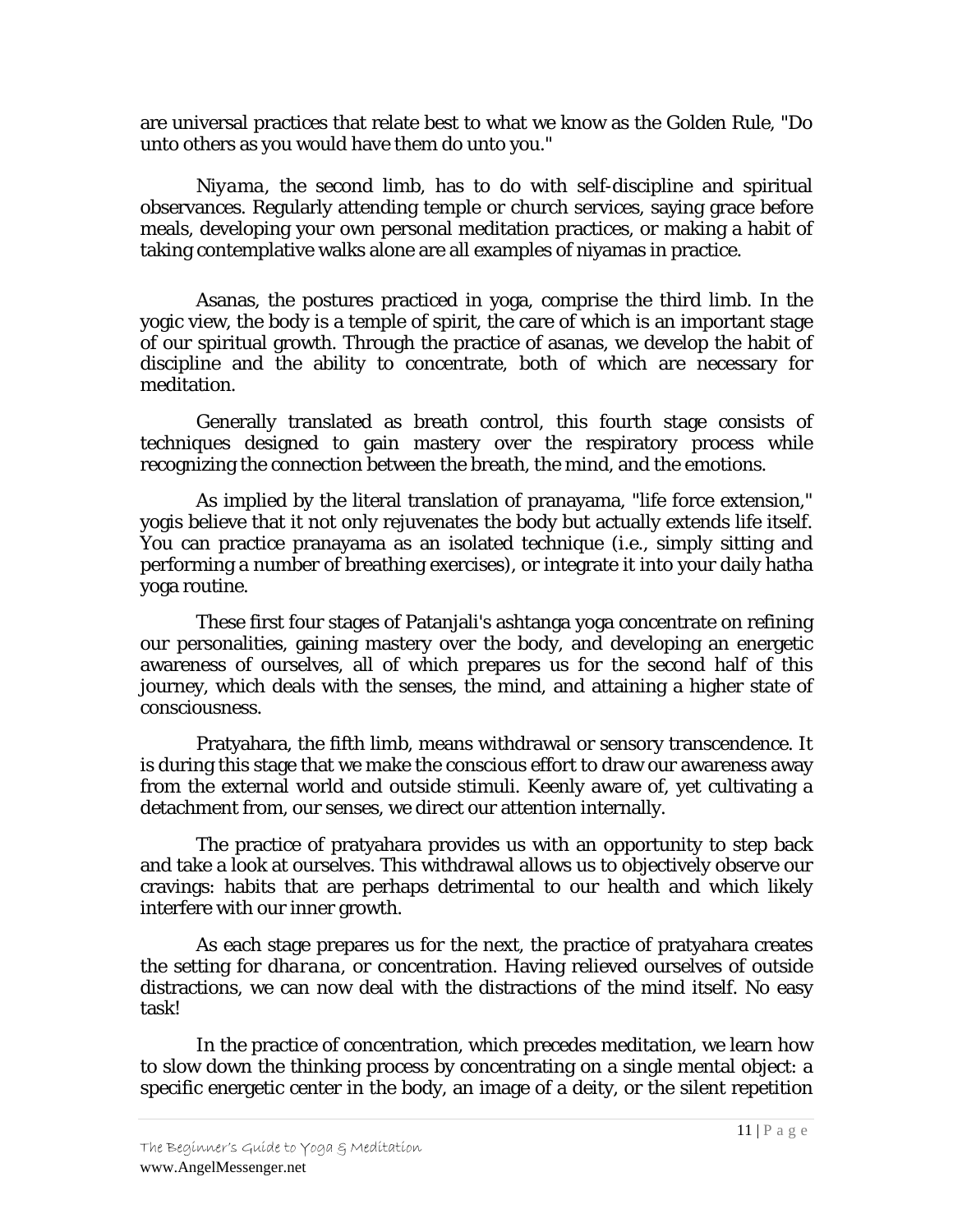are universal practices that relate best to what we know as the Golden Rule, "Do unto others as you would have them do unto you."

*Niyama*, the second limb, has to do with self-discipline and spiritual observances. Regularly attending temple or church services, saying grace before meals, developing your own personal meditation practices, or making a habit of taking contemplative walks alone are all examples of niyamas in practice.

Asanas, the postures practiced in yoga, comprise the third limb. In the yogic view, the body is a temple of spirit, the care of which is an important stage of our spiritual growth. Through the practice of asanas, we develop the habit of discipline and the ability to concentrate, both of which are necessary for meditation.

Generally translated as breath control, this fourth stage consists of techniques designed to gain mastery over the respiratory process while recognizing the connection between the breath, the mind, and the emotions.

As implied by the literal translation of pranayama, "life force extension," yogis believe that it not only rejuvenates the body but actually extends life itself. You can practice pranayama as an isolated technique (i.e., simply sitting and performing a number of breathing exercises), or integrate it into your daily hatha yoga routine.

These first four stages of Patanjali's ashtanga yoga concentrate on refining our personalities, gaining mastery over the body, and developing an energetic awareness of ourselves, all of which prepares us for the second half of this journey, which deals with the senses, the mind, and attaining a higher state of consciousness.

Pratyahara, the fifth limb, means withdrawal or sensory transcendence. It is during this stage that we make the conscious effort to draw our awareness away from the external world and outside stimuli. Keenly aware of, yet cultivating a detachment from, our senses, we direct our attention internally.

The practice of pratyahara provides us with an opportunity to step back and take a look at ourselves. This withdrawal allows us to objectively observe our cravings: habits that are perhaps detrimental to our health and which likely interfere with our inner growth.

As each stage prepares us for the next, the practice of pratyahara creates the setting for *dharana*, or concentration. Having relieved ourselves of outside distractions, we can now deal with the distractions of the mind itself. No easy task!

In the practice of concentration, which precedes meditation, we learn how to slow down the thinking process by concentrating on a single mental object: a specific energetic center in the body, an image of a deity, or the silent repetition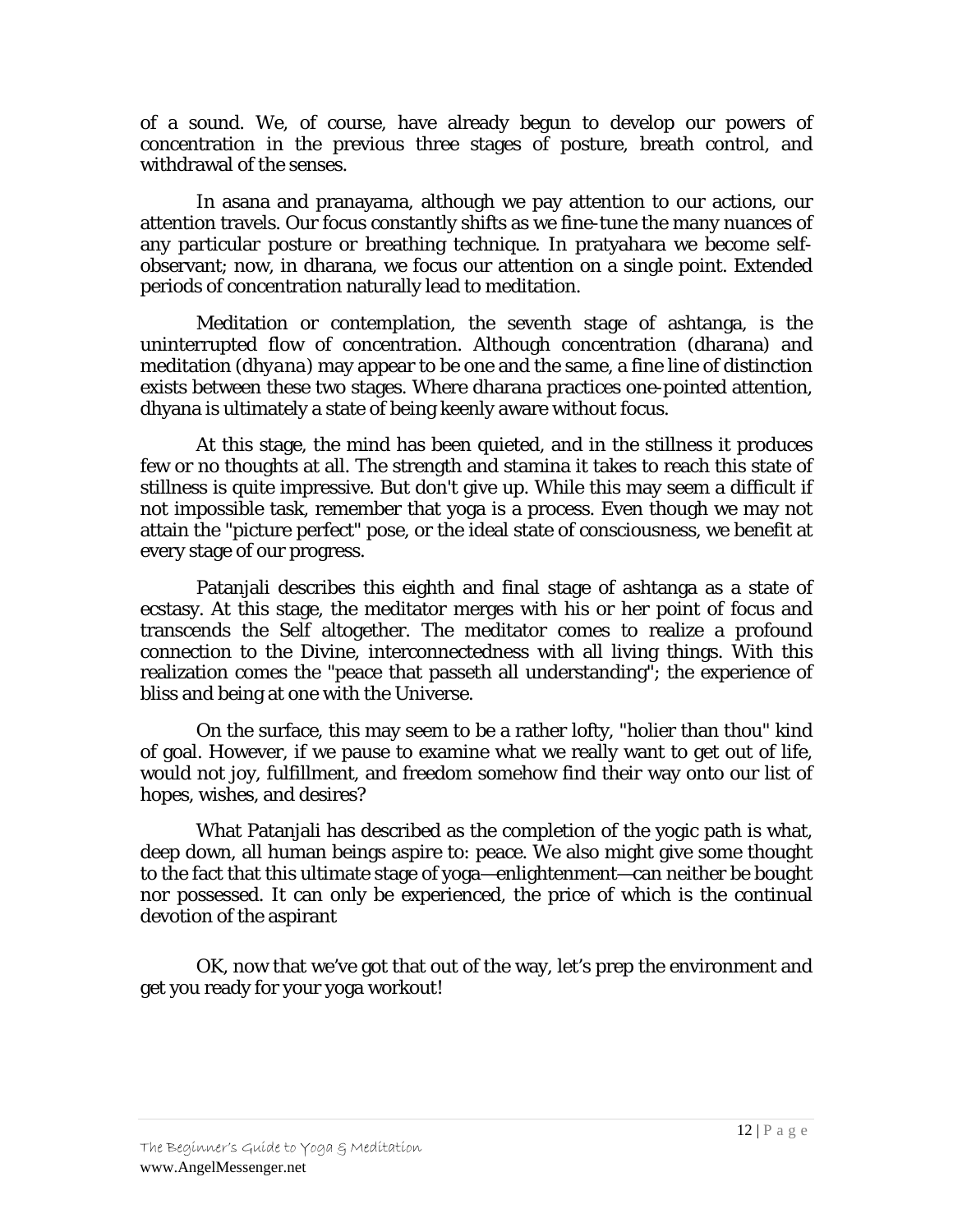of a sound. We, of course, have already begun to develop our powers of concentration in the previous three stages of posture, breath control, and withdrawal of the senses.

In asana and pranayama, although we pay attention to our actions, our attention travels. Our focus constantly shifts as we fine-tune the many nuances of any particular posture or breathing technique. In pratyahara we become self-observant; now, in dharana, we focus our attention on a single point. Extended periods of concentration naturally lead to meditation.

Meditation or contemplation, the seventh stage of ashtanga, is the uninterrupted flow of concentration. Although concentration (dharana) and meditation (*dhyana*) may appear to be one and the same, a fine line of distinction exists between these two stages. Where dharana practices one-pointed attention, dhyana is ultimately a state of being keenly aware without focus.

At this stage, the mind has been quieted, and in the stillness it produces few or no thoughts at all. The strength and stamina it takes to reach this state of stillness is quite impressive. But don't give up. While this may seem a difficult if not impossible task, remember that yoga is a process. Even though we may not attain the "picture perfect" pose, or the ideal state of consciousness, we benefit at every stage of our progress.

Patanjali describes this eighth and final stage of ashtanga as a state of ecstasy. At this stage, the meditator merges with his or her point of focus and transcends the Self altogether. The meditator comes to realize a profound connection to the Divine, interconnectedness with all living things. With this realization comes the "peace that passeth all understanding"; the experience of bliss and being at one with the Universe.

On the surface, this may seem to be a rather lofty, "holier than thou" kind of goal. However, if we pause to examine what we really want to get out of life, would not joy, fulfillment, and freedom somehow find their way onto our list of hopes, wishes, and desires?

What Patanjali has described as the completion of the yogic path is what, deep down, all human beings aspire to: peace. We also might give some thought to the fact that this ultimate stage of yoga—enlightenment—can neither be bought nor possessed. It can only be experienced, the price of which is the continual devotion of the aspirant

OK, now that we've got that out of the way, let's prep the environment and get you ready for your yoga workout!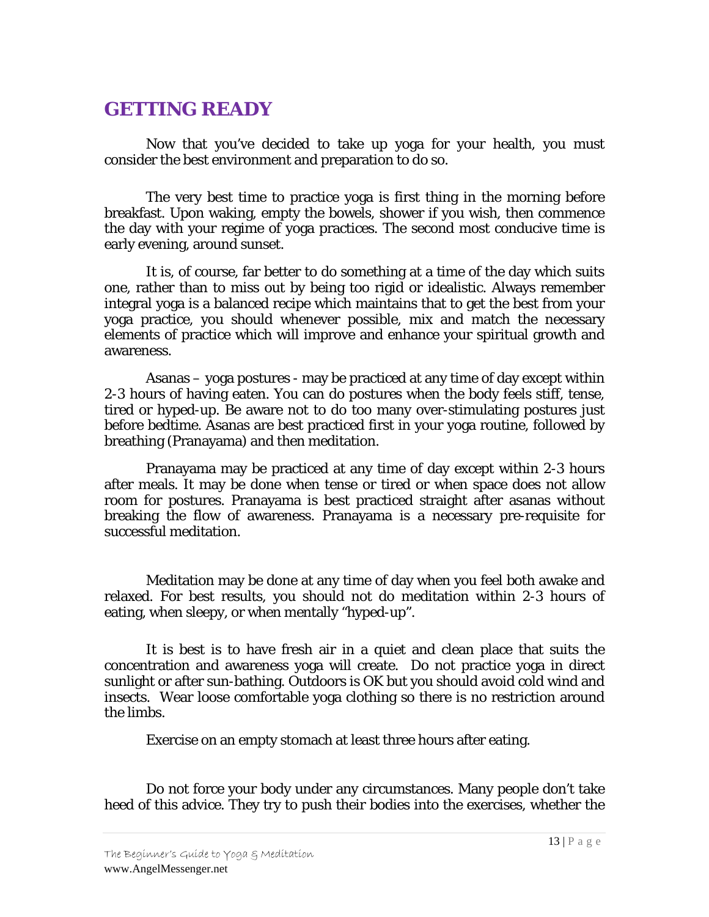# GETTING READY

Now that you've decided to take up yoga for your health, you must consider the best environment and preparation to do so.

The very best time to practice yoga is first thing in the morning before breakfast. Upon waking, empty the bowels, shower if you wish, then commence the day with your regime of yoga practices. The second most conducive time is early evening, around sunset.

It is, of course, far better to do something at a time of the day which suits one, rather than to miss out by being too rigid or idealistic. Always remember integral yoga is a balanced recipe which maintains that to get the best from your yoga practice, you should whenever possible, mix and match the necessary elements of practice which will improve and enhance your spiritual growth and awareness.

Asanas – yoga postures - may be practiced at any time of day except within 2-3 hours of having eaten. You can do postures when the body feels stiff, tense, tired or hyped-up. Be aware not to do too many over-stimulating postures just before bedtime. Asanas are best practiced first in your yoga routine, followed by breathing (Pranayama) and then meditation.

Pranayama may be practiced at any time of day except within 2-3 hours after meals. It may be done when tense or tired or when space does not allow room for postures. Pranayama is best practiced straight after asanas without breaking the flow of awareness. Pranayama is a necessary pre-requisite for successful meditation.

Meditation may be done at any time of day when you feel both awake and relaxed. For best results, you should not do meditation within 2-3 hours of eating, when sleepy, or when mentally "hyped-up".

It is best is to have fresh air in a quiet and clean place that suits the concentration and awareness yoga will create. Do not practice yoga in direct sunlight or after sun-bathing. Outdoors is OK but you should avoid cold wind and insects. Wear loose comfortable yoga clothing so there is no restriction around the limbs.

Exercise on an empty stomach at least three hours after eating.

Do not force your body under any circumstances. Many people don't take heed of this advice. They try to push their bodies into the exercises, whether the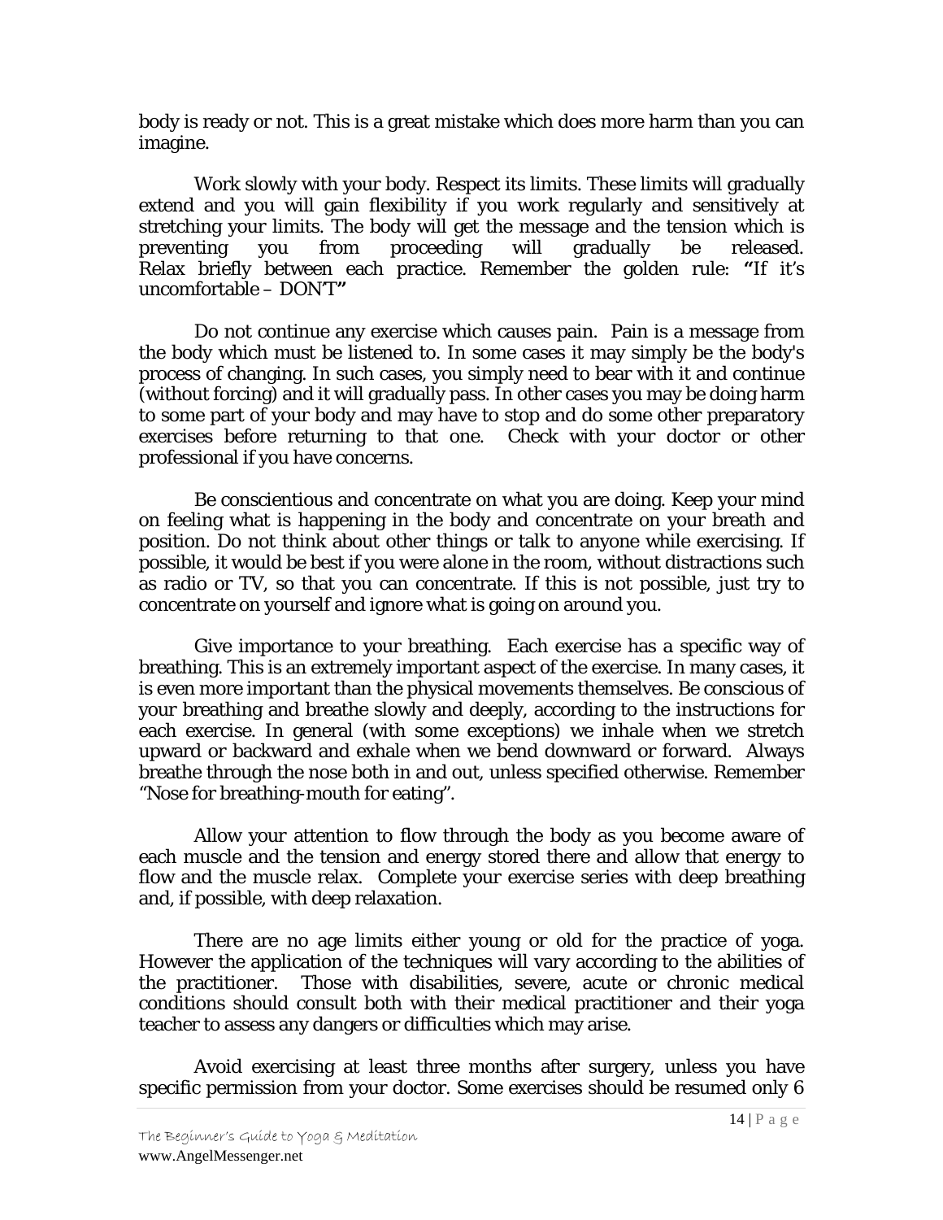body is ready or not. This is a great mistake which does more harm than you can imagine.

Work slowly with your body. Respect its limits. These limits will gradually extend and you will gain flexibility if you work regularly and sensitively at stretching your limits. The body will get the message and the tension which is preventing you from proceeding will gradually be released. Relax briefly between each practice. Remember the golden rule: **"**If it's uncomfortable – DON'T**"**

Do not continue any exercise which causes pain. Pain is a message from the body which must be listened to. In some cases it may simply be the body's process of changing. In such cases, you simply need to bear with it and continue (without forcing) and it will gradually pass. In other cases you may be doing harm to some part of your body and may have to stop and do some other preparatory exercises before returning to that one. Check with your doctor or other professional if you have concerns.

Be conscientious and concentrate on what you are doing. Keep your mind on feeling what is happening in the body and concentrate on your breath and position. Do not think about other things or talk to anyone while exercising. If possible, it would be best if you were alone in the room, without distractions such as radio or TV, so that you can concentrate. If this is not possible, just try to concentrate on yourself and ignore what is going on around you.

Give importance to your breathing. Each exercise has a specific way of breathing. This is an extremely important aspect of the exercise. In many cases, it is even more important than the physical movements themselves. Be conscious of your breathing and breathe slowly and deeply, according to the instructions for each exercise. In general (with some exceptions) we inhale when we stretch upward or backward and exhale when we bend downward or forward. Always breathe through the nose both in and out, unless specified otherwise. Remember "Nose for breathing-mouth for eating".

Allow your attention to flow through the body as you become aware of each muscle and the tension and energy stored there and allow that energy to flow and the muscle relax. Complete your exercise series with deep breathing and, if possible, with deep relaxation.

There are no age limits either young or old for the practice of yoga. However the application of the techniques will vary according to the abilities of the practitioner. Those with disabilities, severe, acute or chronic medical conditions should consult both with their medical practitioner and their yoga teacher to assess any dangers or difficulties which may arise.

Avoid exercising at least three months after surgery, unless you have specific permission from your doctor. Some exercises should be resumed only 6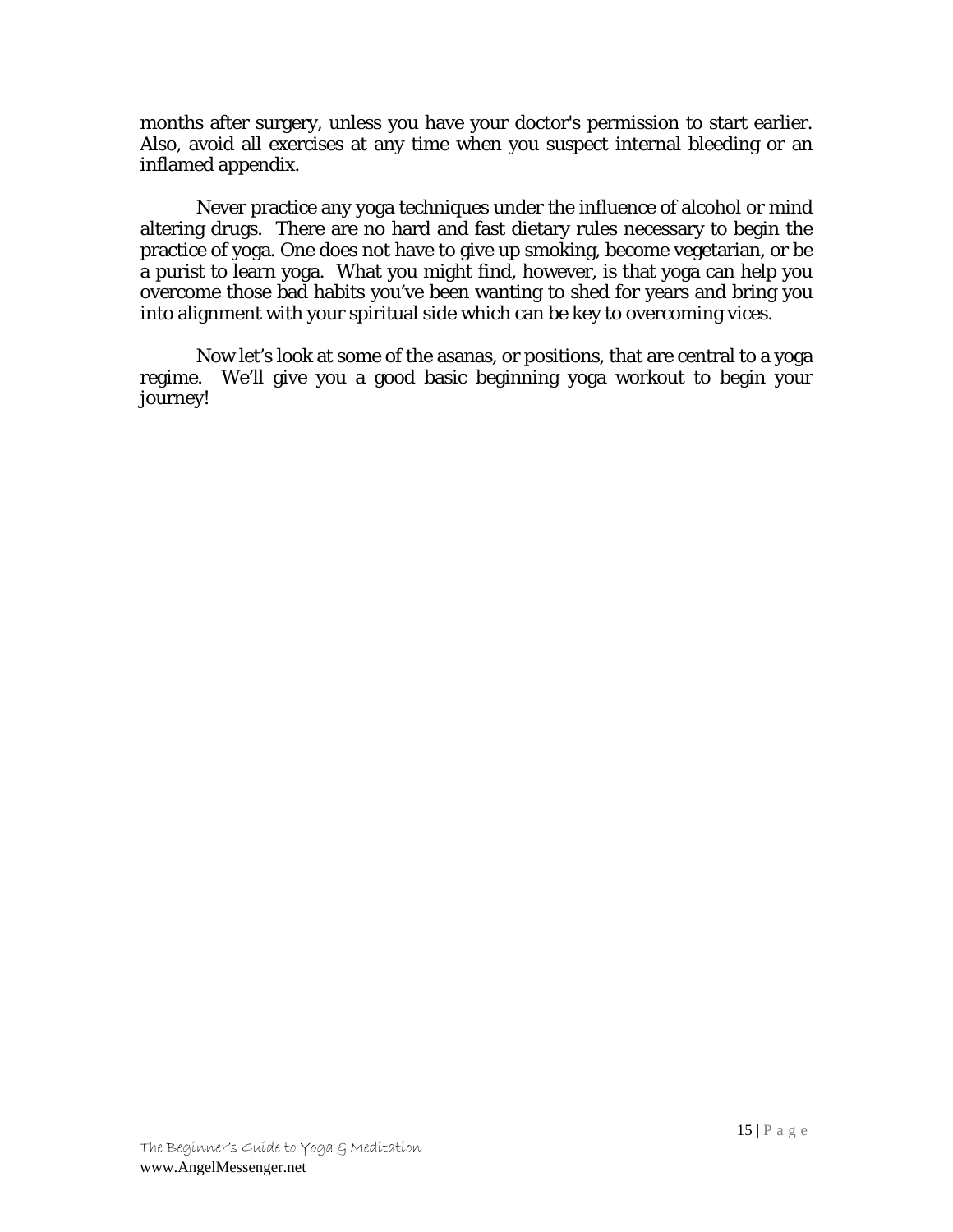months after surgery, unless you have your doctor's permission to start earlier. Also, avoid all exercises at any time when you suspect internal bleeding or an inflamed appendix.

Never practice any yoga techniques under the influence of alcohol or mind altering drugs. There are no hard and fast dietary rules necessary to begin the practice of yoga. One does not have to give up smoking, become vegetarian, or be a purist to learn yoga. What you might find, however, is that yoga can help you overcome those bad habits you've been wanting to shed for years and bring you into alignment with your spiritual side which can be key to overcoming vices.

Now let's look at some of the asanas, or positions, that are central to a yoga regime. We'll give you a good basic beginning yoga workout to begin your journey!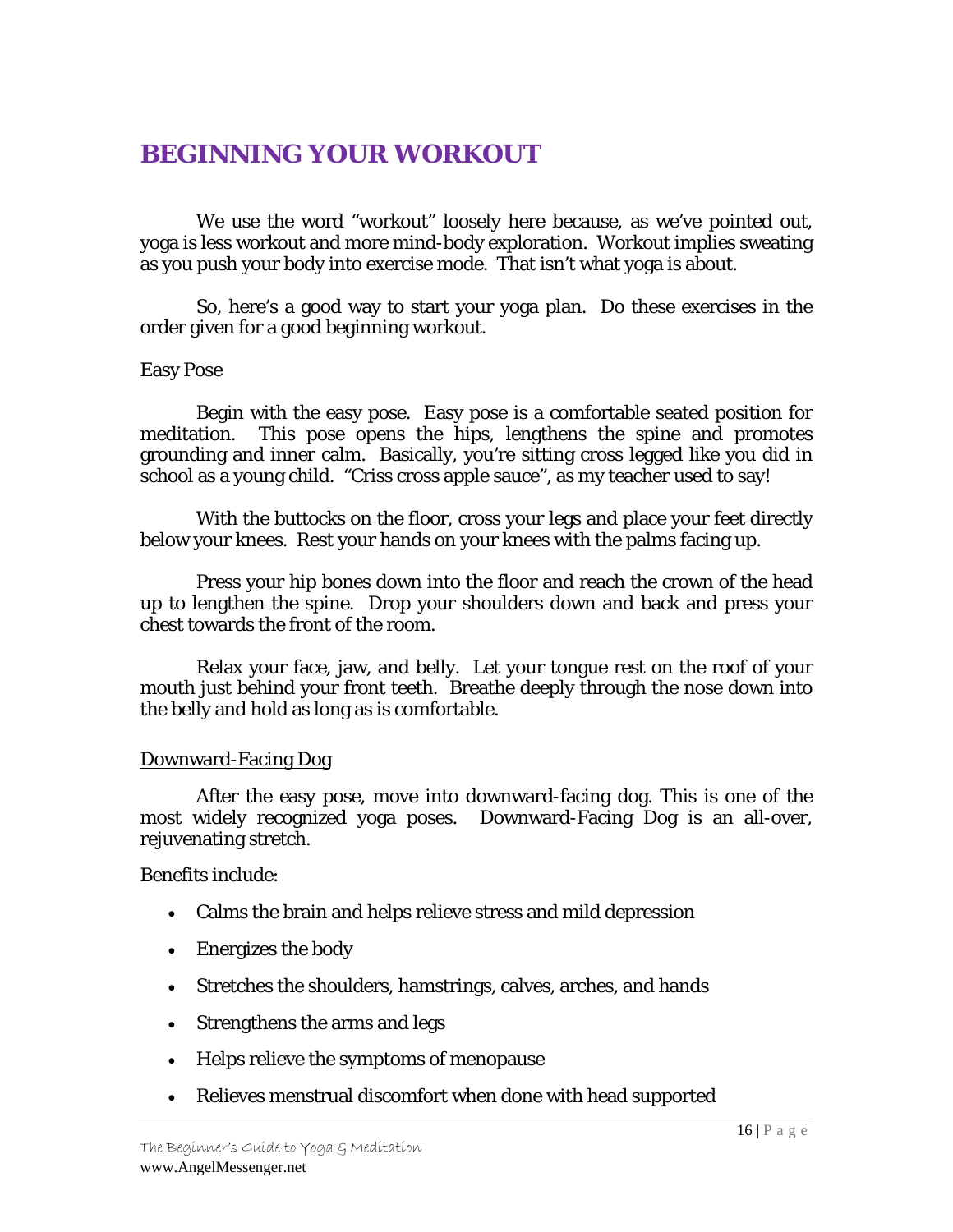# BEGINNING YOUR WORKOUT

We use the word "workout" loosely here because, as we've pointed out, yoga is less workout and more mind-body exploration. Workout implies sweating as you push your body into exercise mode. That isn't what yoga is about.

So, here's a good way to start your yoga plan. Do these exercises in the order given for a good beginning workout.

<u>Easy Pose</u>

Begin with the easy pose. Easy pose is a comfortable seated position for meditation. This pose opens the hips, lengthens the spine and promotes grounding and inner calm. Basically, you're sitting cross legged like you did in school as a young child. "Criss cross apple sauce", as my teacher used to say!

With the buttocks on the floor, cross your legs and place your feet directly below your knees. Rest your hands on your knees with the palms facing up.

Press your hip bones down into the floor and reach the crown of the head up to lengthen the spine. Drop your shoulders down and back and press your chest towards the front of the room.

Relax your face, jaw, and belly. Let your tongue rest on the roof of your mouth just behind your front teeth. Breathe deeply through the nose down into the belly and hold as long as is comfortable.

<u>Downward-Facing Dog</u>

After the easy pose, move into downward-facing dog. This is one of the most widely recognized yoga poses. Downward-Facing Dog is an all-over, rejuvenating stretch.

Benefits include:

- Calms the brain and helps relieve stress and mild depression
- Energizes the body
- Stretches the shoulders, hamstrings, calves, arches, and hands
- Strengthens the arms and legs
- Helps relieve the symptoms of menopause
- Relieves menstrual discomfort when done with head supported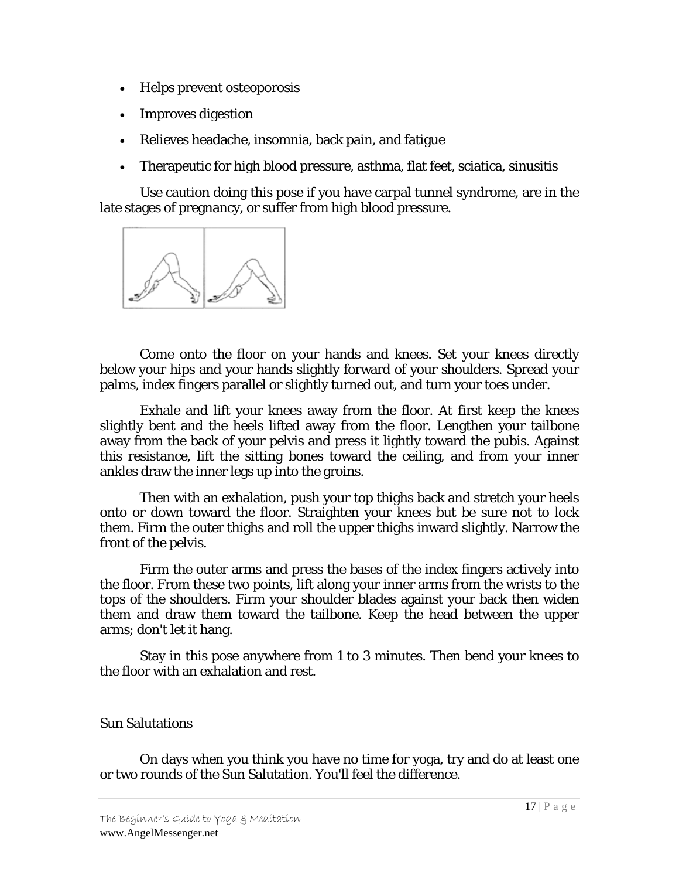- Helps prevent osteoporosis
- Improves digestion
- Relieves headache, insomnia, back pain, and fatigue
- Therapeutic for high blood pressure, asthma, flat feet, sciatica, sinusitis

Use caution doing this pose if you have carpal tunnel syndrome, are in the late stages of pregnancy, or suffer from high blood pressure.

Come onto the floor on your hands and knees. Set your knees directly below your hips and your hands slightly forward of your shoulders. Spread your palms, index fingers parallel or slightly turned out, and turn your toes under.

Exhale and lift your knees away from the floor. At first keep the knees slightly bent and the heels lifted away from the floor. Lengthen your tailbone away from the back of your pelvis and press it lightly toward the pubis. Against this resistance, lift the sitting bones toward the ceiling, and from your inner ankles draw the inner legs up into the groins.

Then with an exhalation, push your top thighs back and stretch your heels onto or down toward the floor. Straighten your knees but be sure not to lock them. Firm the outer thighs and roll the upper thighs inward slightly. Narrow the front of the pelvis.

Firm the outer arms and press the bases of the index fingers actively into the floor. From these two points, lift along your inner arms from the wrists to the tops of the shoulders. Firm your shoulder blades against your back then widen them and draw them toward the tailbone. Keep the head between the upper arms; don't let it hang.

Stay in this pose anywhere from 1 to 3 minutes. Then bend your knees to the floor with an exhalation and rest.

## Sun Salutations

On days when you think you have no time for yoga, try and do at least one or two rounds of the Sun Salutation. You'll feel the difference.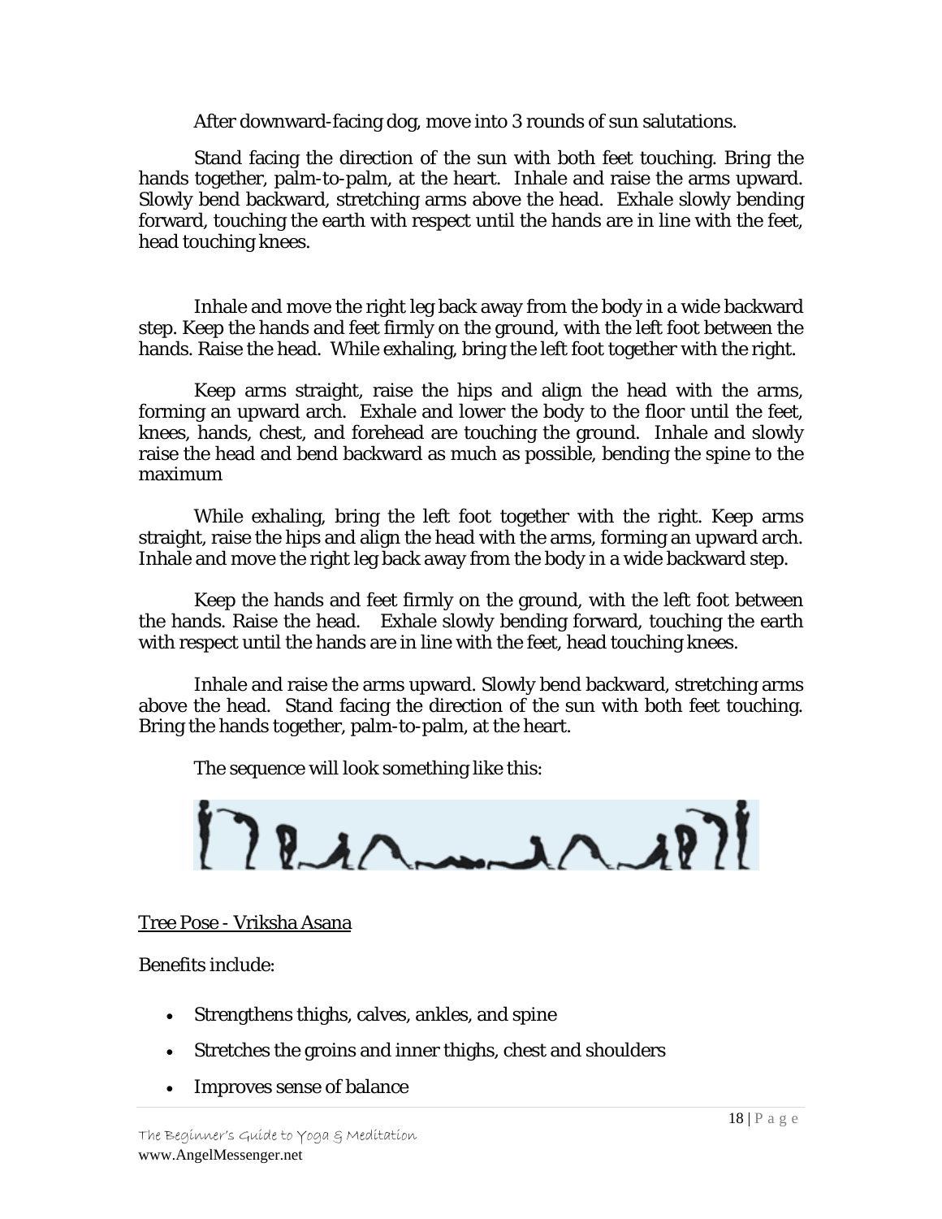After downward-facing dog, move into 3 rounds of sun salutations.

Stand facing the direction of the sun with both feet touching. Bring the hands together, palm-to-palm, at the heart. Inhale and raise the arms upward. Slowly bend backward, stretching arms above the head. Exhale slowly bending forward, touching the earth with respect until the hands are in line with the feet, head touching knees.

Inhale and move the right leg back away from the body in a wide backward step. Keep the hands and feet firmly on the ground, with the left foot between the hands. Raise the head. While exhaling, bring the left foot together with the right.

Keep arms straight, raise the hips and align the head with the arms, forming an upward arch. Exhale and lower the body to the floor until the feet, knees, hands, chest, and forehead are touching the ground. Inhale and slowly raise the head and bend backward as much as possible, bending the spine to the maximum

While exhaling, bring the left foot together with the right. Keep arms straight, raise the hips and align the head with the arms, forming an upward arch. Inhale and move the right leg back away from the body in a wide backward step.

Keep the hands and feet firmly on the ground, with the left foot between the hands. Raise the head. Exhale slowly bending forward, touching the earth with respect until the hands are in line with the feet, head touching knees.

Inhale and raise the arms upward. Slowly bend backward, stretching arms above the head. Stand facing the direction of the sun with both feet touching. Bring the hands together, palm-to-palm, at the heart.

The sequence will look something like this:

<u>Tree Pose - Vriksha Asana</u>

Benefits include:

- Strengthens thighs, calves, ankles, and spine
- Stretches the groins and inner thighs, chest and shoulders
- Improves sense of balance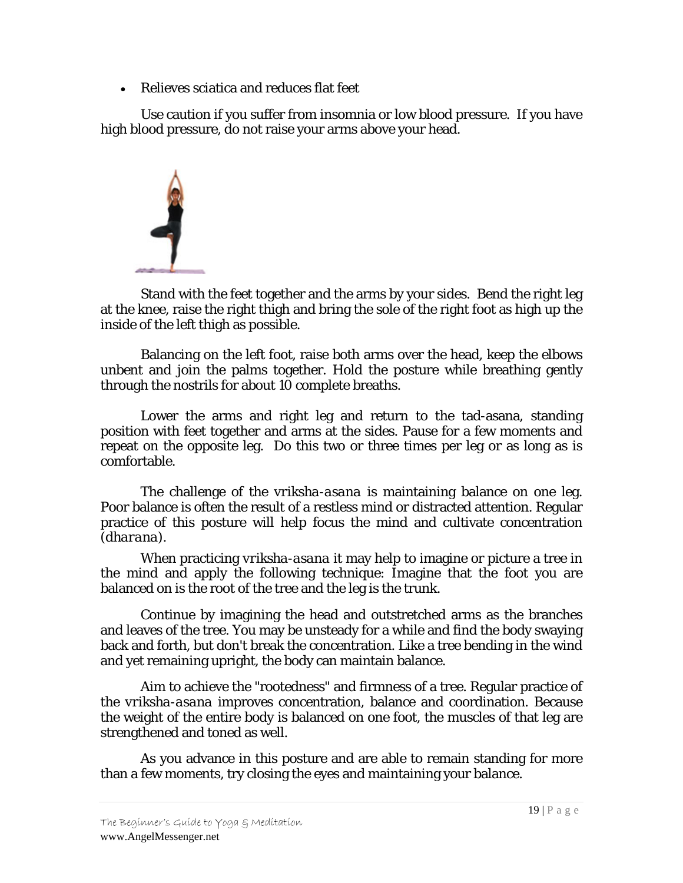- Relieves sciatica and reduces flat feet

Use caution if you suffer from insomnia or low blood pressure. If you have high blood pressure, do not raise your arms above your head.

Stand with the feet together and the arms by your sides. Bend the right leg at the knee, raise the right thigh and bring the sole of the right foot as high up the inside of the left thigh as possible.

Balancing on the left foot, raise both arms over the head, keep the elbows unbent and join the palms together. Hold the posture while breathing gently through the nostrils for about 10 complete breaths.

Lower the arms and right leg and return to the tad-asana, standing position with feet together and arms at the sides. Pause for a few moments and repeat on the opposite leg. Do this two or three times per leg or as long as is comfortable.

The challenge of the *vriksha-asana* is maintaining balance on one leg. Poor balance is often the result of a restless mind or distracted attention. Regular practice of this posture will help focus the mind and cultivate concentration (*dharana*).

When practicing *vriksha-asana* it may help to imagine or picture a tree in the mind and apply the following technique: Imagine that the foot you are balanced on is the root of the tree and the leg is the trunk.

Continue by imagining the head and outstretched arms as the branches and leaves of the tree. You may be unsteady for a while and find the body swaying back and forth, but don't break the concentration. Like a tree bending in the wind and yet remaining upright, the body can maintain balance.

Aim to achieve the "rootedness" and firmness of a tree. Regular practice of the *vriksha-asana* improves concentration, balance and coordination. Because the weight of the entire body is balanced on one foot, the muscles of that leg are strengthened and toned as well.

As you advance in this posture and are able to remain standing for more than a few moments, try closing the eyes and maintaining your balance.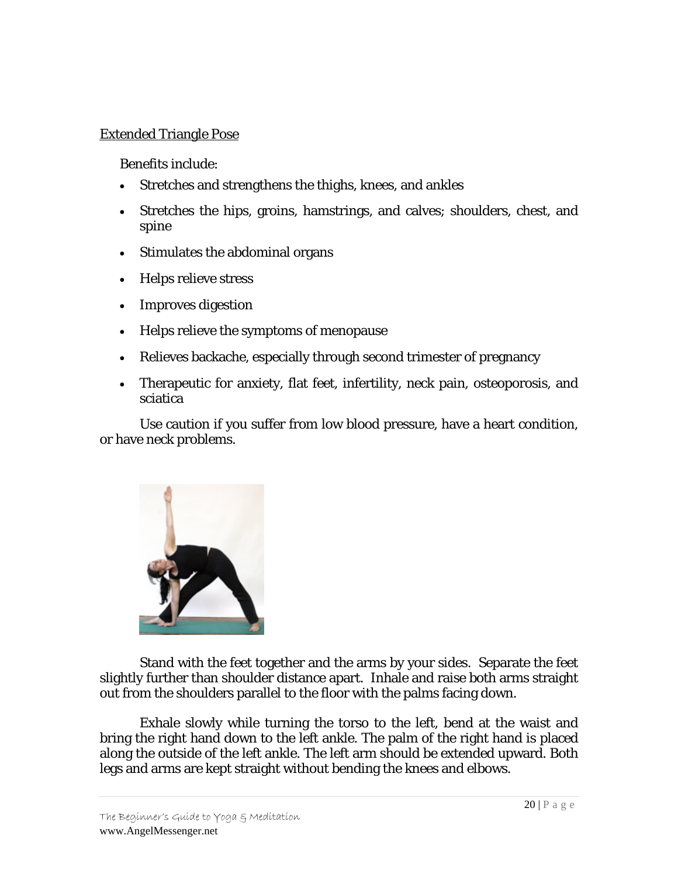## Extended Triangle Pose

Benefits include:

- Stretches and strengthens the thighs, knees, and ankles
- Stretches the hips, groins, hamstrings, and calves; shoulders, chest, and spine
- Stimulates the abdominal organs
- Helps relieve stress
- Improves digestion
- Helps relieve the symptoms of menopause
- Relieves backache, especially through second trimester of pregnancy
- Therapeutic for anxiety, flat feet, infertility, neck pain, osteoporosis, and sciatica

Use caution if you suffer from low blood pressure, have a heart condition, or have neck problems.

Stand with the feet together and the arms by your sides. Separate the feet slightly further than shoulder distance apart. Inhale and raise both arms straight out from the shoulders parallel to the floor with the palms facing down.

Exhale slowly while turning the torso to the left, bend at the waist and bring the right hand down to the left ankle. The palm of the right hand is placed along the outside of the left ankle. The left arm should be extended upward. Both legs and arms are kept straight without bending the knees and elbows.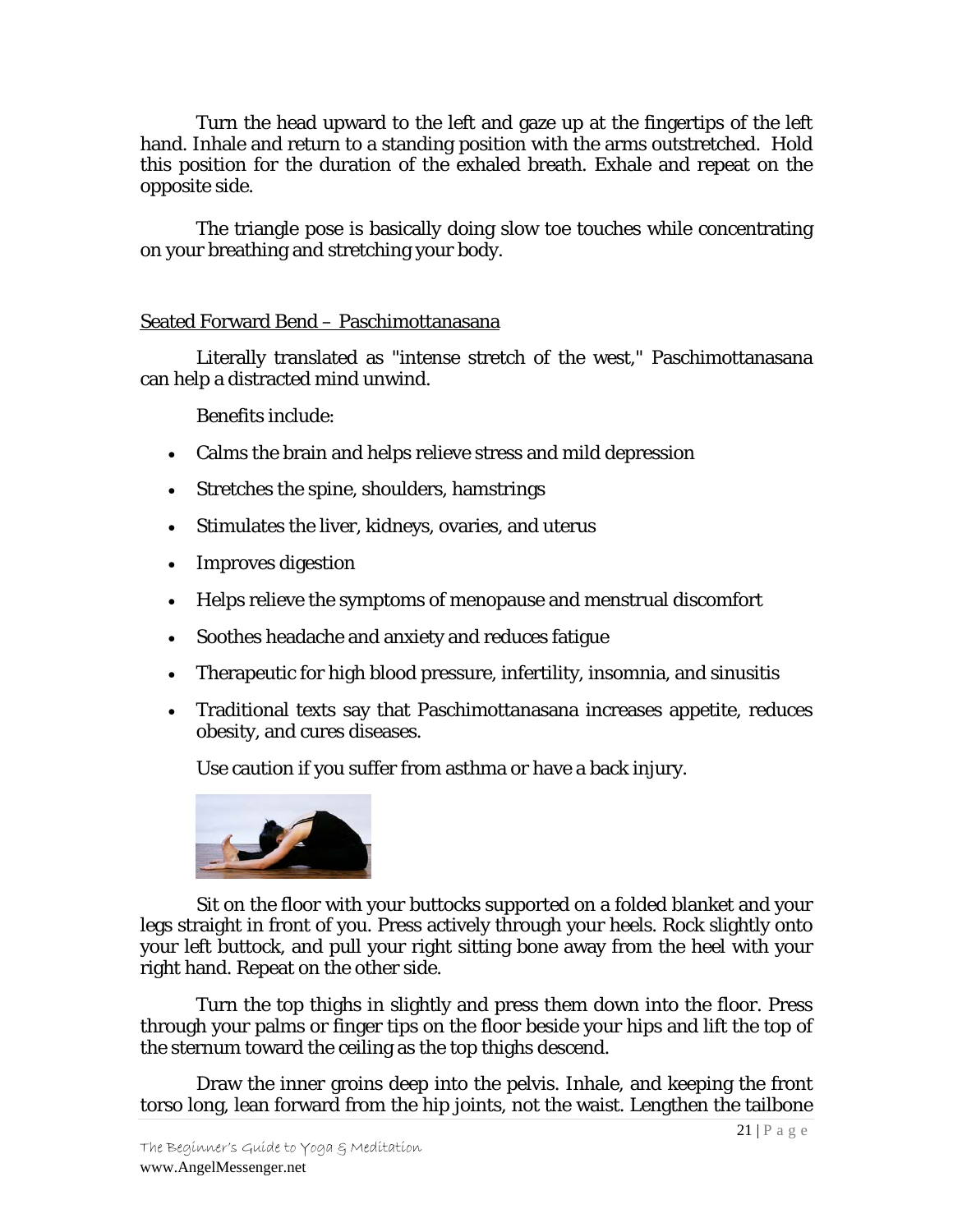Turn the head upward to the left and gaze up at the fingertips of the left hand. Inhale and return to a standing position with the arms outstretched. Hold this position for the duration of the exhaled breath. Exhale and repeat on the opposite side.

The triangle pose is basically doing slow toe touches while concentrating on your breathing and stretching your body.

## Seated Forward Bend – Paschimottanasana

Literally translated as "intense stretch of the west," Paschimottanasana can help a distracted mind unwind.

Benefits include:

- Calms the brain and helps relieve stress and mild depression
- Stretches the spine, shoulders, hamstrings
- Stimulates the liver, kidneys, ovaries, and uterus
- Improves digestion
- Helps relieve the symptoms of menopause and menstrual discomfort
- Soothes headache and anxiety and reduces fatigue
- Therapeutic for high blood pressure, infertility, insomnia, and sinusitis
- Traditional texts say that Paschimottanasana increases appetite, reduces obesity, and cures diseases.

Use caution if you suffer from asthma or have a back injury.

Sit on the floor with your buttocks supported on a folded blanket and your legs straight in front of you. Press actively through your heels. Rock slightly onto your left buttock, and pull your right sitting bone away from the heel with your right hand. Repeat on the other side.

Turn the top thighs in slightly and press them down into the floor. Press through your palms or finger tips on the floor beside your hips and lift the top of the sternum toward the ceiling as the top thighs descend.

Draw the inner groins deep into the pelvis. Inhale, and keeping the front torso long, lean forward from the hip joints, not the waist. Lengthen the tailbone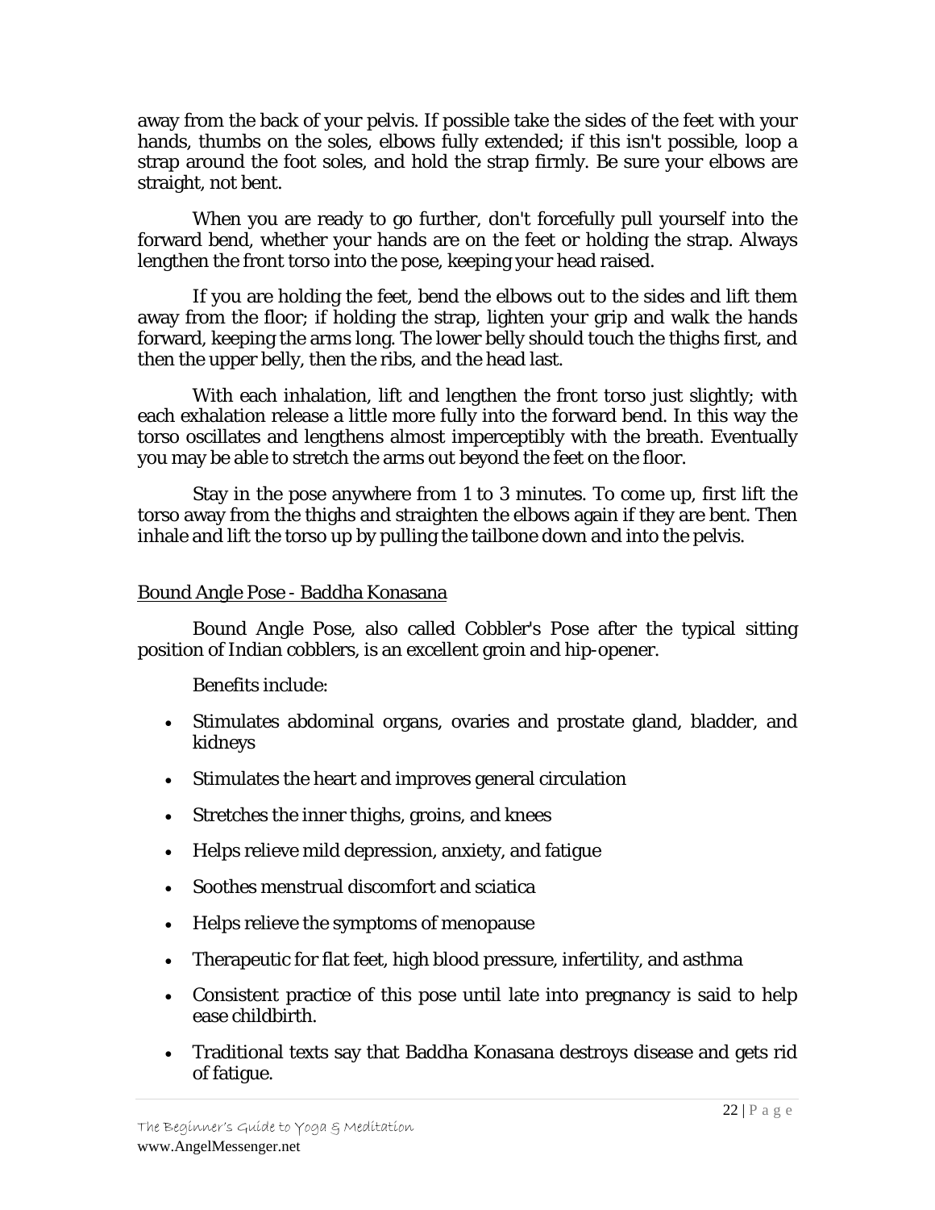away from the back of your pelvis. If possible take the sides of the feet with your hands, thumbs on the soles, elbows fully extended; if this isn't possible, loop a strap around the foot soles, and hold the strap firmly. Be sure your elbows are straight, not bent.

When you are ready to go further, don't forcefully pull yourself into the forward bend, whether your hands are on the feet or holding the strap. Always lengthen the front torso into the pose, keeping your head raised.

If you are holding the feet, bend the elbows out to the sides and lift them away from the floor; if holding the strap, lighten your grip and walk the hands forward, keeping the arms long. The lower belly should touch the thighs first, and then the upper belly, then the ribs, and the head last.

With each inhalation, lift and lengthen the front torso just slightly; with each exhalation release a little more fully into the forward bend. In this way the torso oscillates and lengthens almost imperceptibly with the breath. Eventually you may be able to stretch the arms out beyond the feet on the floor.

Stay in the pose anywhere from 1 to 3 minutes. To come up, first lift the torso away from the thighs and straighten the elbows again if they are bent. Then inhale and lift the torso up by pulling the tailbone down and into the pelvis.

## Bound Angle Pose - Baddha Konasana

Bound Angle Pose, also called Cobbler's Pose after the typical sitting position of Indian cobblers, is an excellent groin and hip-opener.

Benefits include:

- Stimulates abdominal organs, ovaries and prostate gland, bladder, and kidneys
- Stimulates the heart and improves general circulation
- Stretches the inner thighs, groins, and knees
- Helps relieve mild depression, anxiety, and fatigue
- Soothes menstrual discomfort and sciatica
- Helps relieve the symptoms of menopause
- Therapeutic for flat feet, high blood pressure, infertility, and asthma
- Consistent practice of this pose until late into pregnancy is said to help ease childbirth.
- Traditional texts say that Baddha Konasana destroys disease and gets rid of fatigue.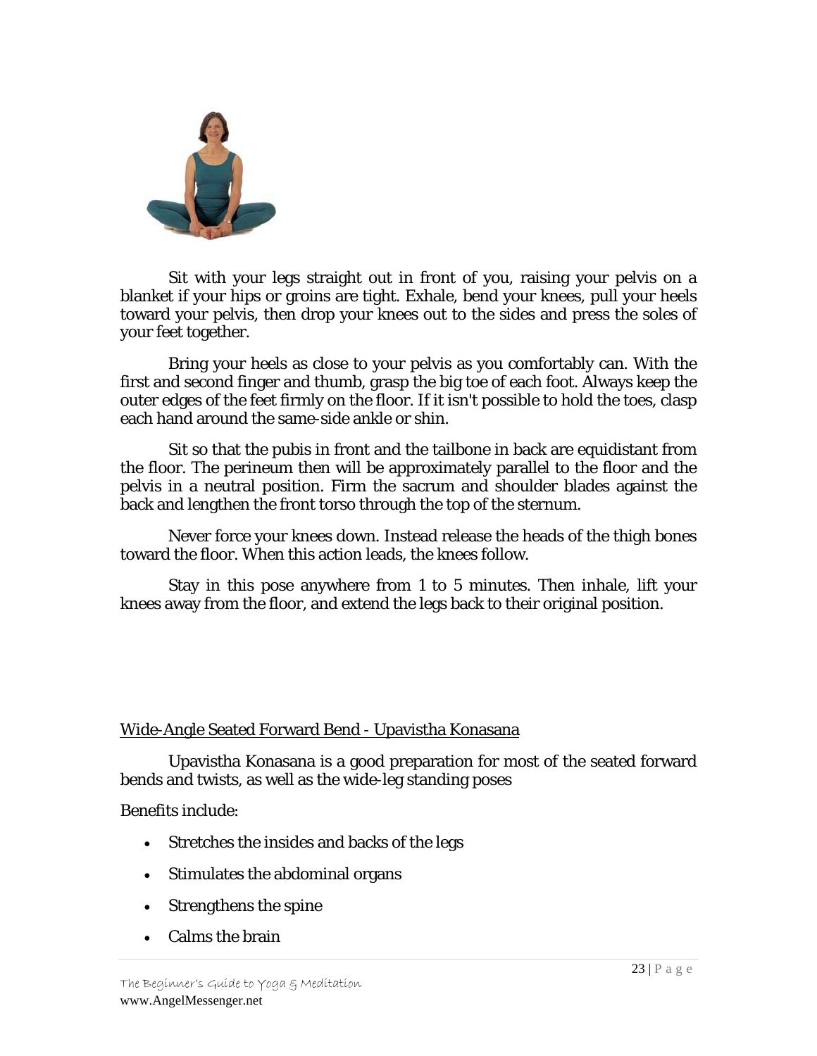Sit with your legs straight out in front of you, raising your pelvis on a blanket if your hips or groins are tight. Exhale, bend your knees, pull your heels toward your pelvis, then drop your knees out to the sides and press the soles of your feet together.

Bring your heels as close to your pelvis as you comfortably can. With the first and second finger and thumb, grasp the big toe of each foot. Always keep the outer edges of the feet firmly on the floor. If it isn't possible to hold the toes, clasp each hand around the same-side ankle or shin.

Sit so that the pubis in front and the tailbone in back are equidistant from the floor. The perineum then will be approximately parallel to the floor and the pelvis in a neutral position. Firm the sacrum and shoulder blades against the back and lengthen the front torso through the top of the sternum.

Never force your knees down. Instead release the heads of the thigh bones toward the floor. When this action leads, the knees follow.

Stay in this pose anywhere from 1 to 5 minutes. Then inhale, lift your knees away from the floor, and extend the legs back to their original position.

## Wide-Angle Seated Forward Bend - Upavistha Konasana

Upavistha Konasana is a good preparation for most of the seated forward bends and twists, as well as the wide-leg standing poses

Benefits include:

- Stretches the insides and backs of the legs
- Stimulates the abdominal organs
- Strengthens the spine
- Calms the brain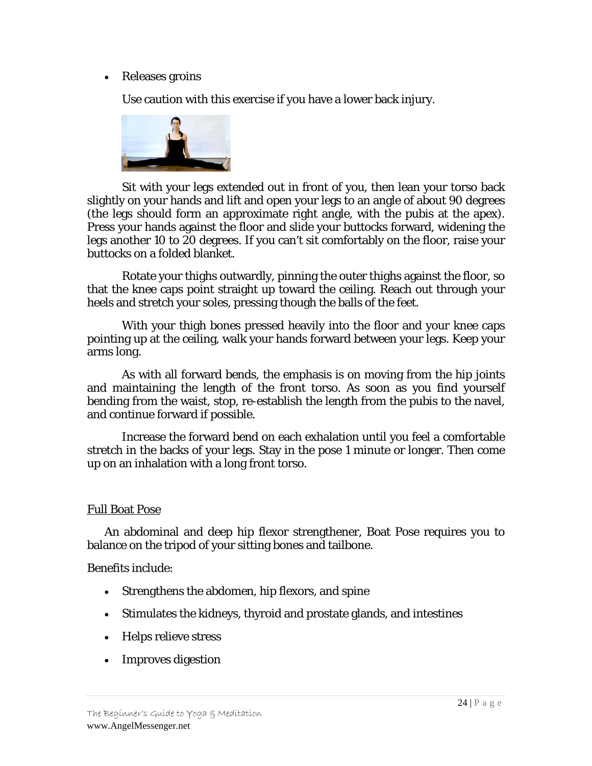- Releases groins

  Use caution with this exercise if you have a lower back injury.

Sit with your legs extended out in front of you, then lean your torso back slightly on your hands and lift and open your legs to an angle of about 90 degrees (the legs should form an approximate right angle, with the pubis at the apex). Press your hands against the floor and slide your buttocks forward, widening the legs another 10 to 20 degrees. If you can't sit comfortably on the floor, raise your buttocks on a folded blanket.

Rotate your thighs outwardly, pinning the outer thighs against the floor, so that the knee caps point straight up toward the ceiling. Reach out through your heels and stretch your soles, pressing though the balls of the feet.

With your thigh bones pressed heavily into the floor and your knee caps pointing up at the ceiling, walk your hands forward between your legs. Keep your arms long.

As with all forward bends, the emphasis is on moving from the hip joints and maintaining the length of the front torso. As soon as you find yourself bending from the waist, stop, re-establish the length from the pubis to the navel, and continue forward if possible.

Increase the forward bend on each exhalation until you feel a comfortable stretch in the backs of your legs. Stay in the pose 1 minute or longer. Then come up on an inhalation with a long front torso.

<u>Full Boat Pose</u>

An abdominal and deep hip flexor strengthener, Boat Pose requires you to balance on the tripod of your sitting bones and tailbone.

Benefits include:

- Strengthens the abdomen, hip flexors, and spine
- Stimulates the kidneys, thyroid and prostate glands, and intestines
- Helps relieve stress
- Improves digestion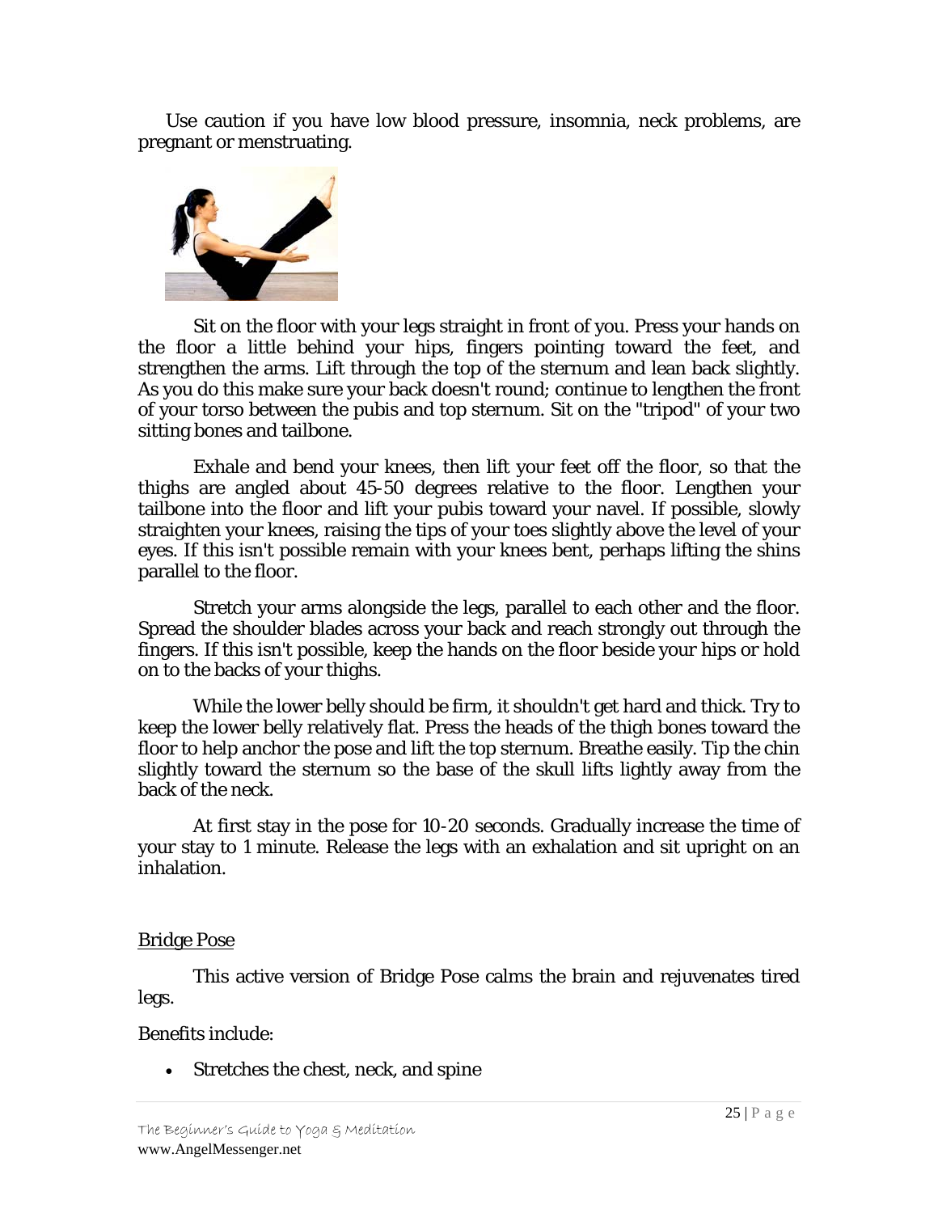Use caution if you have low blood pressure, insomnia, neck problems, are pregnant or menstruating.

Sit on the floor with your legs straight in front of you. Press your hands on the floor a little behind your hips, fingers pointing toward the feet, and strengthen the arms. Lift through the top of the sternum and lean back slightly. As you do this make sure your back doesn't round; continue to lengthen the front of your torso between the pubis and top sternum. Sit on the "tripod" of your two sitting bones and tailbone.

Exhale and bend your knees, then lift your feet off the floor, so that the thighs are angled about 45-50 degrees relative to the floor. Lengthen your tailbone into the floor and lift your pubis toward your navel. If possible, slowly straighten your knees, raising the tips of your toes slightly above the level of your eyes. If this isn't possible remain with your knees bent, perhaps lifting the shins parallel to the floor.

Stretch your arms alongside the legs, parallel to each other and the floor. Spread the shoulder blades across your back and reach strongly out through the fingers. If this isn't possible, keep the hands on the floor beside your hips or hold on to the backs of your thighs.

While the lower belly should be firm, it shouldn't get hard and thick. Try to keep the lower belly relatively flat. Press the heads of the thigh bones toward the floor to help anchor the pose and lift the top sternum. Breathe easily. Tip the chin slightly toward the sternum so the base of the skull lifts lightly away from the back of the neck.

At first stay in the pose for 10-20 seconds. Gradually increase the time of your stay to 1 minute. Release the legs with an exhalation and sit upright on an inhalation.

## Bridge Pose

This active version of Bridge Pose calms the brain and rejuvenates tired legs.

Benefits include:

- Stretches the chest, neck, and spine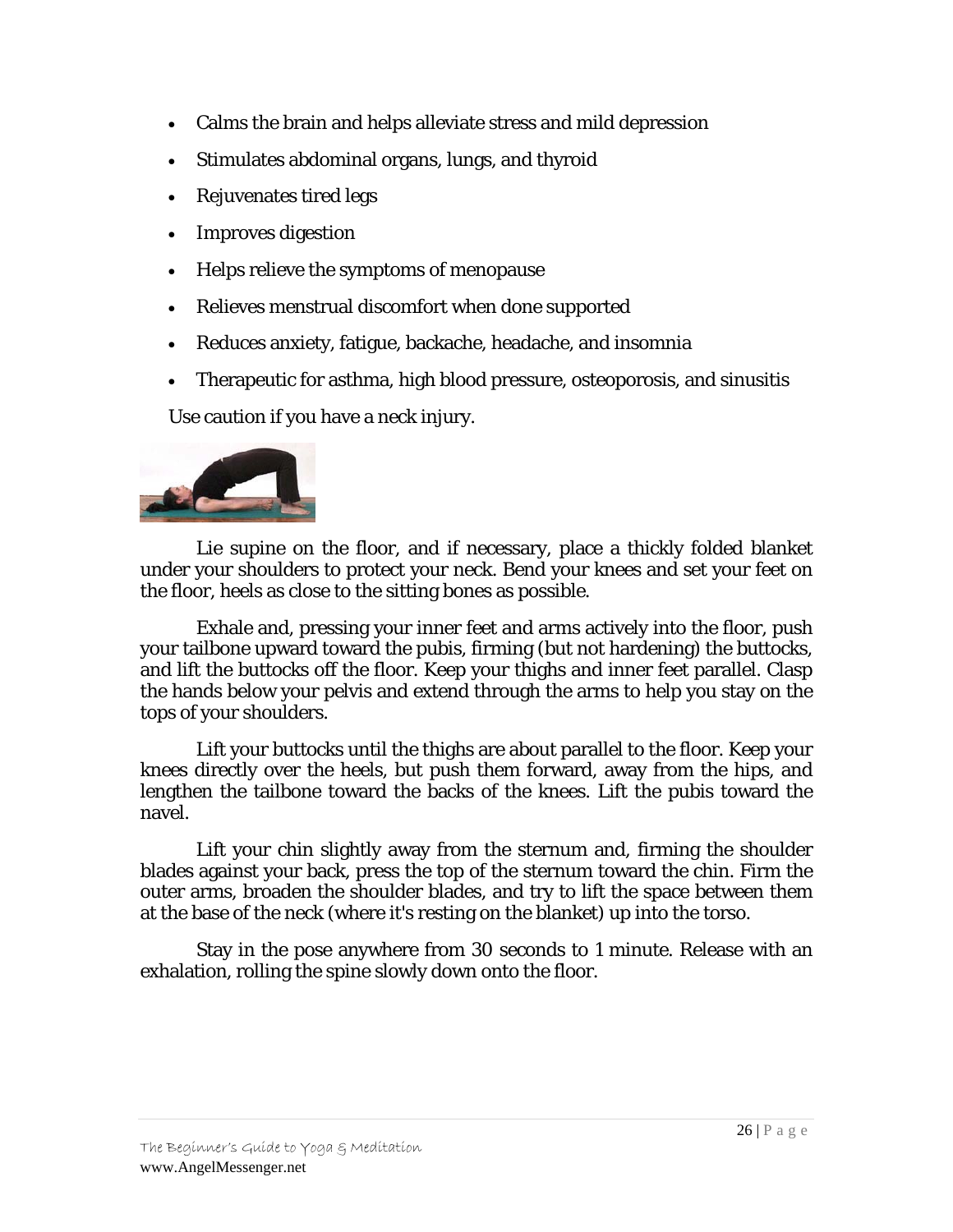- Calms the brain and helps alleviate stress and mild depression
- Stimulates abdominal organs, lungs, and thyroid
- Rejuvenates tired legs
- Improves digestion
- Helps relieve the symptoms of menopause
- Relieves menstrual discomfort when done supported
- Reduces anxiety, fatigue, backache, headache, and insomnia
- Therapeutic for asthma, high blood pressure, osteoporosis, and sinusitis

Use caution if you have a neck injury.

Lie supine on the floor, and if necessary, place a thickly folded blanket under your shoulders to protect your neck. Bend your knees and set your feet on the floor, heels as close to the sitting bones as possible.

Exhale and, pressing your inner feet and arms actively into the floor, push your tailbone upward toward the pubis, firming (but not hardening) the buttocks, and lift the buttocks off the floor. Keep your thighs and inner feet parallel. Clasp the hands below your pelvis and extend through the arms to help you stay on the tops of your shoulders.

Lift your buttocks until the thighs are about parallel to the floor. Keep your knees directly over the heels, but push them forward, away from the hips, and lengthen the tailbone toward the backs of the knees. Lift the pubis toward the navel.

Lift your chin slightly away from the sternum and, firming the shoulder blades against your back, press the top of the sternum toward the chin. Firm the outer arms, broaden the shoulder blades, and try to lift the space between them at the base of the neck (where it's resting on the blanket) up into the torso.

Stay in the pose anywhere from 30 seconds to 1 minute. Release with an exhalation, rolling the spine slowly down onto the floor.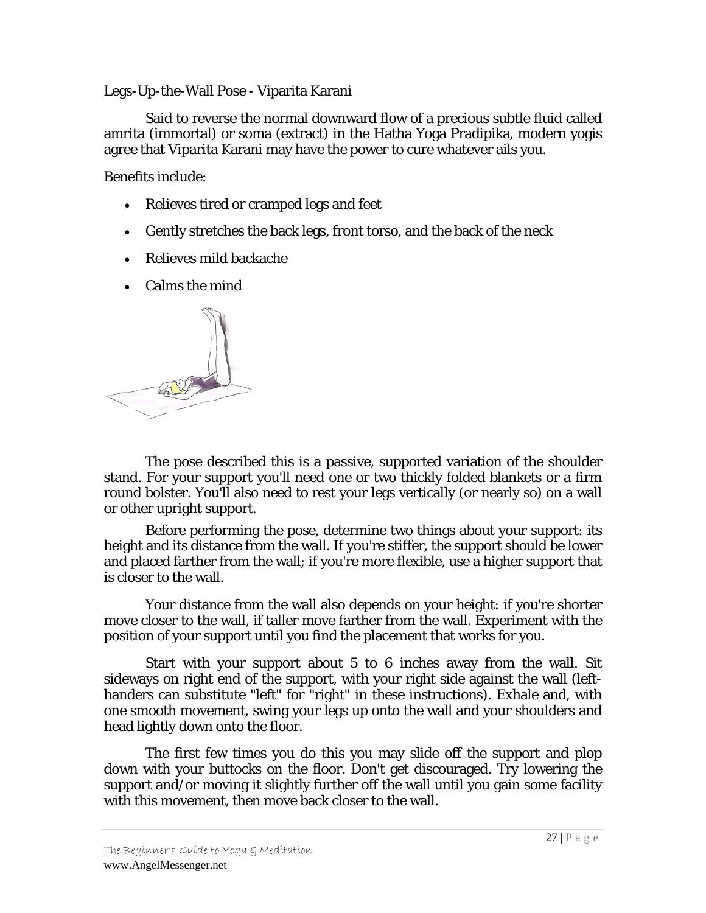## Legs-Up-the-Wall Pose - Viparita Karani

Said to reverse the normal downward flow of a precious subtle fluid called amrita (immortal) or soma (extract) in the Hatha Yoga Pradipika, modern yogis agree that Viparita Karani may have the power to cure whatever ails you.

Benefits include:

- Relieves tired or cramped legs and feet
- Gently stretches the back legs, front torso, and the back of the neck
- Relieves mild backache
- Calms the mind

The pose described this is a passive, supported variation of the shoulder stand. For your support you'll need one or two thickly folded blankets or a firm round bolster. You'll also need to rest your legs vertically (or nearly so) on a wall or other upright support.

Before performing the pose, determine two things about your support: its height and its distance from the wall. If you're stiffer, the support should be lower and placed farther from the wall; if you're more flexible, use a higher support that is closer to the wall.

Your distance from the wall also depends on your height: if you're shorter move closer to the wall, if taller move farther from the wall. Experiment with the position of your support until you find the placement that works for you.

Start with your support about 5 to 6 inches away from the wall. Sit sideways on right end of the support, with your right side against the wall (left-handers can substitute "left" for "right" in these instructions). Exhale and, with one smooth movement, swing your legs up onto the wall and your shoulders and head lightly down onto the floor.

The first few times you do this you may slide off the support and plop down with your buttocks on the floor. Don't get discouraged. Try lowering the support and/or moving it slightly further off the wall until you gain some facility with this movement, then move back closer to the wall.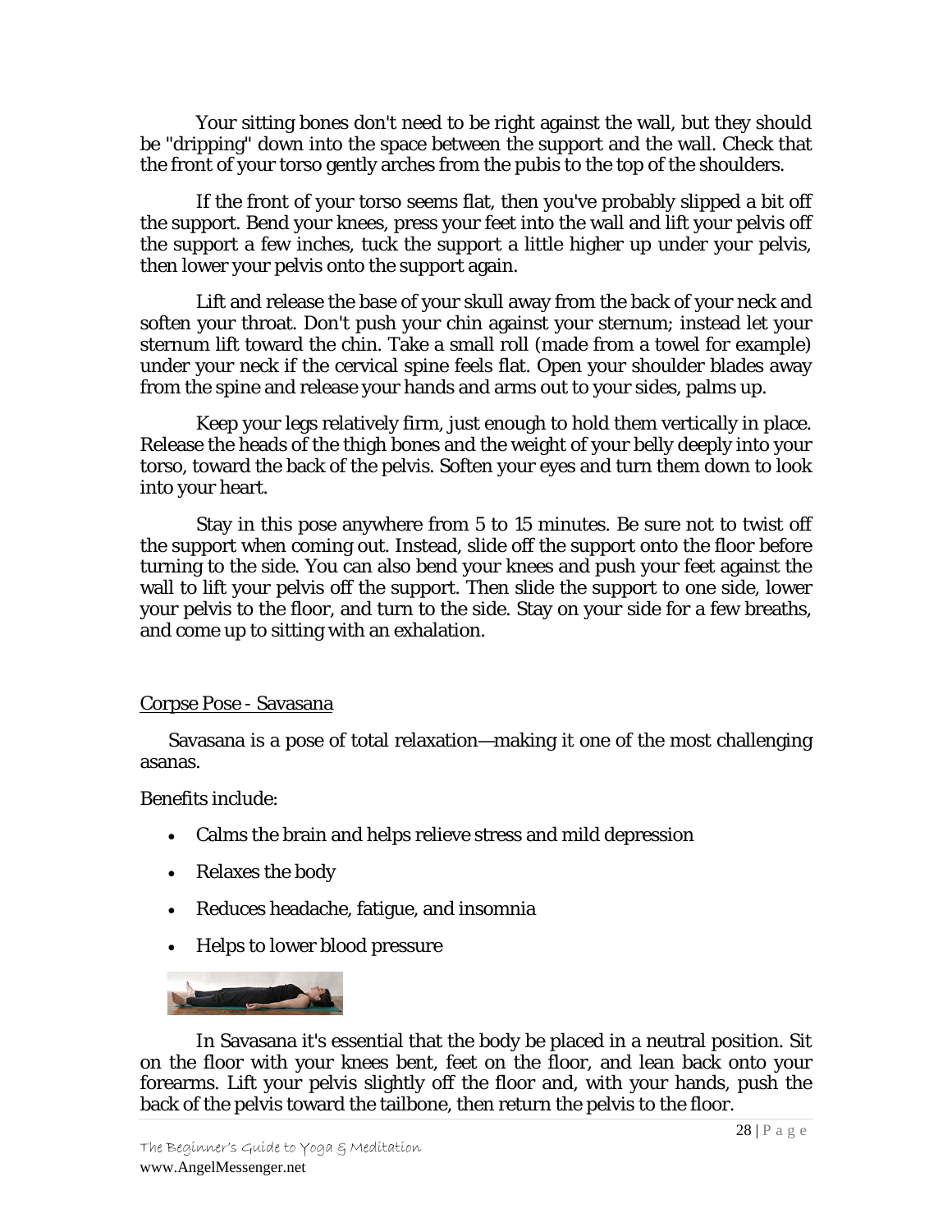Your sitting bones don't need to be right against the wall, but they should be "dripping" down into the space between the support and the wall. Check that the front of your torso gently arches from the pubis to the top of the shoulders.

If the front of your torso seems flat, then you've probably slipped a bit off the support. Bend your knees, press your feet into the wall and lift your pelvis off the support a few inches, tuck the support a little higher up under your pelvis, then lower your pelvis onto the support again.

Lift and release the base of your skull away from the back of your neck and soften your throat. Don't push your chin against your sternum; instead let your sternum lift toward the chin. Take a small roll (made from a towel for example) under your neck if the cervical spine feels flat. Open your shoulder blades away from the spine and release your hands and arms out to your sides, palms up.

Keep your legs relatively firm, just enough to hold them vertically in place. Release the heads of the thigh bones and the weight of your belly deeply into your torso, toward the back of the pelvis. Soften your eyes and turn them down to look into your heart.

Stay in this pose anywhere from 5 to 15 minutes. Be sure not to twist off the support when coming out. Instead, slide off the support onto the floor before turning to the side. You can also bend your knees and push your feet against the wall to lift your pelvis off the support. Then slide the support to one side, lower your pelvis to the floor, and turn to the side. Stay on your side for a few breaths, and come up to sitting with an exhalation.

Corpse Pose - Savasana

Savasana is a pose of total relaxation—making it one of the most challenging asanas.

Benefits include:

- Calms the brain and helps relieve stress and mild depression
- Relaxes the body
- Reduces headache, fatigue, and insomnia
- Helps to lower blood pressure

In Savasana it's essential that the body be placed in a neutral position. Sit on the floor with your knees bent, feet on the floor, and lean back onto your forearms. Lift your pelvis slightly off the floor and, with your hands, push the back of the pelvis toward the tailbone, then return the pelvis to the floor.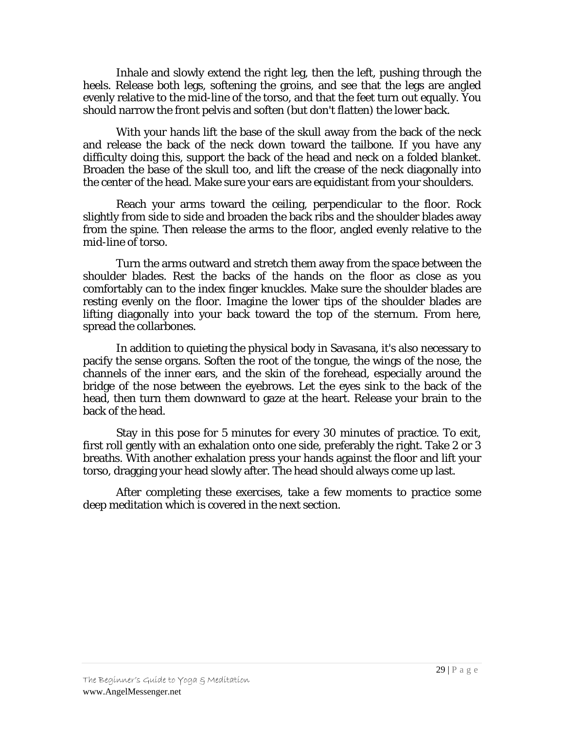Inhale and slowly extend the right leg, then the left, pushing through the heels. Release both legs, softening the groins, and see that the legs are angled evenly relative to the mid-line of the torso, and that the feet turn out equally. You should narrow the front pelvis and soften (but don't flatten) the lower back.

With your hands lift the base of the skull away from the back of the neck and release the back of the neck down toward the tailbone. If you have any difficulty doing this, support the back of the head and neck on a folded blanket. Broaden the base of the skull too, and lift the crease of the neck diagonally into the center of the head. Make sure your ears are equidistant from your shoulders.

Reach your arms toward the ceiling, perpendicular to the floor. Rock slightly from side to side and broaden the back ribs and the shoulder blades away from the spine. Then release the arms to the floor, angled evenly relative to the mid-line of torso.

Turn the arms outward and stretch them away from the space between the shoulder blades. Rest the backs of the hands on the floor as close as you comfortably can to the index finger knuckles. Make sure the shoulder blades are resting evenly on the floor. Imagine the lower tips of the shoulder blades are lifting diagonally into your back toward the top of the sternum. From here, spread the collarbones.

In addition to quieting the physical body in Savasana, it's also necessary to pacify the sense organs. Soften the root of the tongue, the wings of the nose, the channels of the inner ears, and the skin of the forehead, especially around the bridge of the nose between the eyebrows. Let the eyes sink to the back of the head, then turn them downward to gaze at the heart. Release your brain to the back of the head.

Stay in this pose for 5 minutes for every 30 minutes of practice. To exit, first roll gently with an exhalation onto one side, preferably the right. Take 2 or 3 breaths. With another exhalation press your hands against the floor and lift your torso, dragging your head slowly after. The head should always come up last.

After completing these exercises, take a few moments to practice some deep meditation which is covered in the next section.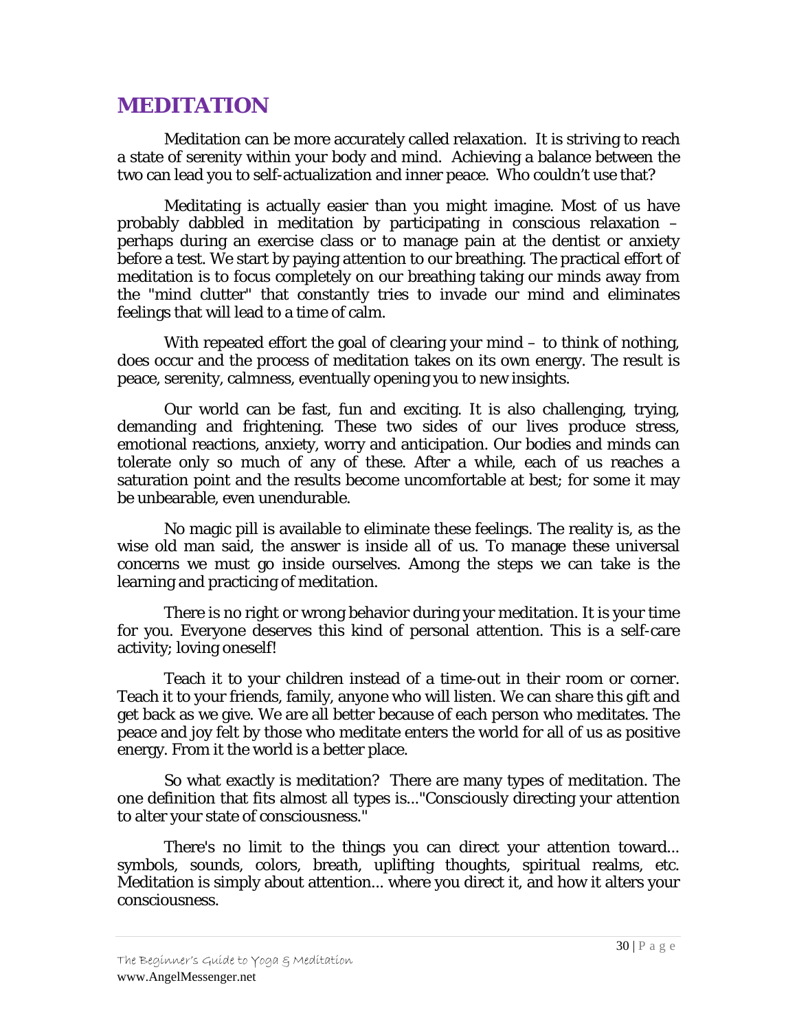# MEDITATION

Meditation can be more accurately called relaxation. It is striving to reach a state of serenity within your body and mind. Achieving a balance between the two can lead you to self-actualization and inner peace. Who couldn't use that?

Meditating is actually easier than you might imagine. Most of us have probably dabbled in meditation by participating in conscious relaxation – perhaps during an exercise class or to manage pain at the dentist or anxiety before a test. We start by paying attention to our breathing. The practical effort of meditation is to focus completely on our breathing taking our minds away from the "mind clutter" that constantly tries to invade our mind and eliminates feelings that will lead to a time of calm.

With repeated effort the goal of clearing your mind – to think of nothing, does occur and the process of meditation takes on its own energy. The result is peace, serenity, calmness, eventually opening you to new insights.

Our world can be fast, fun and exciting. It is also challenging, trying, demanding and frightening. These two sides of our lives produce stress, emotional reactions, anxiety, worry and anticipation. Our bodies and minds can tolerate only so much of any of these. After a while, each of us reaches a saturation point and the results become uncomfortable at best; for some it may be unbearable, even unendurable.

No magic pill is available to eliminate these feelings. The reality is, as the wise old man said, the answer is inside all of us. To manage these universal concerns we must go inside ourselves. Among the steps we can take is the learning and practicing of meditation.

There is no right or wrong behavior during your meditation. It is your time for you. Everyone deserves this kind of personal attention. This is a self-care activity; loving oneself!

Teach it to your children instead of a time-out in their room or corner. Teach it to your friends, family, anyone who will listen. We can share this gift and get back as we give. We are all better because of each person who meditates. The peace and joy felt by those who meditate enters the world for all of us as positive energy. From it the world is a better place.

So what exactly is meditation? There are many types of meditation. The one definition that fits almost all types is..."Consciously directing your attention to alter your state of consciousness."

There's no limit to the things you can direct your attention toward... symbols, sounds, colors, breath, uplifting thoughts, spiritual realms, etc. Meditation is simply about attention... where you direct it, and how it alters your consciousness.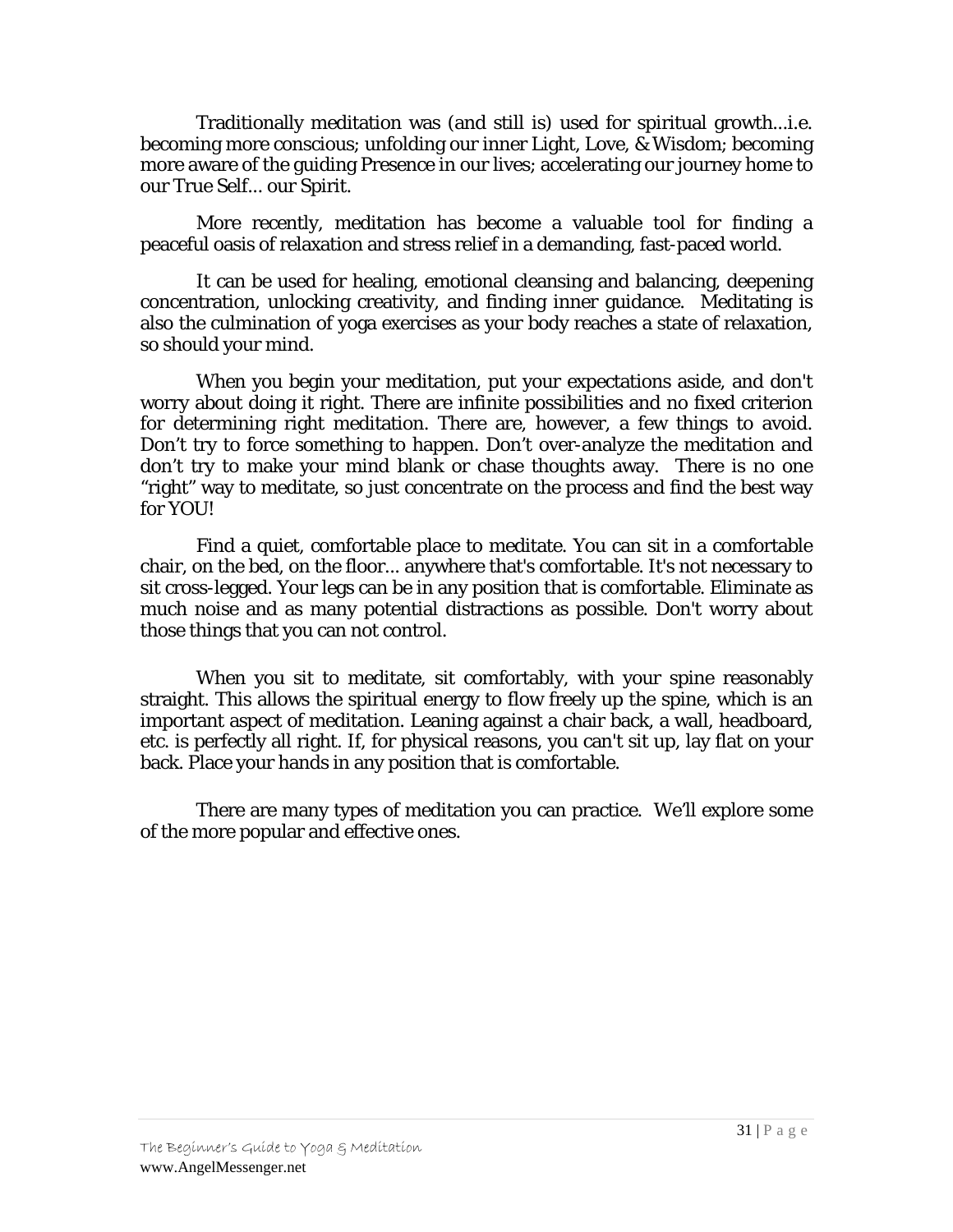Traditionally meditation was (and still is) used for spiritual growth...i.e. becoming more conscious; unfolding our inner Light, Love, & Wisdom; becoming more aware of the guiding Presence in our lives; accelerating our journey home to our True Self... our Spirit.

More recently, meditation has become a valuable tool for finding a peaceful oasis of relaxation and stress relief in a demanding, fast-paced world.

It can be used for healing, emotional cleansing and balancing, deepening concentration, unlocking creativity, and finding inner guidance. Meditating is also the culmination of yoga exercises as your body reaches a state of relaxation, so should your mind.

When you begin your meditation, put your expectations aside, and don't worry about doing it right. There are infinite possibilities and no fixed criterion for determining right meditation. There are, however, a few things to avoid. Don't try to force something to happen. Don't over-analyze the meditation and don't try to make your mind blank or chase thoughts away. There is no one "right" way to meditate, so just concentrate on the process and find the best way for YOU!

Find a quiet, comfortable place to meditate. You can sit in a comfortable chair, on the bed, on the floor... anywhere that's comfortable. It's not necessary to sit cross-legged. Your legs can be in any position that is comfortable. Eliminate as much noise and as many potential distractions as possible. Don't worry about those things that you can not control.

When you sit to meditate, sit comfortably, with your spine reasonably straight. This allows the spiritual energy to flow freely up the spine, which is an important aspect of meditation. Leaning against a chair back, a wall, headboard, etc. is perfectly all right. If, for physical reasons, you can't sit up, lay flat on your back. Place your hands in any position that is comfortable.

There are many types of meditation you can practice. We'll explore some of the more popular and effective ones.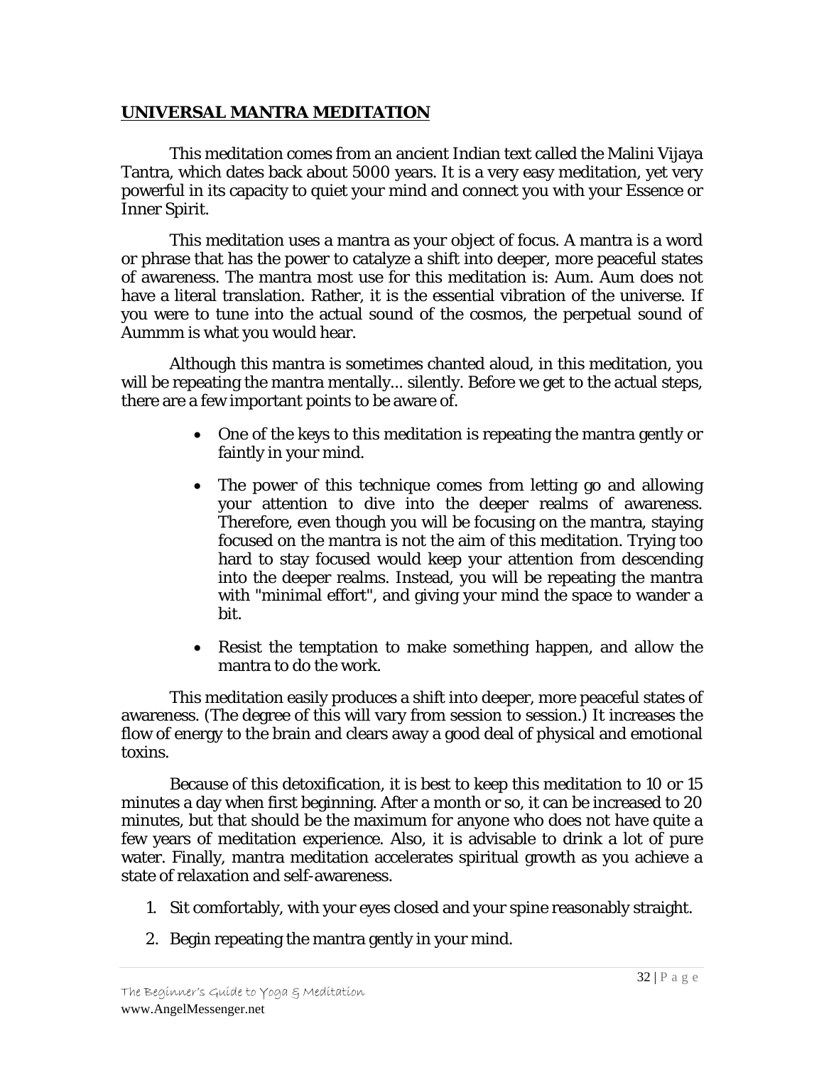## UNIVERSAL MANTRA MEDITATION

This meditation comes from an ancient Indian text called the Malini Vijaya Tantra, which dates back about 5000 years. It is a very easy meditation, yet very powerful in its capacity to quiet your mind and connect you with your Essence or Inner Spirit.

This meditation uses a mantra as your object of focus. A mantra is a word or phrase that has the power to catalyze a shift into deeper, more peaceful states of awareness. The mantra most use for this meditation is: Aum. Aum does not have a literal translation. Rather, it is the essential vibration of the universe. If you were to tune into the actual sound of the cosmos, the perpetual sound of Aummm is what you would hear.

Although this mantra is sometimes chanted aloud, in this meditation, you will be repeating the mantra mentally... silently. Before we get to the actual steps, there are a few important points to be aware of.

- One of the keys to this meditation is repeating the mantra gently or faintly in your mind.
- The power of this technique comes from letting go and allowing your attention to dive into the deeper realms of awareness. Therefore, even though you will be focusing on the mantra, staying focused on the mantra is not the aim of this meditation. Trying too hard to stay focused would keep your attention from descending into the deeper realms. Instead, you will be repeating the mantra with "minimal effort", and giving your mind the space to wander a bit.
- Resist the temptation to make something happen, and allow the mantra to do the work.

This meditation easily produces a shift into deeper, more peaceful states of awareness. (The degree of this will vary from session to session.) It increases the flow of energy to the brain and clears away a good deal of physical and emotional toxins.

Because of this detoxification, it is best to keep this meditation to 10 or 15 minutes a day when first beginning. After a month or so, it can be increased to 20 minutes, but that should be the maximum for anyone who does not have quite a few years of meditation experience. Also, it is advisable to drink a lot of pure water. Finally, mantra meditation accelerates spiritual growth as you achieve a state of relaxation and self-awareness.

1. Sit comfortably, with your eyes closed and your spine reasonably straight.
2. Begin repeating the mantra gently in your mind.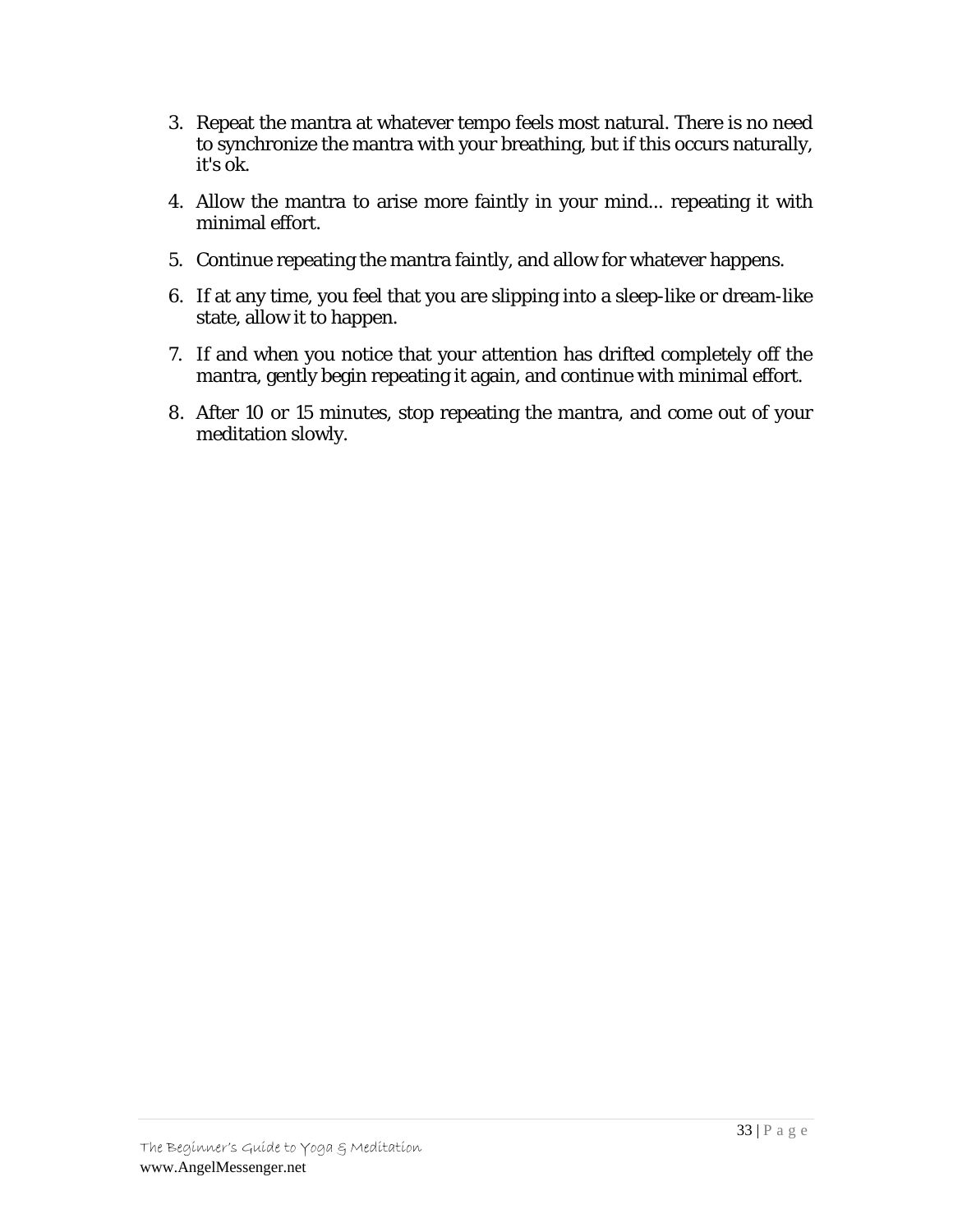3. Repeat the mantra at whatever tempo feels most natural. There is no need to synchronize the mantra with your breathing, but if this occurs naturally, it's ok.

4. Allow the mantra to arise more faintly in your mind... repeating it with minimal effort.

5. Continue repeating the mantra faintly, and allow for whatever happens.

6. If at any time, you feel that you are slipping into a sleep-like or dream-like state, allow it to happen.

7. If and when you notice that your attention has drifted completely off the mantra, gently begin repeating it again, and continue with minimal effort.

8. After 10 or 15 minutes, stop repeating the mantra, and come out of your meditation slowly.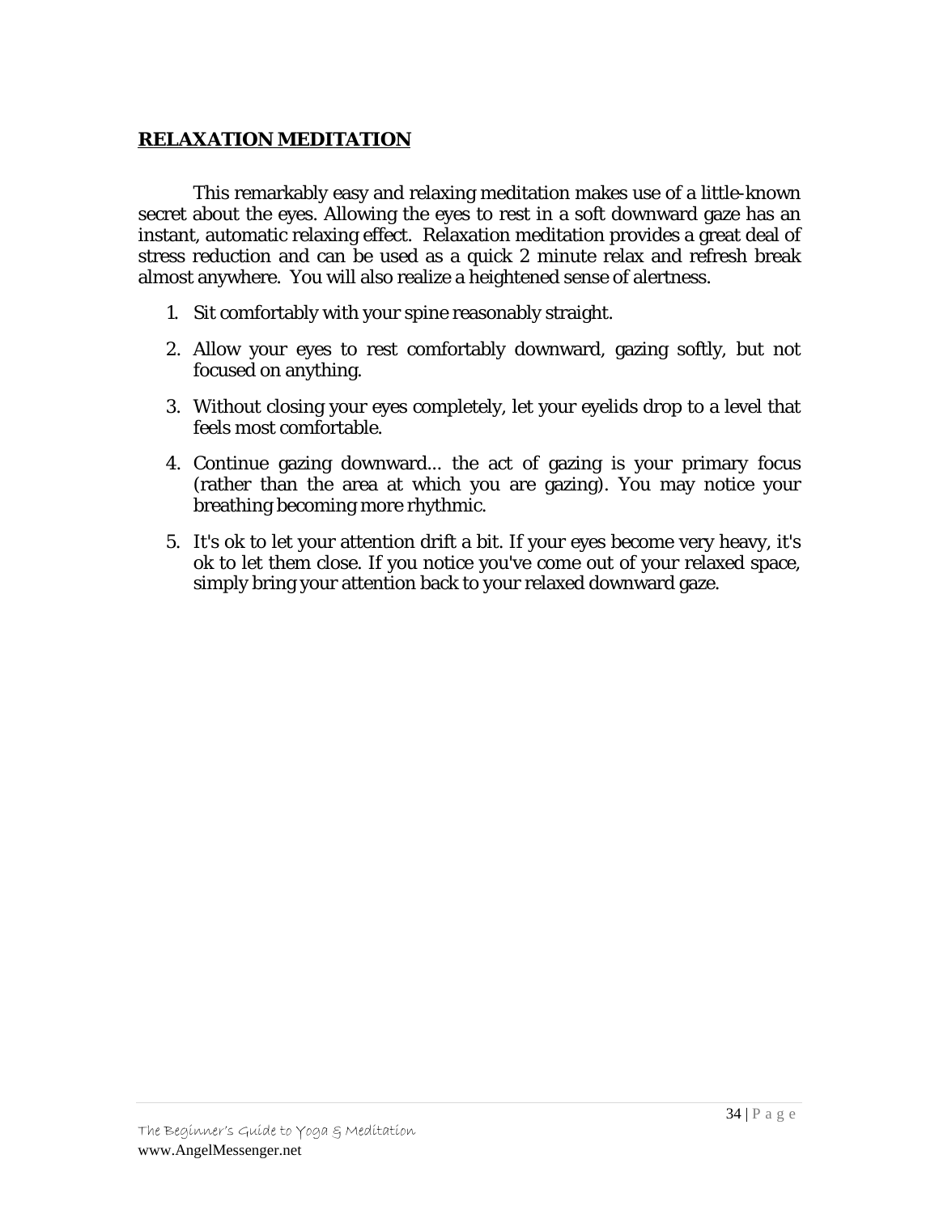## RELAXATION MEDITATION

This remarkably easy and relaxing meditation makes use of a little-known secret about the eyes. Allowing the eyes to rest in a soft downward gaze has an instant, automatic relaxing effect. Relaxation meditation provides a great deal of stress reduction and can be used as a quick 2 minute relax and refresh break almost anywhere. You will also realize a heightened sense of alertness.

1. Sit comfortably with your spine reasonably straight.
2. Allow your eyes to rest comfortably downward, gazing softly, but not focused on anything.
3. Without closing your eyes completely, let your eyelids drop to a level that feels most comfortable.
4. Continue gazing downward... the act of gazing is your primary focus (rather than the area at which you are gazing). You may notice your breathing becoming more rhythmic.
5. It's ok to let your attention drift a bit. If your eyes become very heavy, it's ok to let them close. If you notice you've come out of your relaxed space, simply bring your attention back to your relaxed downward gaze.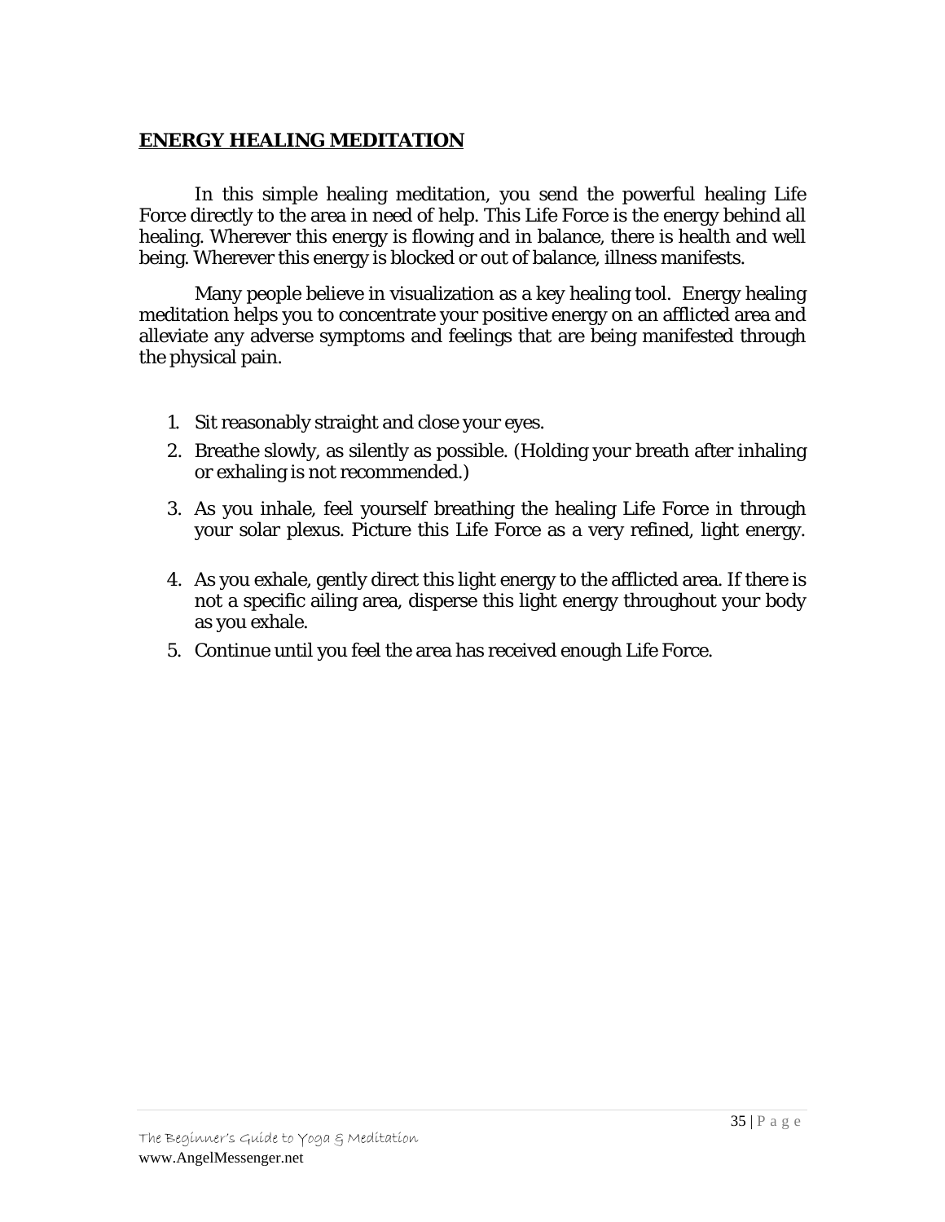## **ENERGY HEALING MEDITATION**

In this simple healing meditation, you send the powerful healing Life Force directly to the area in need of help. This Life Force is the energy behind all healing. Wherever this energy is flowing and in balance, there is health and well being. Wherever this energy is blocked or out of balance, illness manifests.

Many people believe in visualization as a key healing tool. Energy healing meditation helps you to concentrate your positive energy on an afflicted area and alleviate any adverse symptoms and feelings that are being manifested through the physical pain.

1. Sit reasonably straight and close your eyes.
2. Breathe slowly, as silently as possible. (Holding your breath after inhaling or exhaling is not recommended.)
3. As you inhale, feel yourself breathing the healing Life Force in through your solar plexus. Picture this Life Force as a very refined, light energy.
4. As you exhale, gently direct this light energy to the afflicted area. If there is not a specific ailing area, disperse this light energy throughout your body as you exhale.
5. Continue until you feel the area has received enough Life Force.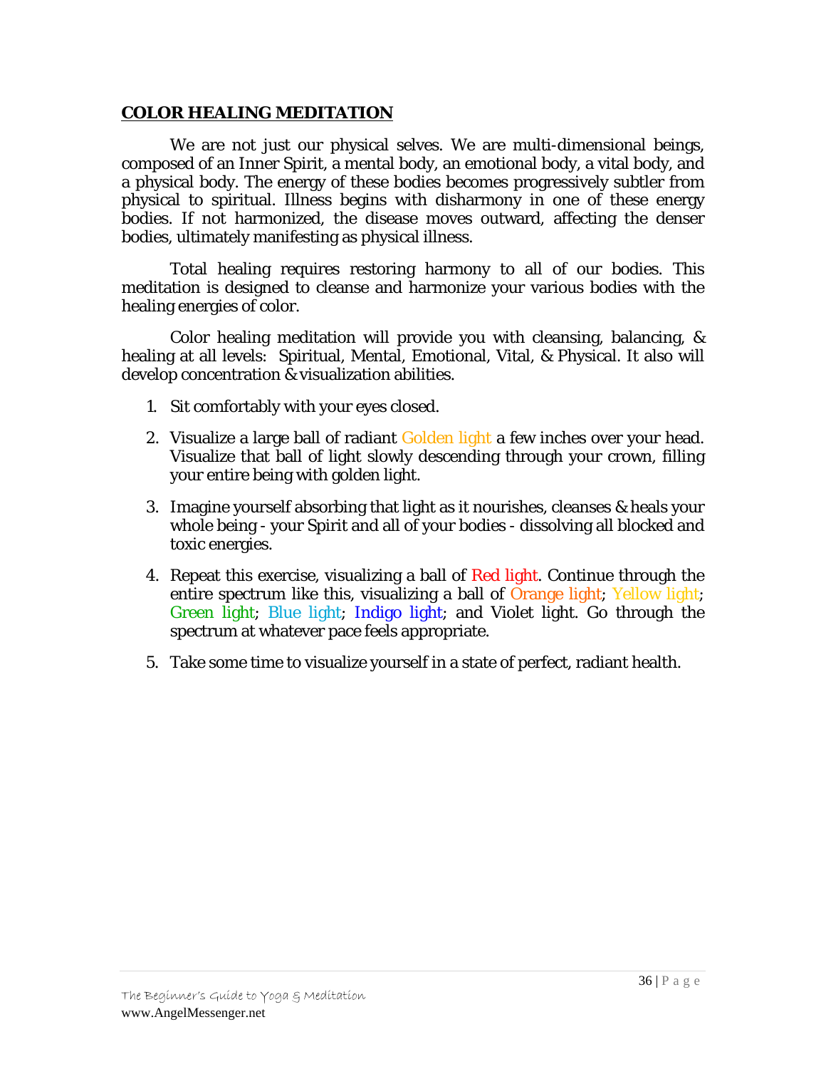## COLOR HEALING MEDITATION

We are not just our physical selves. We are multi-dimensional beings, composed of an Inner Spirit, a mental body, an emotional body, a vital body, and a physical body. The energy of these bodies becomes progressively subtler from physical to spiritual. Illness begins with disharmony in one of these energy bodies. If not harmonized, the disease moves outward, affecting the denser bodies, ultimately manifesting as physical illness.

Total healing requires restoring harmony to all of our bodies. This meditation is designed to cleanse and harmonize your various bodies with the healing energies of color.

Color healing meditation will provide you with cleansing, balancing, & healing at all levels: Spiritual, Mental, Emotional, Vital, & Physical. It also will develop concentration & visualization abilities.

1. Sit comfortably with your eyes closed.
2. Visualize a large ball of radiant Golden light a few inches over your head. Visualize that ball of light slowly descending through your crown, filling your entire being with golden light.
3. Imagine yourself absorbing that light as it nourishes, cleanses & heals your whole being - your Spirit and all of your bodies - dissolving all blocked and toxic energies.
4. Repeat this exercise, visualizing a ball of Red light. Continue through the entire spectrum like this, visualizing a ball of Orange light; Yellow light; Green light; Blue light; Indigo light; and Violet light. Go through the spectrum at whatever pace feels appropriate.
5. Take some time to visualize yourself in a state of perfect, radiant health.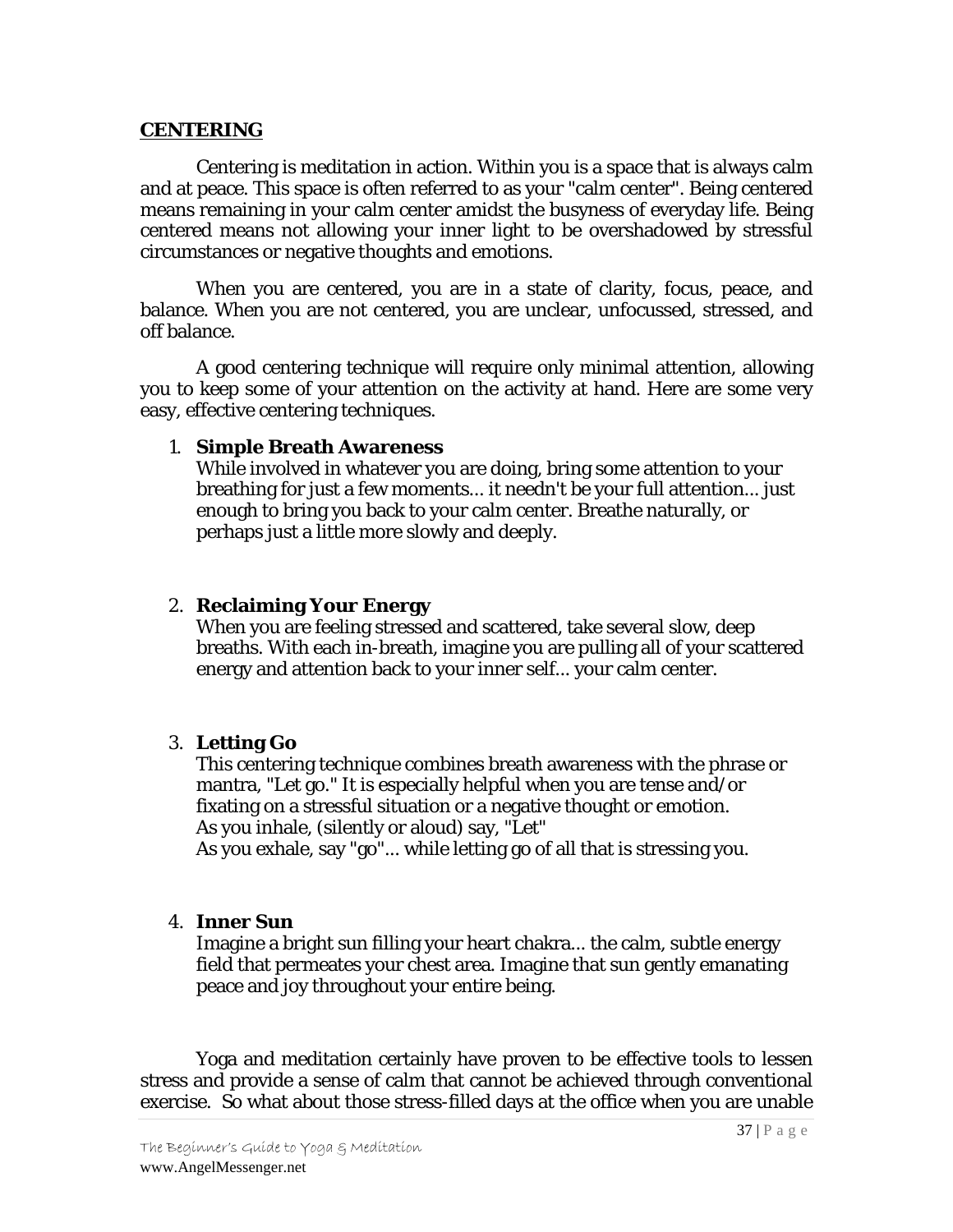## CENTERING

Centering is meditation in action. Within you is a space that is always calm and at peace. This space is often referred to as your "calm center". Being centered means remaining in your calm center amidst the busyness of everyday life. Being centered means not allowing your inner light to be overshadowed by stressful circumstances or negative thoughts and emotions.

When you are centered, you are in a state of clarity, focus, peace, and balance. When you are not centered, you are unclear, unfocussed, stressed, and off balance.

A good centering technique will require only minimal attention, allowing you to keep some of your attention on the activity at hand. Here are some very easy, effective centering techniques.

1. **Simple Breath Awareness**
   While involved in whatever you are doing, bring some attention to your breathing for just a few moments... it needn't be your full attention... just enough to bring you back to your calm center. Breathe naturally, or perhaps just a little more slowly and deeply.

2. **Reclaiming Your Energy**
   When you are feeling stressed and scattered, take several slow, deep breaths. With each in-breath, imagine you are pulling all of your scattered energy and attention back to your inner self... your calm center.

3. **Letting Go**
   This centering technique combines breath awareness with the phrase or mantra, "Let go." It is especially helpful when you are tense and/or fixating on a stressful situation or a negative thought or emotion.
   As you inhale, (silently or aloud) say, "Let"
   As you exhale, say "go"... while letting go of all that is stressing you.

4. **Inner Sun**
   Imagine a bright sun filling your heart chakra... the calm, subtle energy field that permeates your chest area. Imagine that sun gently emanating peace and joy throughout your entire being.

Yoga and meditation certainly have proven to be effective tools to lessen stress and provide a sense of calm that cannot be achieved through conventional exercise. So what about those stress-filled days at the office when you are unable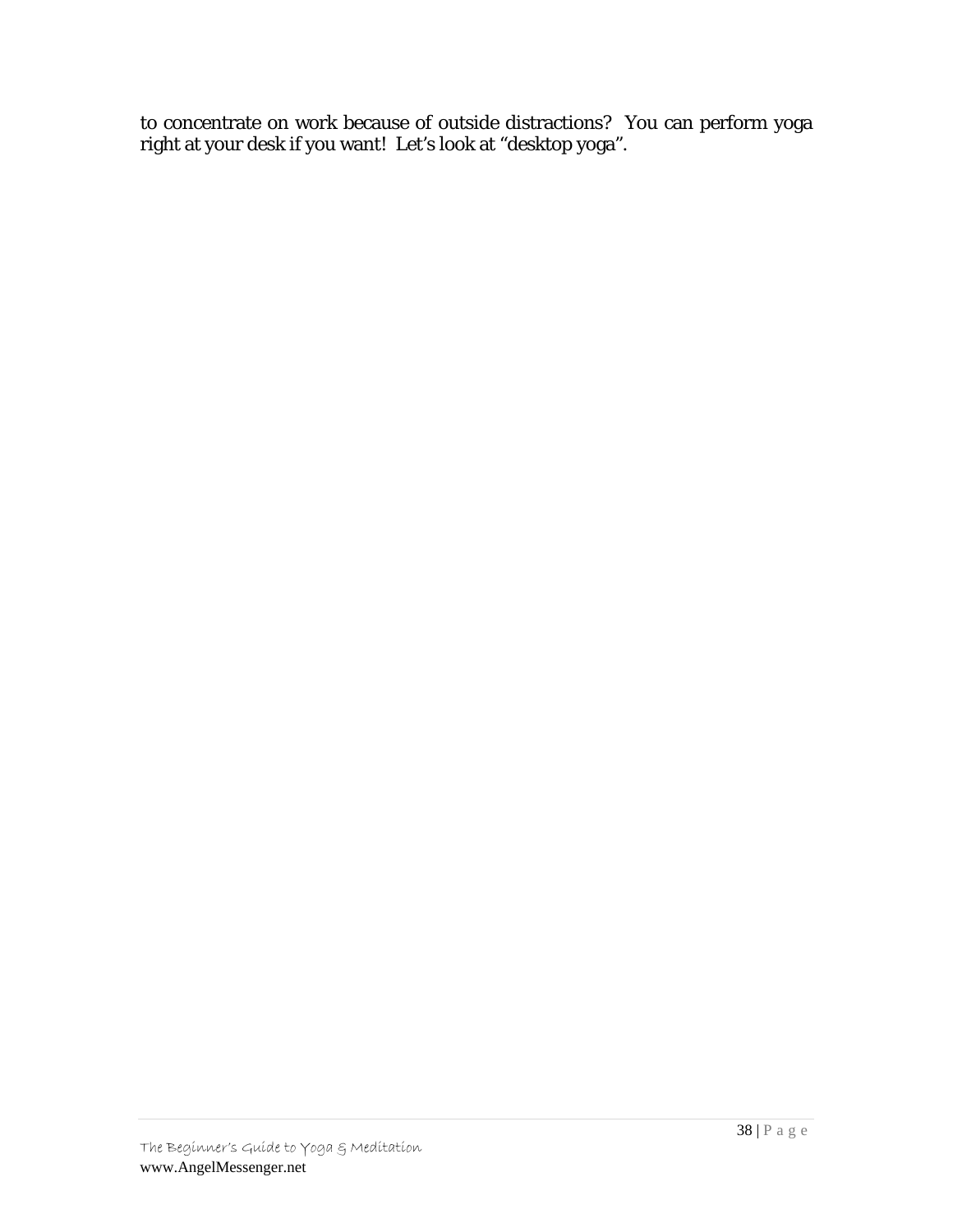to concentrate on work because of outside distractions? You can perform yoga right at your desk if you want! Let's look at "desktop yoga".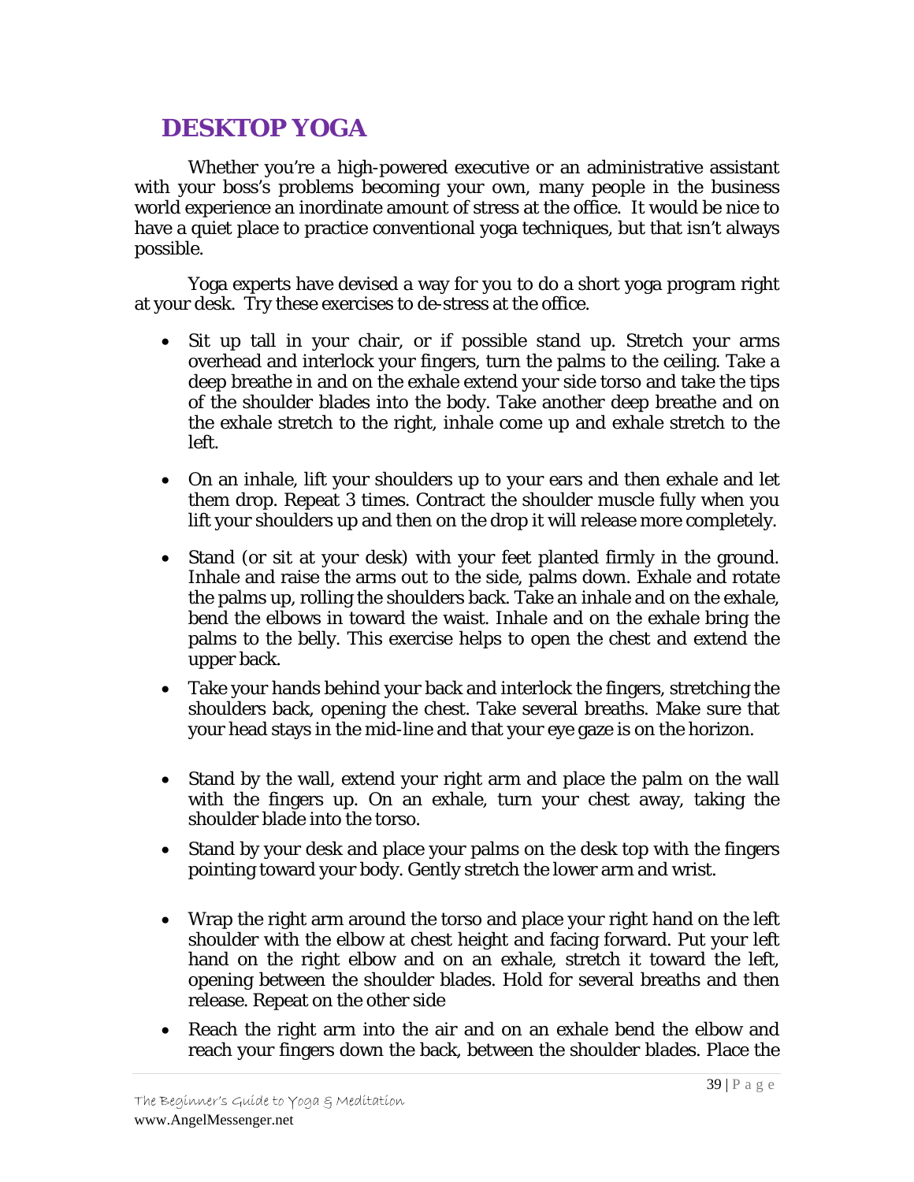## DESKTOP YOGA

Whether you're a high-powered executive or an administrative assistant with your boss's problems becoming your own, many people in the business world experience an inordinate amount of stress at the office. It would be nice to have a quiet place to practice conventional yoga techniques, but that isn't always possible.

Yoga experts have devised a way for you to do a short yoga program right at your desk. Try these exercises to de-stress at the office.

- Sit up tall in your chair, or if possible stand up. Stretch your arms overhead and interlock your fingers, turn the palms to the ceiling. Take a deep breathe in and on the exhale extend your side torso and take the tips of the shoulder blades into the body. Take another deep breathe and on the exhale stretch to the right, inhale come up and exhale stretch to the left.

- On an inhale, lift your shoulders up to your ears and then exhale and let them drop. Repeat 3 times. Contract the shoulder muscle fully when you lift your shoulders up and then on the drop it will release more completely.

- Stand (or sit at your desk) with your feet planted firmly in the ground. Inhale and raise the arms out to the side, palms down. Exhale and rotate the palms up, rolling the shoulders back. Take an inhale and on the exhale, bend the elbows in toward the waist. Inhale and on the exhale bring the palms to the belly. This exercise helps to open the chest and extend the upper back.

- Take your hands behind your back and interlock the fingers, stretching the shoulders back, opening the chest. Take several breaths. Make sure that your head stays in the mid-line and that your eye gaze is on the horizon.

- Stand by the wall, extend your right arm and place the palm on the wall with the fingers up. On an exhale, turn your chest away, taking the shoulder blade into the torso.

- Stand by your desk and place your palms on the desk top with the fingers pointing toward your body. Gently stretch the lower arm and wrist.

- Wrap the right arm around the torso and place your right hand on the left shoulder with the elbow at chest height and facing forward. Put your left hand on the right elbow and on an exhale, stretch it toward the left, opening between the shoulder blades. Hold for several breaths and then release. Repeat on the other side

- Reach the right arm into the air and on an exhale bend the elbow and reach your fingers down the back, between the shoulder blades. Place the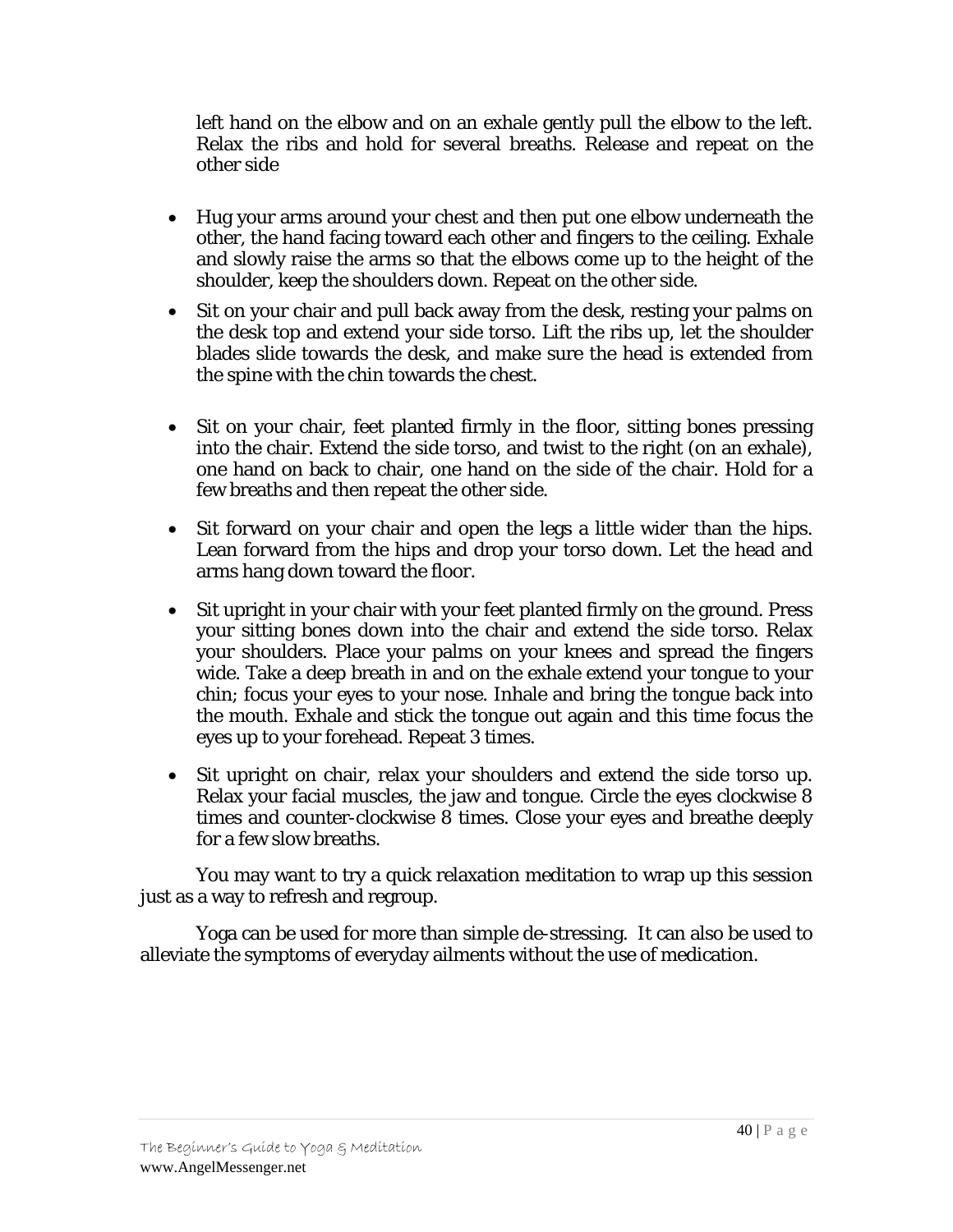left hand on the elbow and on an exhale gently pull the elbow to the left. Relax the ribs and hold for several breaths. Release and repeat on the other side

- Hug your arms around your chest and then put one elbow underneath the other, the hand facing toward each other and fingers to the ceiling. Exhale and slowly raise the arms so that the elbows come up to the height of the shoulder, keep the shoulders down. Repeat on the other side.
- Sit on your chair and pull back away from the desk, resting your palms on the desk top and extend your side torso. Lift the ribs up, let the shoulder blades slide towards the desk, and make sure the head is extended from the spine with the chin towards the chest.
- Sit on your chair, feet planted firmly in the floor, sitting bones pressing into the chair. Extend the side torso, and twist to the right (on an exhale), one hand on back to chair, one hand on the side of the chair. Hold for a few breaths and then repeat the other side.
- Sit forward on your chair and open the legs a little wider than the hips. Lean forward from the hips and drop your torso down. Let the head and arms hang down toward the floor.
- Sit upright in your chair with your feet planted firmly on the ground. Press your sitting bones down into the chair and extend the side torso. Relax your shoulders. Place your palms on your knees and spread the fingers wide. Take a deep breath in and on the exhale extend your tongue to your chin; focus your eyes to your nose. Inhale and bring the tongue back into the mouth. Exhale and stick the tongue out again and this time focus the eyes up to your forehead. Repeat 3 times.
- Sit upright on chair, relax your shoulders and extend the side torso up. Relax your facial muscles, the jaw and tongue. Circle the eyes clockwise 8 times and counter-clockwise 8 times. Close your eyes and breathe deeply for a few slow breaths.

You may want to try a quick relaxation meditation to wrap up this session just as a way to refresh and regroup.

Yoga can be used for more than simple de-stressing. It can also be used to alleviate the symptoms of everyday ailments without the use of medication.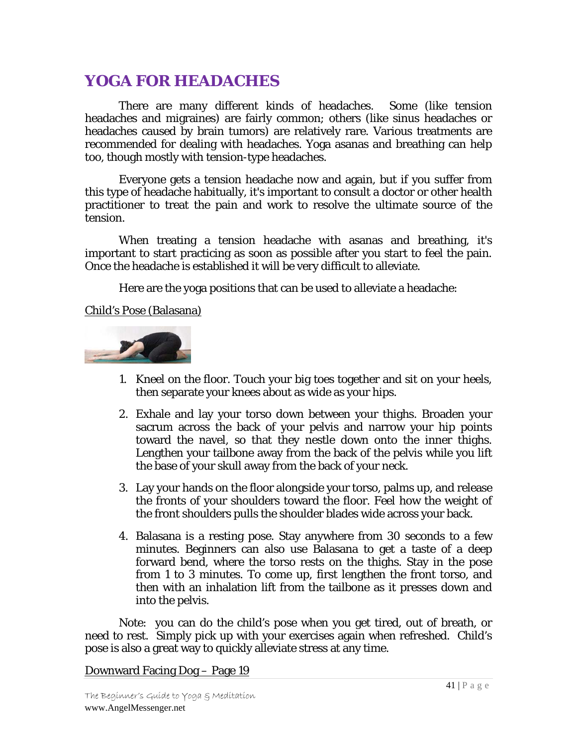# YOGA FOR HEADACHES

There are many different kinds of headaches. Some (like tension headaches and migraines) are fairly common; others (like sinus headaches or headaches caused by brain tumors) are relatively rare. Various treatments are recommended for dealing with headaches. Yoga asanas and breathing can help too, though mostly with tension-type headaches.

Everyone gets a tension headache now and again, but if you suffer from this type of headache habitually, it's important to consult a doctor or other health practitioner to treat the pain and work to resolve the ultimate source of the tension.

When treating a tension headache with asanas and breathing, it's important to start practicing as soon as possible after you start to feel the pain. Once the headache is established it will be very difficult to alleviate.

Here are the yoga positions that can be used to alleviate a headache:

Child's Pose (Balasana)

1. Kneel on the floor. Touch your big toes together and sit on your heels, then separate your knees about as wide as your hips.
2. Exhale and lay your torso down between your thighs. Broaden your sacrum across the back of your pelvis and narrow your hip points toward the navel, so that they nestle down onto the inner thighs. Lengthen your tailbone away from the back of the pelvis while you lift the base of your skull away from the back of your neck.
3. Lay your hands on the floor alongside your torso, palms up, and release the fronts of your shoulders toward the floor. Feel how the weight of the front shoulders pulls the shoulder blades wide across your back.
4. Balasana is a resting pose. Stay anywhere from 30 seconds to a few minutes. Beginners can also use Balasana to get a taste of a deep forward bend, where the torso rests on the thighs. Stay in the pose from 1 to 3 minutes. To come up, first lengthen the front torso, and then with an inhalation lift from the tailbone as it presses down and into the pelvis.

Note: you can do the child's pose when you get tired, out of breath, or need to rest. Simply pick up with your exercises again when refreshed. Child's pose is also a great way to quickly alleviate stress at any time.

Downward Facing Dog – Page 19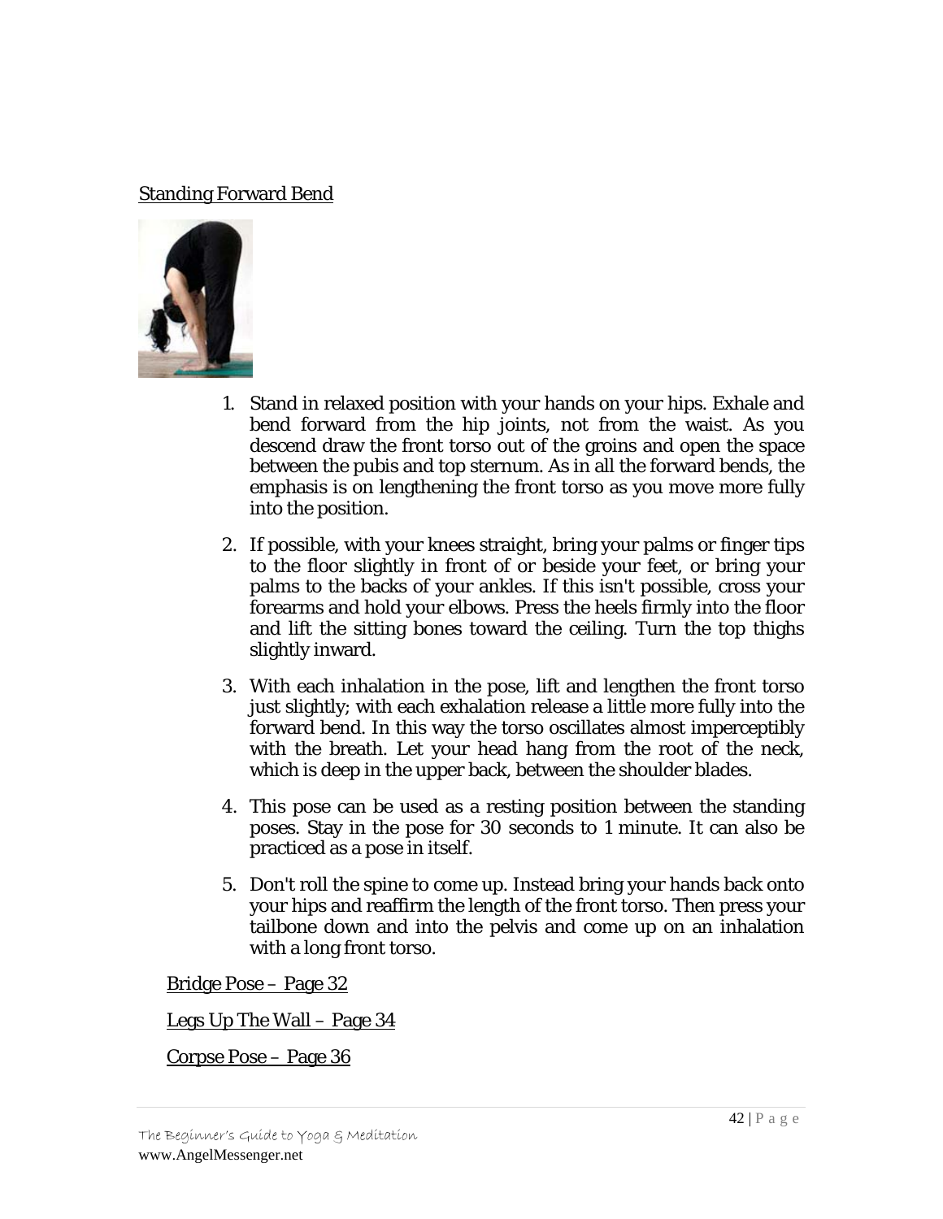Standing Forward Bend

1. Stand in relaxed position with your hands on your hips. Exhale and bend forward from the hip joints, not from the waist. As you descend draw the front torso out of the groins and open the space between the pubis and top sternum. As in all the forward bends, the emphasis is on lengthening the front torso as you move more fully into the position.

2. If possible, with your knees straight, bring your palms or finger tips to the floor slightly in front of or beside your feet, or bring your palms to the backs of your ankles. If this isn't possible, cross your forearms and hold your elbows. Press the heels firmly into the floor and lift the sitting bones toward the ceiling. Turn the top thighs slightly inward.

3. With each inhalation in the pose, lift and lengthen the front torso just slightly; with each exhalation release a little more fully into the forward bend. In this way the torso oscillates almost imperceptibly with the breath. Let your head hang from the root of the neck, which is deep in the upper back, between the shoulder blades.

4. This pose can be used as a resting position between the standing poses. Stay in the pose for 30 seconds to 1 minute. It can also be practiced as a pose in itself.

5. Don't roll the spine to come up. Instead bring your hands back onto your hips and reaffirm the length of the front torso. Then press your tailbone down and into the pelvis and come up on an inhalation with a long front torso.

Bridge Pose – Page 32

Legs Up The Wall – Page 34

Corpse Pose – Page 36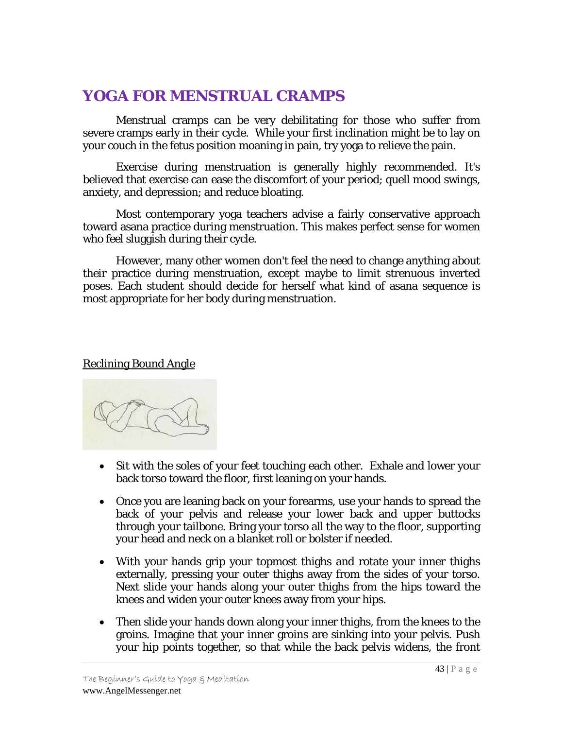# YOGA FOR MENSTRUAL CRAMPS

Menstrual cramps can be very debilitating for those who suffer from severe cramps early in their cycle. While your first inclination might be to lay on your couch in the fetus position moaning in pain, try yoga to relieve the pain.

Exercise during menstruation is generally highly recommended. It's believed that exercise can ease the discomfort of your period; quell mood swings, anxiety, and depression; and reduce bloating.

Most contemporary yoga teachers advise a fairly conservative approach toward asana practice during menstruation. This makes perfect sense for women who feel sluggish during their cycle.

However, many other women don't feel the need to change anything about their practice during menstruation, except maybe to limit strenuous inverted poses. Each student should decide for herself what kind of asana sequence is most appropriate for her body during menstruation.

<u>Reclining Bound Angle</u>

- Sit with the soles of your feet touching each other. Exhale and lower your back torso toward the floor, first leaning on your hands.
- Once you are leaning back on your forearms, use your hands to spread the back of your pelvis and release your lower back and upper buttocks through your tailbone. Bring your torso all the way to the floor, supporting your head and neck on a blanket roll or bolster if needed.
- With your hands grip your topmost thighs and rotate your inner thighs externally, pressing your outer thighs away from the sides of your torso. Next slide your hands along your outer thighs from the hips toward the knees and widen your outer knees away from your hips.
- Then slide your hands down along your inner thighs, from the knees to the groins. Imagine that your inner groins are sinking into your pelvis. Push your hip points together, so that while the back pelvis widens, the front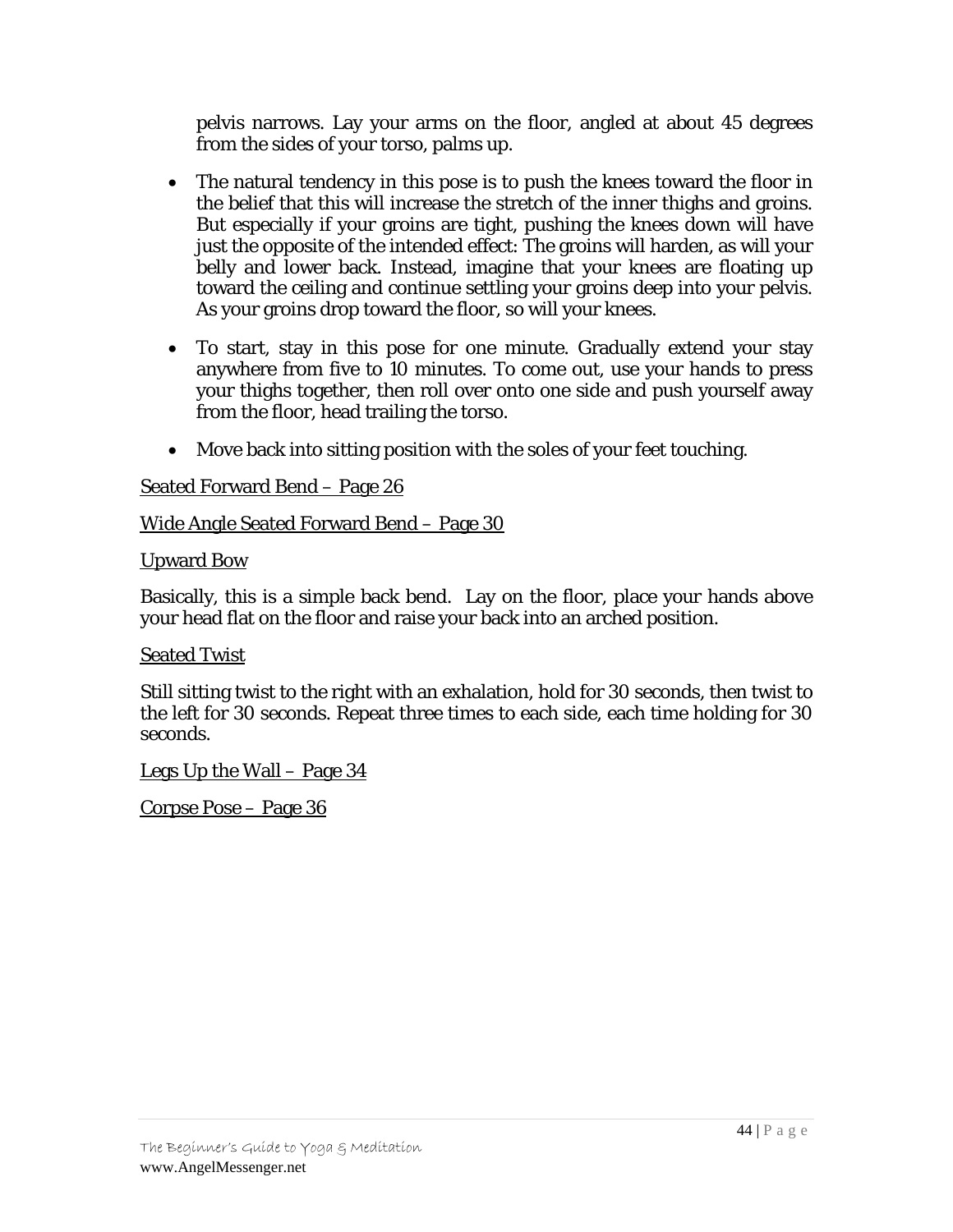pelvis narrows. Lay your arms on the floor, angled at about 45 degrees from the sides of your torso, palms up.

- The natural tendency in this pose is to push the knees toward the floor in the belief that this will increase the stretch of the inner thighs and groins. But especially if your groins are tight, pushing the knees down will have just the opposite of the intended effect: The groins will harden, as will your belly and lower back. Instead, imagine that your knees are floating up toward the ceiling and continue settling your groins deep into your pelvis. As your groins drop toward the floor, so will your knees.
- To start, stay in this pose for one minute. Gradually extend your stay anywhere from five to 10 minutes. To come out, use your hands to press your thighs together, then roll over onto one side and push yourself away from the floor, head trailing the torso.
- Move back into sitting position with the soles of your feet touching.

<u>Seated Forward Bend – Page 26</u>

<u>Wide Angle Seated Forward Bend – Page 30</u>

<u>Upward Bow</u>

Basically, this is a simple back bend. Lay on the floor, place your hands above your head flat on the floor and raise your back into an arched position.

<u>Seated Twist</u>

Still sitting twist to the right with an exhalation, hold for 30 seconds, then twist to the left for 30 seconds. Repeat three times to each side, each time holding for 30 seconds.

<u>Legs Up the Wall – Page 34</u>

<u>Corpse Pose – Page 36</u>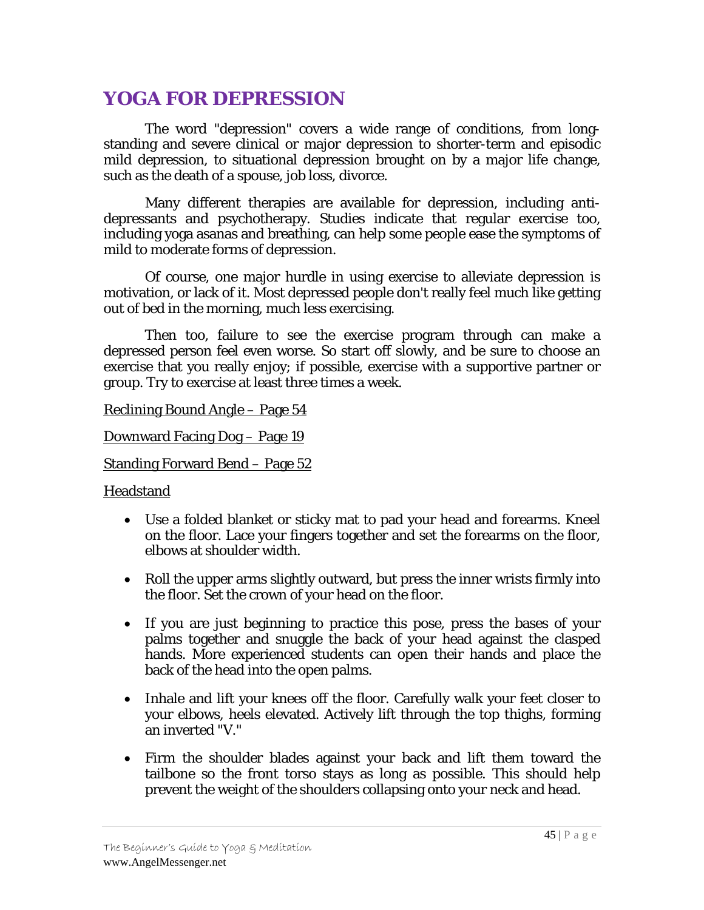# YOGA FOR DEPRESSION

The word "depression" covers a wide range of conditions, from long-standing and severe clinical or major depression to shorter-term and episodic mild depression, to situational depression brought on by a major life change, such as the death of a spouse, job loss, divorce.

Many different therapies are available for depression, including anti-depressants and psychotherapy. Studies indicate that regular exercise too, including yoga asanas and breathing, can help some people ease the symptoms of mild to moderate forms of depression.

Of course, one major hurdle in using exercise to alleviate depression is motivation, or lack of it. Most depressed people don't really feel much like getting out of bed in the morning, much less exercising.

Then too, failure to see the exercise program through can make a depressed person feel even worse. So start off slowly, and be sure to choose an exercise that you really enjoy; if possible, exercise with a supportive partner or group. Try to exercise at least three times a week.

Reclining Bound Angle – Page 54

Downward Facing Dog – Page 19

Standing Forward Bend – Page 52

Headstand

- Use a folded blanket or sticky mat to pad your head and forearms. Kneel on the floor. Lace your fingers together and set the forearms on the floor, elbows at shoulder width.
- Roll the upper arms slightly outward, but press the inner wrists firmly into the floor. Set the crown of your head on the floor.
- If you are just beginning to practice this pose, press the bases of your palms together and snuggle the back of your head against the clasped hands. More experienced students can open their hands and place the back of the head into the open palms.
- Inhale and lift your knees off the floor. Carefully walk your feet closer to your elbows, heels elevated. Actively lift through the top thighs, forming an inverted "V."
- Firm the shoulder blades against your back and lift them toward the tailbone so the front torso stays as long as possible. This should help prevent the weight of the shoulders collapsing onto your neck and head.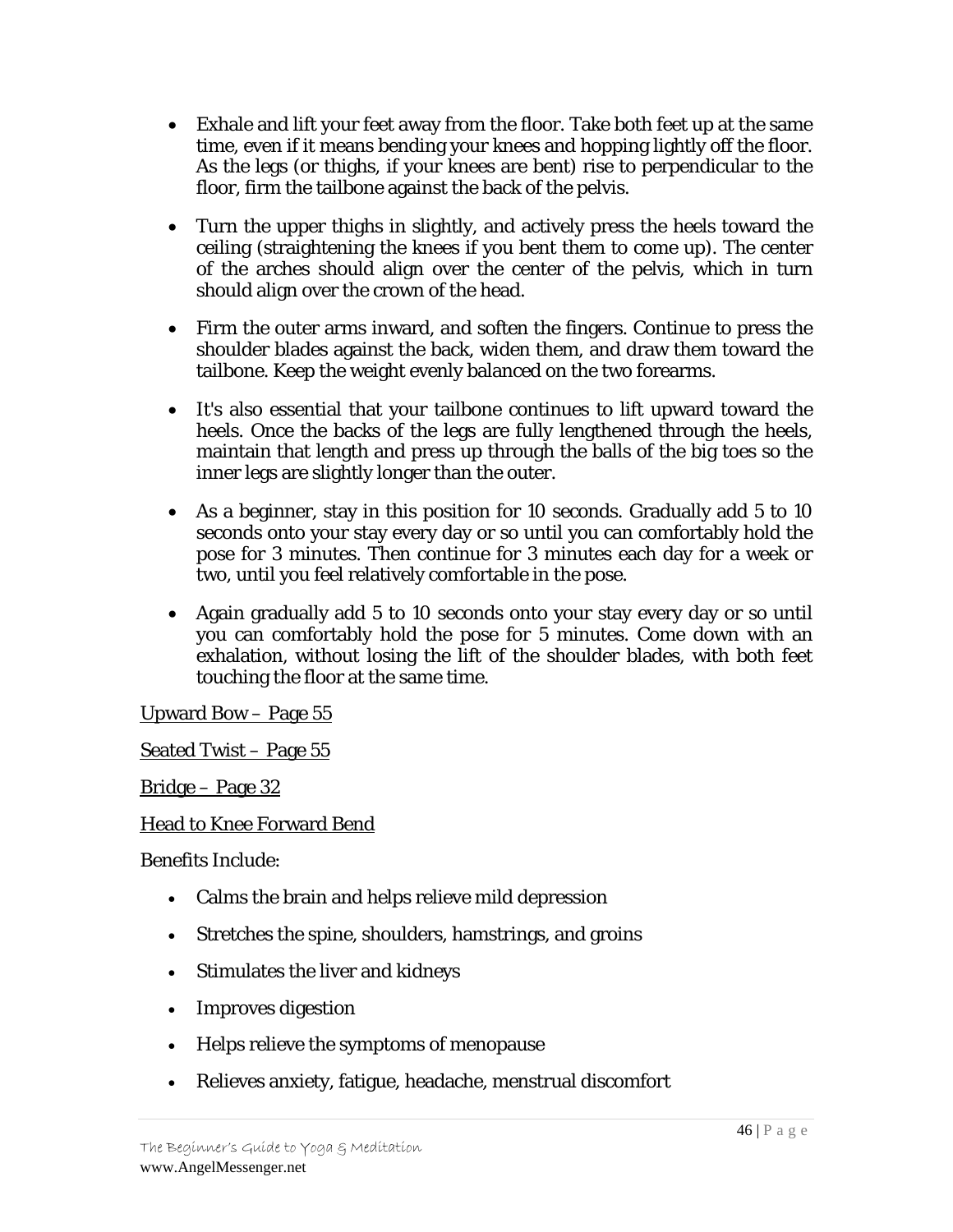- Exhale and lift your feet away from the floor. Take both feet up at the same time, even if it means bending your knees and hopping lightly off the floor. As the legs (or thighs, if your knees are bent) rise to perpendicular to the floor, firm the tailbone against the back of the pelvis.

- Turn the upper thighs in slightly, and actively press the heels toward the ceiling (straightening the knees if you bent them to come up). The center of the arches should align over the center of the pelvis, which in turn should align over the crown of the head.

- Firm the outer arms inward, and soften the fingers. Continue to press the shoulder blades against the back, widen them, and draw them toward the tailbone. Keep the weight evenly balanced on the two forearms.

- It's also essential that your tailbone continues to lift upward toward the heels. Once the backs of the legs are fully lengthened through the heels, maintain that length and press up through the balls of the big toes so the inner legs are slightly longer than the outer.

- As a beginner, stay in this position for 10 seconds. Gradually add 5 to 10 seconds onto your stay every day or so until you can comfortably hold the pose for 3 minutes. Then continue for 3 minutes each day for a week or two, until you feel relatively comfortable in the pose.

- Again gradually add 5 to 10 seconds onto your stay every day or so until you can comfortably hold the pose for 5 minutes. Come down with an exhalation, without losing the lift of the shoulder blades, with both feet touching the floor at the same time.

Upward Bow – Page 55

Seated Twist – Page 55

Bridge – Page 32

Head to Knee Forward Bend

Benefits Include:

- Calms the brain and helps relieve mild depression
- Stretches the spine, shoulders, hamstrings, and groins
- Stimulates the liver and kidneys
- Improves digestion
- Helps relieve the symptoms of menopause
- Relieves anxiety, fatigue, headache, menstrual discomfort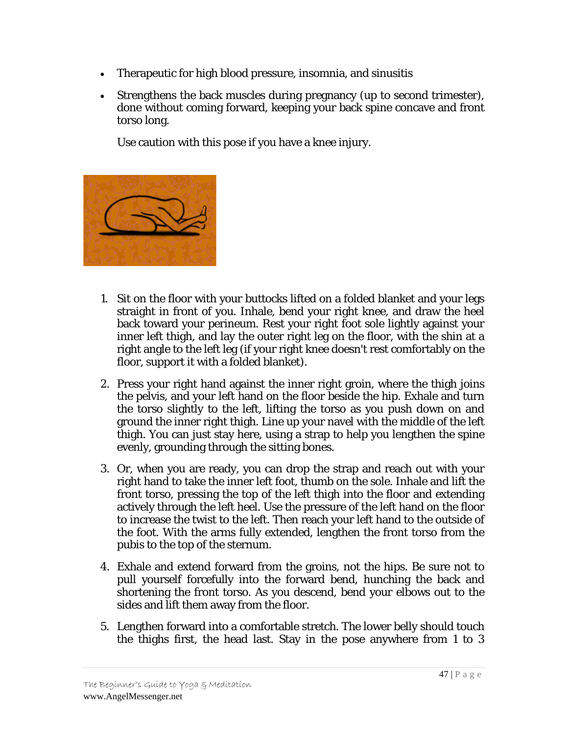- Therapeutic for high blood pressure, insomnia, and sinusitis
- Strengthens the back muscles during pregnancy (up to second trimester), done without coming forward, keeping your back spine concave and front torso long.

  Use caution with this pose if you have a knee injury.

1. Sit on the floor with your buttocks lifted on a folded blanket and your legs straight in front of you. Inhale, bend your right knee, and draw the heel back toward your perineum. Rest your right foot sole lightly against your inner left thigh, and lay the outer right leg on the floor, with the shin at a right angle to the left leg (if your right knee doesn't rest comfortably on the floor, support it with a folded blanket).
2. Press your right hand against the inner right groin, where the thigh joins the pelvis, and your left hand on the floor beside the hip. Exhale and turn the torso slightly to the left, lifting the torso as you push down on and ground the inner right thigh. Line up your navel with the middle of the left thigh. You can just stay here, using a strap to help you lengthen the spine evenly, grounding through the sitting bones.
3. Or, when you are ready, you can drop the strap and reach out with your right hand to take the inner left foot, thumb on the sole. Inhale and lift the front torso, pressing the top of the left thigh into the floor and extending actively through the left heel. Use the pressure of the left hand on the floor to increase the twist to the left. Then reach your left hand to the outside of the foot. With the arms fully extended, lengthen the front torso from the pubis to the top of the sternum.
4. Exhale and extend forward from the groins, not the hips. Be sure not to pull yourself forcefully into the forward bend, hunching the back and shortening the front torso. As you descend, bend your elbows out to the sides and lift them away from the floor.
5. Lengthen forward into a comfortable stretch. The lower belly should touch the thighs first, the head last. Stay in the pose anywhere from 1 to 3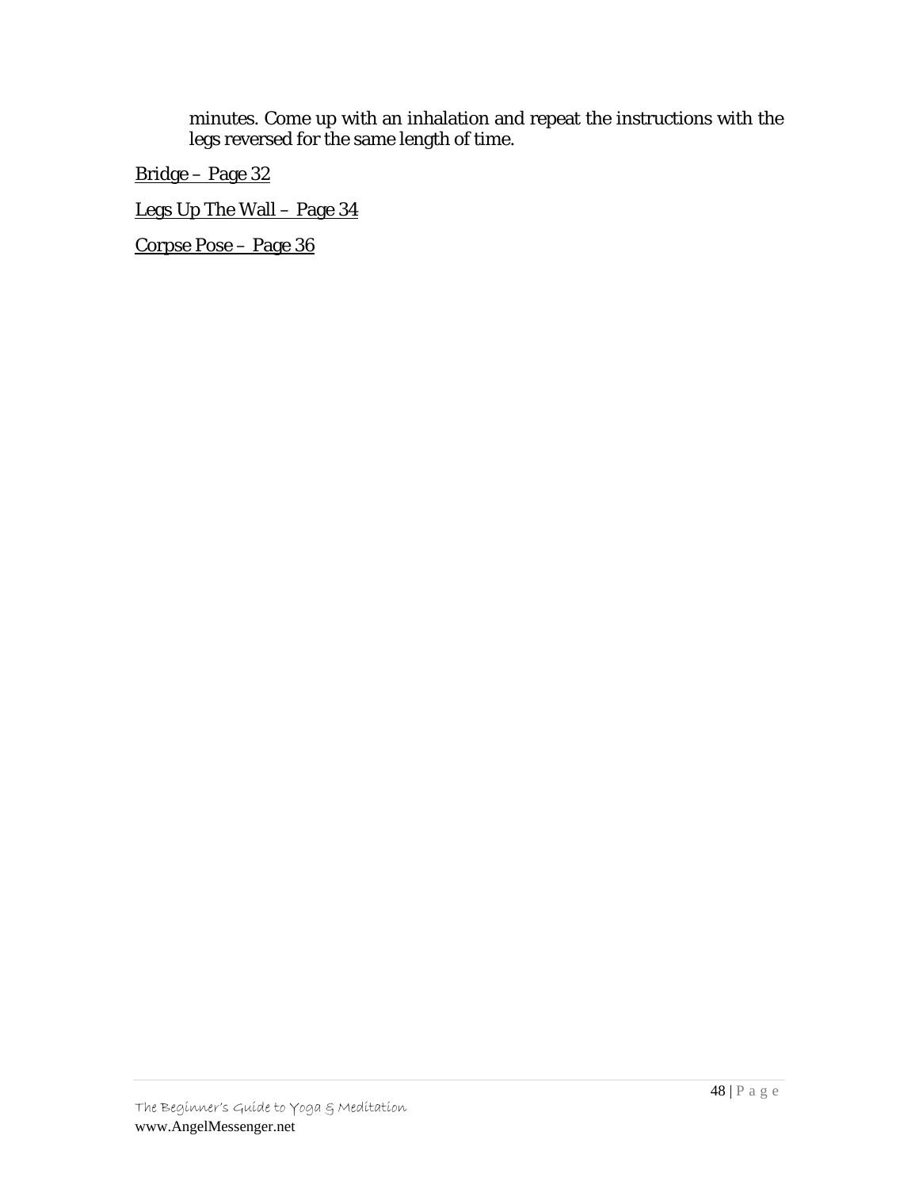minutes. Come up with an inhalation and repeat the instructions with the legs reversed for the same length of time.

Bridge – Page 32

Legs Up The Wall – Page 34

Corpse Pose – Page 36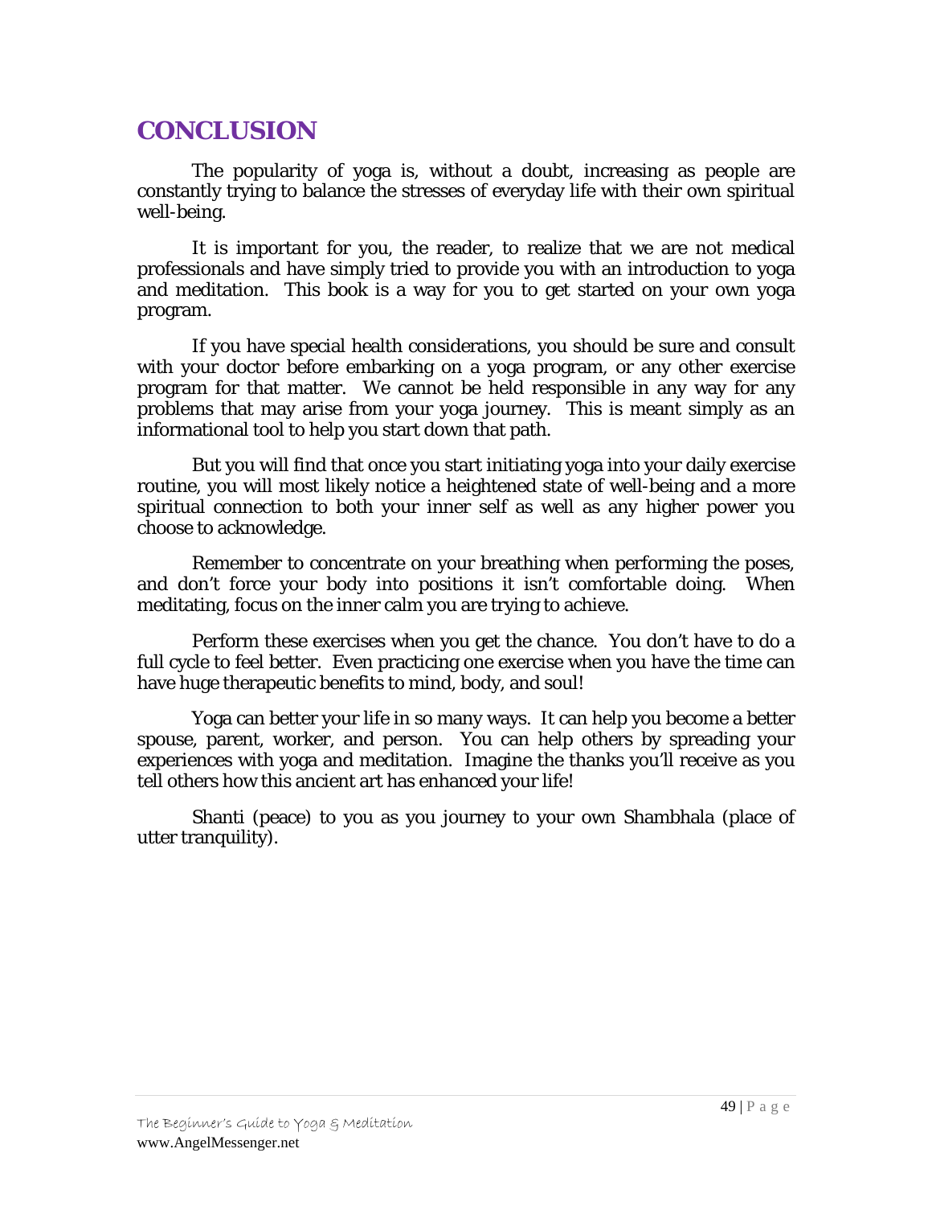# CONCLUSION

The popularity of yoga is, without a doubt, increasing as people are constantly trying to balance the stresses of everyday life with their own spiritual well-being.

It is important for you, the reader, to realize that we are not medical professionals and have simply tried to provide you with an introduction to yoga and meditation. This book is a way for you to get started on your own yoga program.

If you have special health considerations, you should be sure and consult with your doctor before embarking on a yoga program, or any other exercise program for that matter. We cannot be held responsible in any way for any problems that may arise from your yoga journey. This is meant simply as an informational tool to help you start down that path.

But you will find that once you start initiating yoga into your daily exercise routine, you will most likely notice a heightened state of well-being and a more spiritual connection to both your inner self as well as any higher power you choose to acknowledge.

Remember to concentrate on your breathing when performing the poses, and don't force your body into positions it isn't comfortable doing. When meditating, focus on the inner calm you are trying to achieve.

Perform these exercises when you get the chance. You don't have to do a full cycle to feel better. Even practicing one exercise when you have the time can have huge therapeutic benefits to mind, body, and soul!

Yoga can better your life in so many ways. It can help you become a better spouse, parent, worker, and person. You can help others by spreading your experiences with yoga and meditation. Imagine the thanks you'll receive as you tell others how this ancient art has enhanced your life!

Shanti (peace) to you as you journey to your own Shambhala (place of utter tranquility).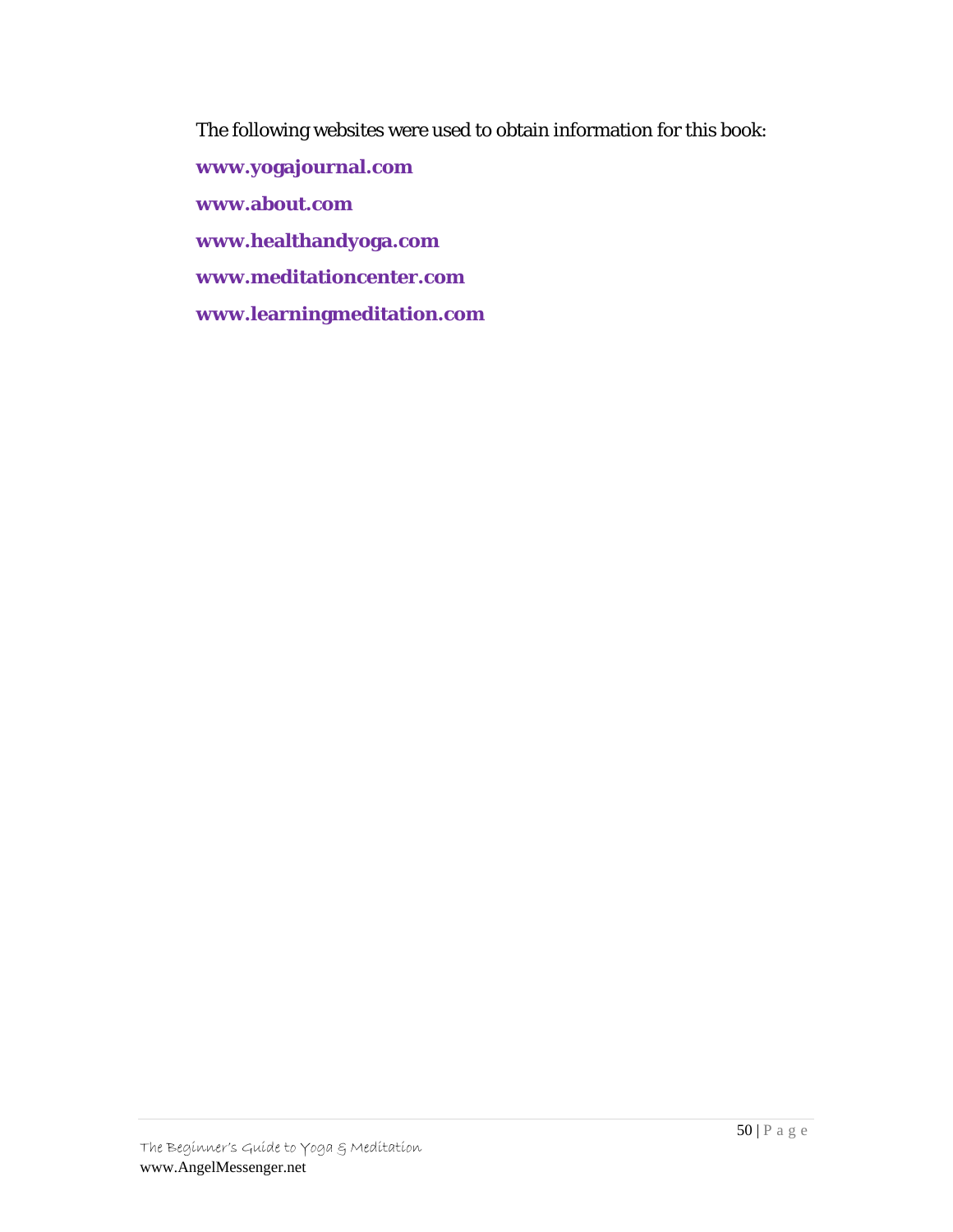The following websites were used to obtain information for this book:

**www.yogajournal.com**

**www.about.com**

**www.healthandyoga.com**

**www.meditationcenter.com**

**www.learningmeditation.com**